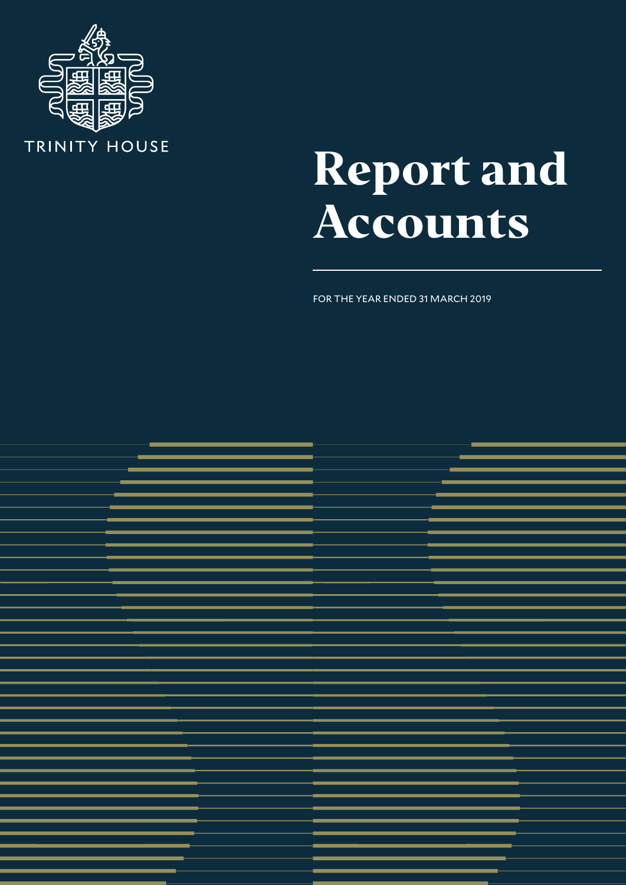TRINITY HOUSE

# Report and Accounts

FOR THE YEAR ENDED 31 MARCH 2019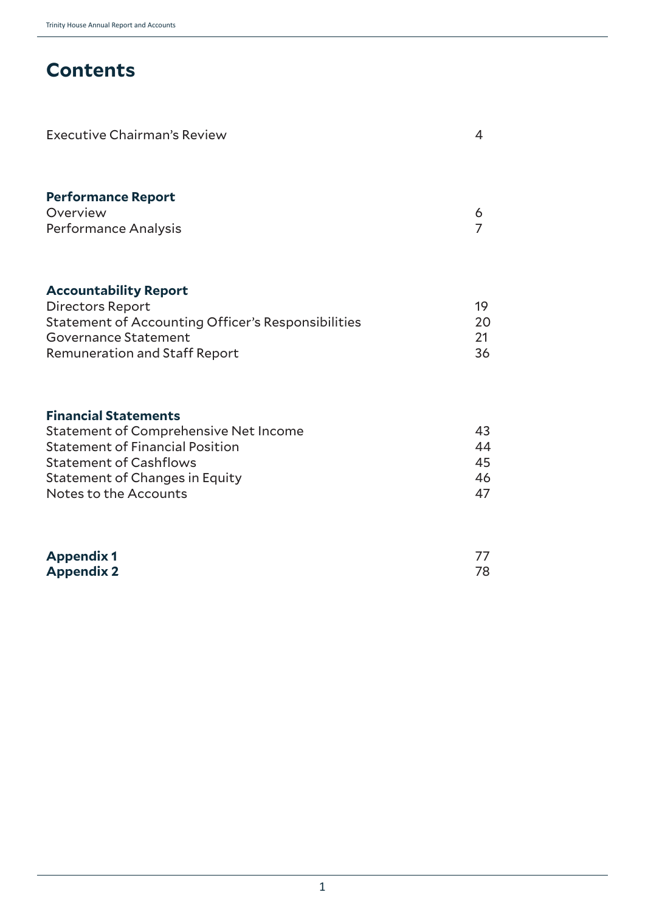# Contents

| | |
|---|---|
| Executive Chairman's Review | 4 |
| **Performance Report** | |
| Overview | 6 |
| Performance Analysis | 7 |
| **Accountability Report** | |
| Directors Report | 19 |
| Statement of Accounting Officer's Responsibilities | 20 |
| Governance Statement | 21 |
| Remuneration and Staff Report | 36 |
| **Financial Statements** | |
| Statement of Comprehensive Net Income | 43 |
| Statement of Financial Position | 44 |
| Statement of Cashflows | 45 |
| Statement of Changes in Equity | 46 |
| Notes to the Accounts | 47 |
| **Appendix 1** | 77 |
| **Appendix 2** | 78 |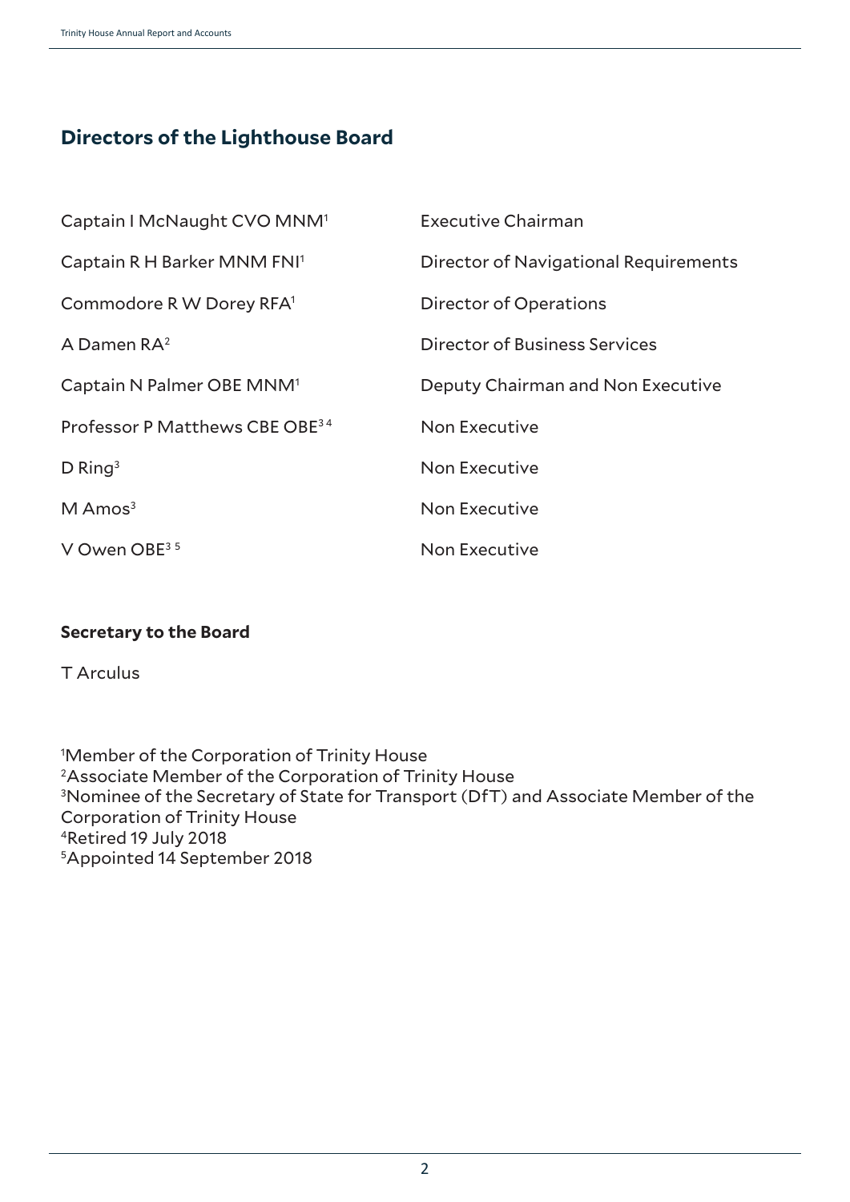## Directors of the Lighthouse Board

| | |
|---|---|
| Captain I McNaught CVO MNM[1] | Executive Chairman |
| Captain R H Barker MNM FNI[1] | Director of Navigational Requirements |
| Commodore R W Dorey RFA[1] | Director of Operations |
| A Damen RA[2] | Director of Business Services |
| Captain N Palmer OBE MNM[1] | Deputy Chairman and Non Executive |
| Professor P Matthews CBE OBE[3,4] | Non Executive |
| D Ring[3] | Non Executive |
| M Amos[3] | Non Executive |
| V Owen OBE[3,5] | Non Executive |

### Secretary to the Board

T Arculus

[1]Member of the Corporation of Trinity House
[2]Associate Member of the Corporation of Trinity House
[3]Nominee of the Secretary of State for Transport (DfT) and Associate Member of the Corporation of Trinity House
[4]Retired 19 July 2018
[5]Appointed 14 September 2018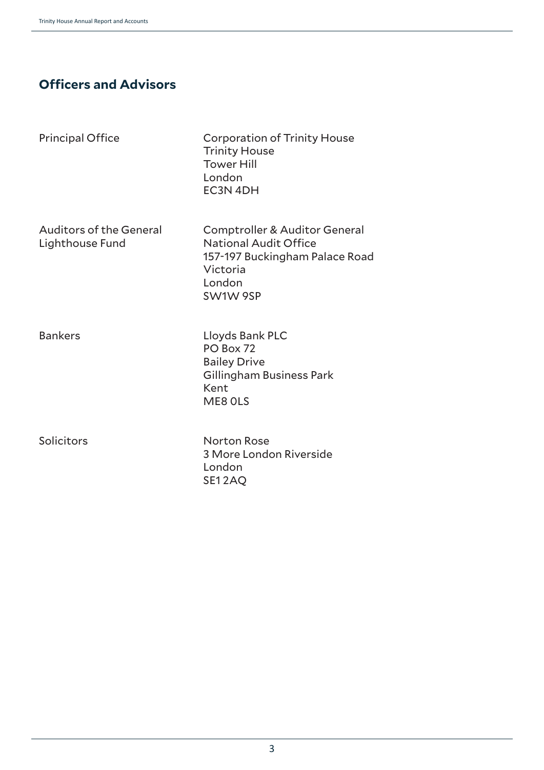## Officers and Advisors

| | |
|---|---|
| Principal Office | Corporation of Trinity House<br>Trinity House<br>Tower Hill<br>London<br>EC3N 4DH |
| Auditors of the General Lighthouse Fund | Comptroller & Auditor General<br>National Audit Office<br>157-197 Buckingham Palace Road<br>Victoria<br>London<br>SW1W 9SP |
| Bankers | Lloyds Bank PLC<br>PO Box 72<br>Bailey Drive<br>Gillingham Business Park<br>Kent<br>ME8 0LS |
| Solicitors | Norton Rose<br>3 More London Riverside<br>London<br>SE1 2AQ |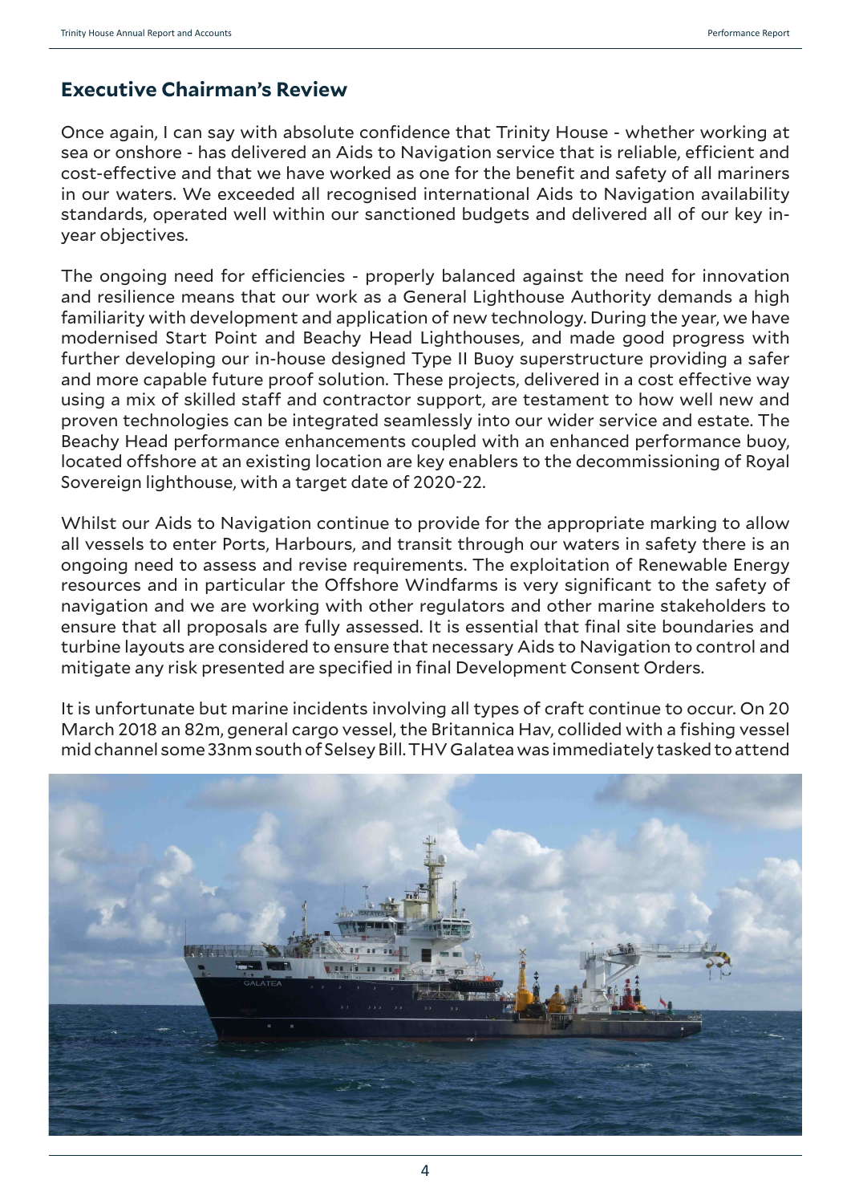## Executive Chairman's Review

Once again, I can say with absolute confidence that Trinity House - whether working at sea or onshore - has delivered an Aids to Navigation service that is reliable, efficient and cost-effective and that we have worked as one for the benefit and safety of all mariners in our waters. We exceeded all recognised international Aids to Navigation availability standards, operated well within our sanctioned budgets and delivered all of our key in-year objectives.

The ongoing need for efficiencies - properly balanced against the need for innovation and resilience means that our work as a General Lighthouse Authority demands a high familiarity with development and application of new technology. During the year, we have modernised Start Point and Beachy Head Lighthouses, and made good progress with further developing our in-house designed Type II Buoy superstructure providing a safer and more capable future proof solution. These projects, delivered in a cost effective way using a mix of skilled staff and contractor support, are testament to how well new and proven technologies can be integrated seamlessly into our wider service and estate. The Beachy Head performance enhancements coupled with an enhanced performance buoy, located offshore at an existing location are key enablers to the decommissioning of Royal Sovereign lighthouse, with a target date of 2020-22.

Whilst our Aids to Navigation continue to provide for the appropriate marking to allow all vessels to enter Ports, Harbours, and transit through our waters in safety there is an ongoing need to assess and revise requirements. The exploitation of Renewable Energy resources and in particular the Offshore Windfarms is very significant to the safety of navigation and we are working with other regulators and other marine stakeholders to ensure that all proposals are fully assessed. It is essential that final site boundaries and turbine layouts are considered to ensure that necessary Aids to Navigation to control and mitigate any risk presented are specified in final Development Consent Orders.

It is unfortunate but marine incidents involving all types of craft continue to occur. On 20 March 2018 an 82m, general cargo vessel, the Britannica Hav, collided with a fishing vessel mid channel some 33nm south of Selsey Bill. THV Galatea was immediately tasked to attend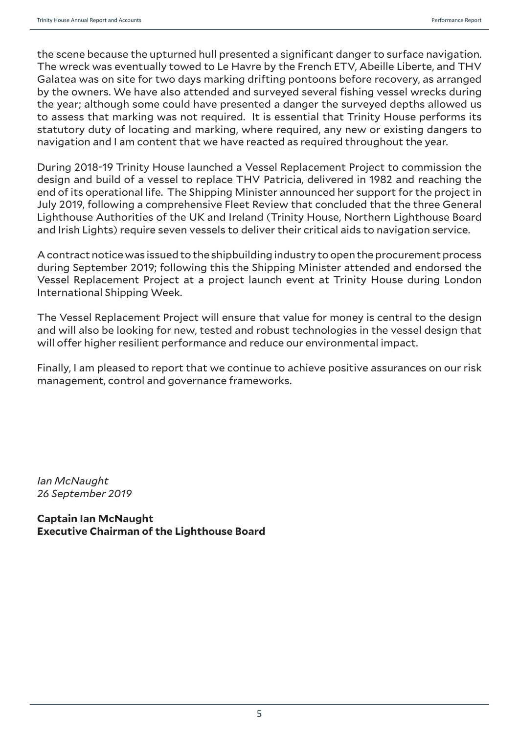the scene because the upturned hull presented a significant danger to surface navigation. The wreck was eventually towed to Le Havre by the French ETV, Abeille Liberte, and THV Galatea was on site for two days marking drifting pontoons before recovery, as arranged by the owners. We have also attended and surveyed several fishing vessel wrecks during the year; although some could have presented a danger the surveyed depths allowed us to assess that marking was not required. It is essential that Trinity House performs its statutory duty of locating and marking, where required, any new or existing dangers to navigation and I am content that we have reacted as required throughout the year.

During 2018-19 Trinity House launched a Vessel Replacement Project to commission the design and build of a vessel to replace THV Patricia, delivered in 1982 and reaching the end of its operational life. The Shipping Minister announced her support for the project in July 2019, following a comprehensive Fleet Review that concluded that the three General Lighthouse Authorities of the UK and Ireland (Trinity House, Northern Lighthouse Board and Irish Lights) require seven vessels to deliver their critical aids to navigation service.

A contract notice was issued to the shipbuilding industry to open the procurement process during September 2019; following this the Shipping Minister attended and endorsed the Vessel Replacement Project at a project launch event at Trinity House during London International Shipping Week.

The Vessel Replacement Project will ensure that value for money is central to the design and will also be looking for new, tested and robust technologies in the vessel design that will offer higher resilient performance and reduce our environmental impact.

Finally, I am pleased to report that we continue to achieve positive assurances on our risk management, control and governance frameworks.

*Ian McNaught*
*26 September 2019*

**Captain Ian McNaught**
**Executive Chairman of the Lighthouse Board**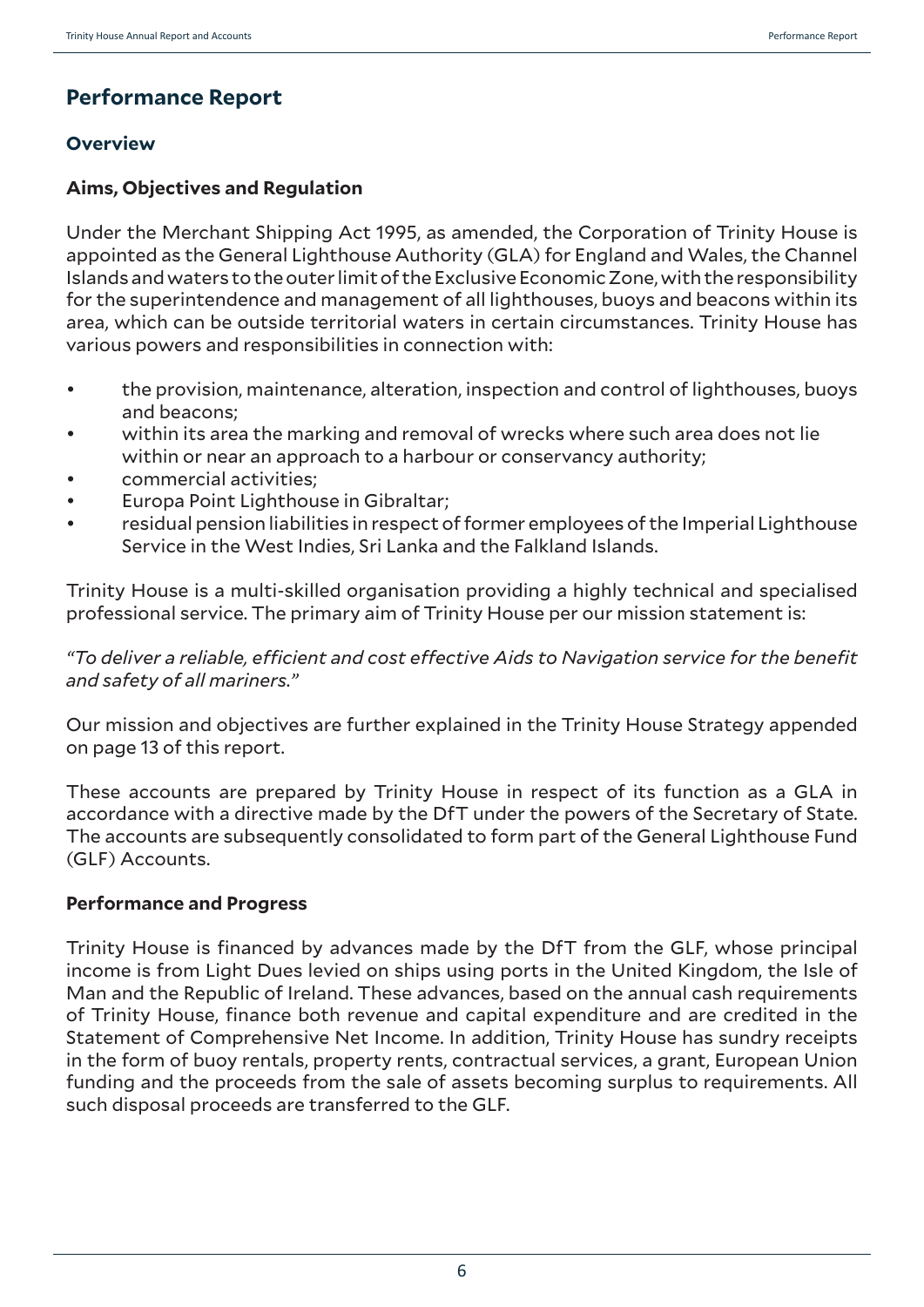# Performance Report

## Overview

### Aims, Objectives and Regulation

Under the Merchant Shipping Act 1995, as amended, the Corporation of Trinity House is appointed as the General Lighthouse Authority (GLA) for England and Wales, the Channel Islands and waters to the outer limit of the Exclusive Economic Zone, with the responsibility for the superintendence and management of all lighthouses, buoys and beacons within its area, which can be outside territorial waters in certain circumstances. Trinity House has various powers and responsibilities in connection with:

- the provision, maintenance, alteration, inspection and control of lighthouses, buoys and beacons;
- within its area the marking and removal of wrecks where such area does not lie within or near an approach to a harbour or conservancy authority;
- commercial activities;
- Europa Point Lighthouse in Gibraltar;
- residual pension liabilities in respect of former employees of the Imperial Lighthouse Service in the West Indies, Sri Lanka and the Falkland Islands.

Trinity House is a multi-skilled organisation providing a highly technical and specialised professional service. The primary aim of Trinity House per our mission statement is:

*"To deliver a reliable, efficient and cost effective Aids to Navigation service for the benefit and safety of all mariners."*

Our mission and objectives are further explained in the Trinity House Strategy appended on page 13 of this report.

These accounts are prepared by Trinity House in respect of its function as a GLA in accordance with a directive made by the DfT under the powers of the Secretary of State. The accounts are subsequently consolidated to form part of the General Lighthouse Fund (GLF) Accounts.

### Performance and Progress

Trinity House is financed by advances made by the DfT from the GLF, whose principal income is from Light Dues levied on ships using ports in the United Kingdom, the Isle of Man and the Republic of Ireland. These advances, based on the annual cash requirements of Trinity House, finance both revenue and capital expenditure and are credited in the Statement of Comprehensive Net Income. In addition, Trinity House has sundry receipts in the form of buoy rentals, property rents, contractual services, a grant, European Union funding and the proceeds from the sale of assets becoming surplus to requirements. All such disposal proceeds are transferred to the GLF.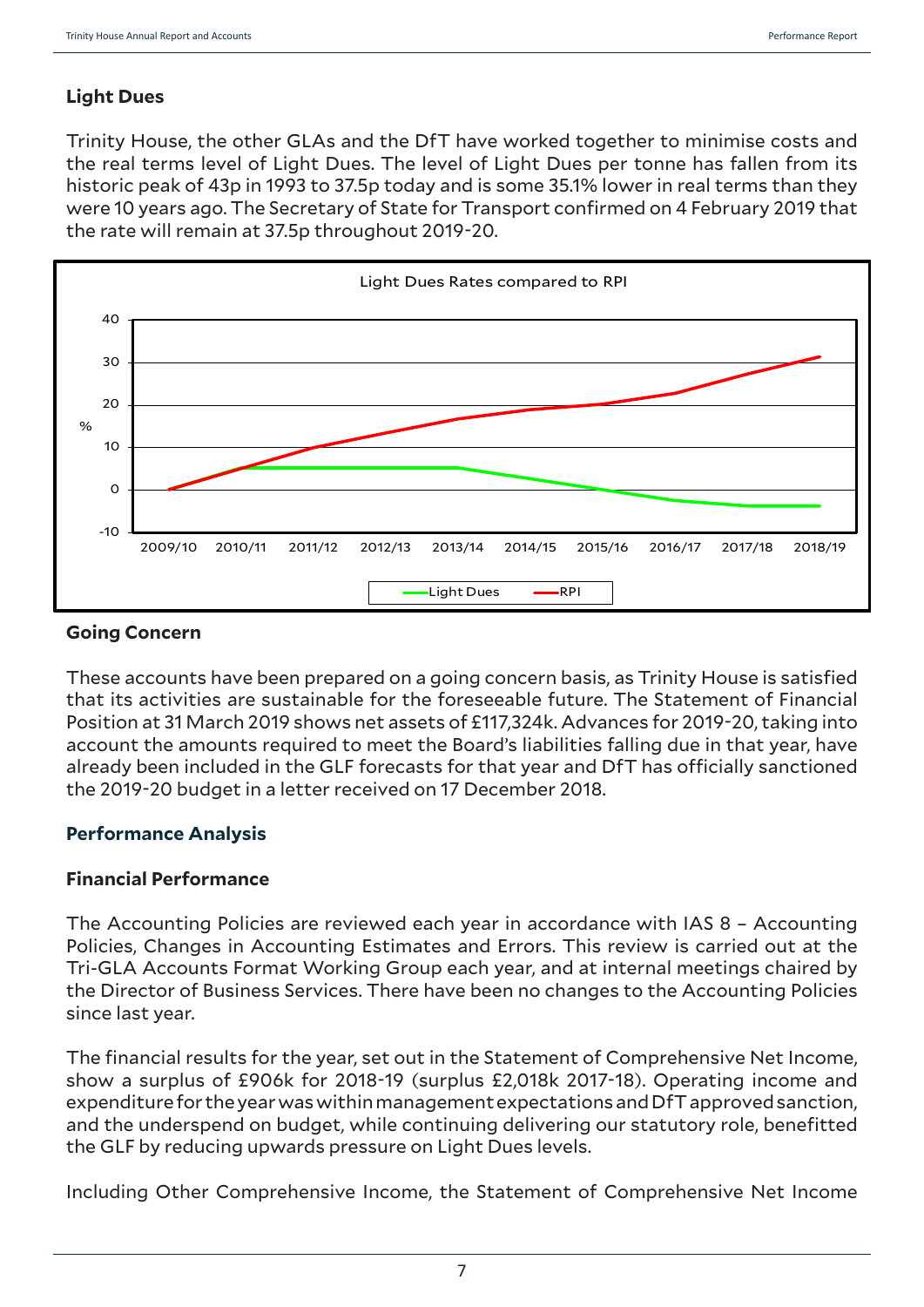## Light Dues

Trinity House, the other GLAs and the DfT have worked together to minimise costs and the real terms level of Light Dues. The level of Light Dues per tonne has fallen from its historic peak of 43p in 1993 to 37.5p today and is some 35.1% lower in real terms than they were 10 years ago. The Secretary of State for Transport confirmed on 4 February 2019 that the rate will remain at 37.5p throughout 2019-20.

## Going Concern

These accounts have been prepared on a going concern basis, as Trinity House is satisfied that its activities are sustainable for the foreseeable future. The Statement of Financial Position at 31 March 2019 shows net assets of £117,324k. Advances for 2019-20, taking into account the amounts required to meet the Board's liabilities falling due in that year, have already been included in the GLF forecasts for that year and DfT has officially sanctioned the 2019-20 budget in a letter received on 17 December 2018.

## Performance Analysis

### Financial Performance

The Accounting Policies are reviewed each year in accordance with IAS 8 – Accounting Policies, Changes in Accounting Estimates and Errors. This review is carried out at the Tri-GLA Accounts Format Working Group each year, and at internal meetings chaired by the Director of Business Services. There have been no changes to the Accounting Policies since last year.

The financial results for the year, set out in the Statement of Comprehensive Net Income, show a surplus of £906k for 2018-19 (surplus £2,018k 2017-18). Operating income and expenditure for the year was within management expectations and DfT approved sanction, and the underspend on budget, while continuing delivering our statutory role, benefitted the GLF by reducing upwards pressure on Light Dues levels.

Including Other Comprehensive Income, the Statement of Comprehensive Net Income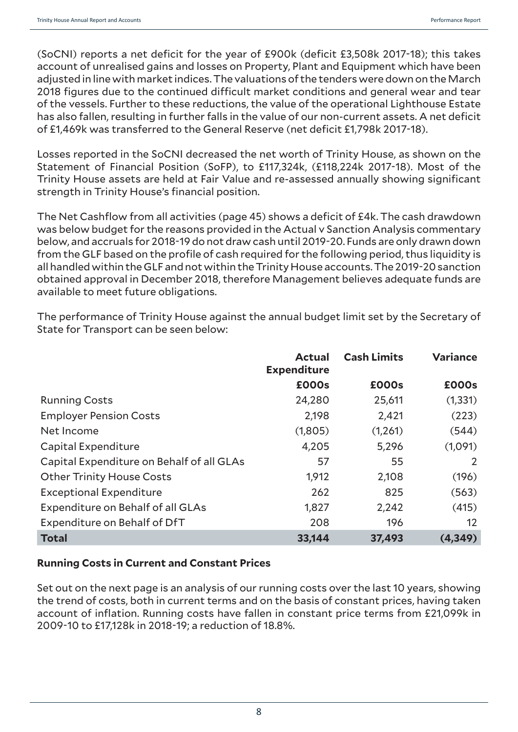(SoCNI) reports a net deficit for the year of £900k (deficit £3,508k 2017-18); this takes account of unrealised gains and losses on Property, Plant and Equipment which have been adjusted in line with market indices. The valuations of the tenders were down on the March 2018 figures due to the continued difficult market conditions and general wear and tear of the vessels. Further to these reductions, the value of the operational Lighthouse Estate has also fallen, resulting in further falls in the value of our non-current assets. A net deficit of £1,469k was transferred to the General Reserve (net deficit £1,798k 2017-18).

Losses reported in the SoCNI decreased the net worth of Trinity House, as shown on the Statement of Financial Position (SoFP), to £117,324k, (£118,224k 2017-18). Most of the Trinity House assets are held at Fair Value and re-assessed annually showing significant strength in Trinity House's financial position.

The Net Cashflow from all activities (page 45) shows a deficit of £4k. The cash drawdown was below budget for the reasons provided in the Actual v Sanction Analysis commentary below, and accruals for 2018-19 do not draw cash until 2019-20. Funds are only drawn down from the GLF based on the profile of cash required for the following period, thus liquidity is all handled within the GLF and not within the Trinity House accounts. The 2019-20 sanction obtained approval in December 2018, therefore Management believes adequate funds are available to meet future obligations.

The performance of Trinity House against the annual budget limit set by the Secretary of State for Transport can be seen below:

| | **Actual Expenditure** | **Cash Limits** | **Variance** |
|---|---|---|---|
| | **£000s** | **£000s** | **£000s** |
| Running Costs | 24,280 | 25,611 | (1,331) |
| Employer Pension Costs | 2,198 | 2,421 | (223) |
| Net Income | (1,805) | (1,261) | (544) |
| Capital Expenditure | 4,205 | 5,296 | (1,091) |
| Capital Expenditure on Behalf of all GLAs | 57 | 55 | 2 |
| Other Trinity House Costs | 1,912 | 2,108 | (196) |
| Exceptional Expenditure | 262 | 825 | (563) |
| Expenditure on Behalf of all GLAs | 1,827 | 2,242 | (415) |
| Expenditure on Behalf of DfT | 208 | 196 | 12 |
| **Total** | **33,144** | **37,493** | **(4,349)** |

### Running Costs in Current and Constant Prices

Set out on the next page is an analysis of our running costs over the last 10 years, showing the trend of costs, both in current terms and on the basis of constant prices, having taken account of inflation. Running costs have fallen in constant price terms from £21,099k in 2009-10 to £17,128k in 2018-19; a reduction of 18.8%.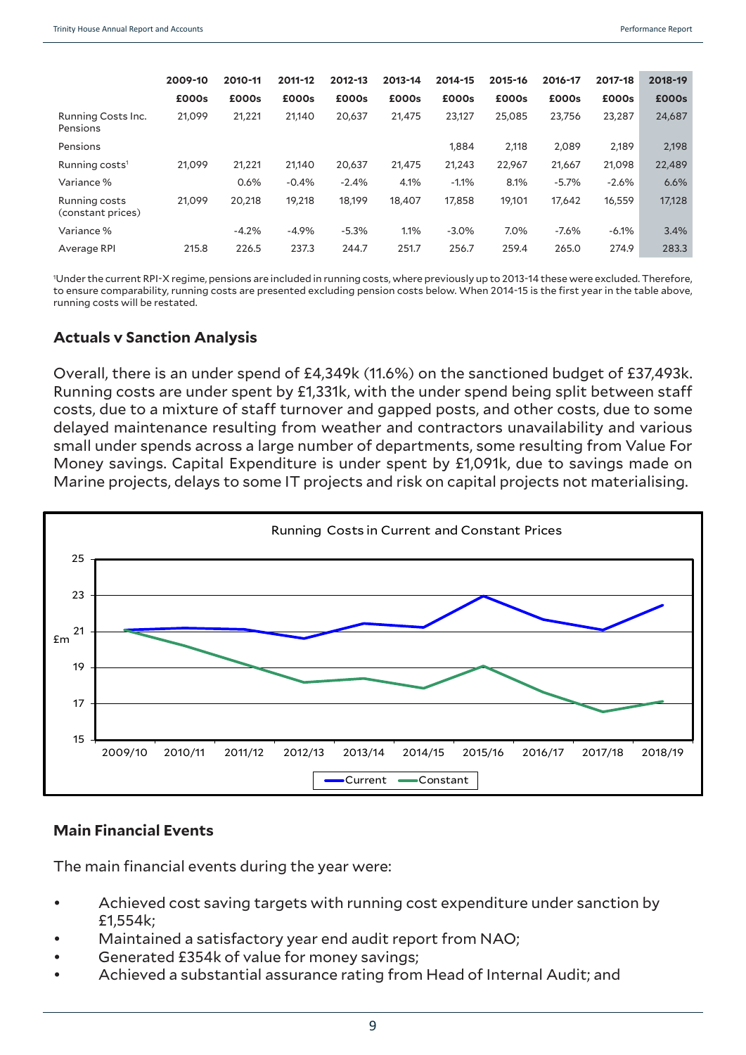| | 2009-10 | 2010-11 | 2011-12 | 2012-13 | 2013-14 | 2014-15 | 2015-16 | 2016-17 | 2017-18 | 2018-19 |
|---|---|---|---|---|---|---|---|---|---|---|
| | £000s | £000s | £000s | £000s | £000s | £000s | £000s | £000s | £000s | £000s |
| Running Costs Inc. Pensions | 21,099 | 21,221 | 21,140 | 20,637 | 21,475 | 23,127 | 25,085 | 23,756 | 23,287 | 24,687 |
| Pensions | | | | | | 1,884 | 2,118 | 2,089 | 2,189 | 2,198 |
| Running costs[1] | 21,099 | 21,221 | 21,140 | 20,637 | 21,475 | 21,243 | 22,967 | 21,667 | 21,098 | 22,489 |
| Variance % | | 0.6% | -0.4% | -2.4% | 4.1% | -1.1% | 8.1% | -5.7% | -2.6% | 6.6% |
| Running costs (constant prices) | 21,099 | 20,218 | 19,218 | 18,199 | 18,407 | 17,858 | 19,101 | 17,642 | 16,559 | 17,128 |
| Variance % | | -4.2% | -4.9% | -5.3% | 1.1% | -3.0% | 7.0% | -7.6% | -6.1% | 3.4% |
| Average RPI | 215.8 | 226.5 | 237.3 | 244.7 | 251.7 | 256.7 | 259.4 | 265.0 | 274.9 | 283.3 |

[1]Under the current RPI-X regime, pensions are included in running costs, where previously up to 2013-14 these were excluded. Therefore, to ensure comparability, running costs are presented excluding pension costs below. When 2014-15 is the first year in the table above, running costs will be restated.

### Actuals v Sanction Analysis

Overall, there is an under spend of £4,349k (11.6%) on the sanctioned budget of £37,493k. Running costs are under spent by £1,331k, with the under spend being split between staff costs, due to a mixture of staff turnover and gapped posts, and other costs, due to some delayed maintenance resulting from weather and contractors unavailability and various small under spends across a large number of departments, some resulting from Value For Money savings. Capital Expenditure is under spent by £1,091k, due to savings made on Marine projects, delays to some IT projects and risk on capital projects not materialising.

Running Costs in Current and Constant Prices

| | 2009/10 | 2010/11 | 2011/12 | 2012/13 | 2013/14 | 2014/15 | 2015/16 | 2016/17 | 2017/18 | 2018/19 |
|---|---|---|---|---|---|---|---|---|---|---|
| Current (£m) | 21.099 | 21.221 | 21.140 | 20.637 | 21.475 | 21.243 | 22.967 | 21.667 | 21.098 | 22.489 |
| Constant (£m) | 21.099 | 20.218 | 19.218 | 18.199 | 18.407 | 17.858 | 19.101 | 17.642 | 16.559 | 17.128 |

### Main Financial Events

The main financial events during the year were:

- Achieved cost saving targets with running cost expenditure under sanction by £1,554k;
- Maintained a satisfactory year end audit report from NAO;
- Generated £354k of value for money savings;
- Achieved a substantial assurance rating from Head of Internal Audit; and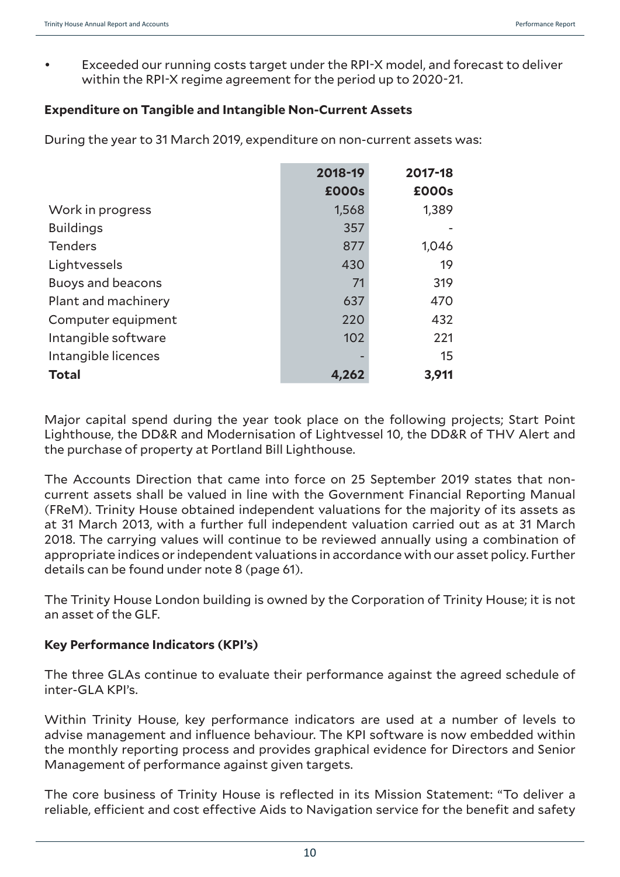- Exceeded our running costs target under the RPI-X model, and forecast to deliver within the RPI-X regime agreement for the period up to 2020-21.

**Expenditure on Tangible and Intangible Non-Current Assets**

During the year to 31 March 2019, expenditure on non-current assets was:

| | 2018-19 | 2017-18 |
|---|---|---|
| | £000s | £000s |
| Work in progress | 1,568 | 1,389 |
| Buildings | 357 | - |
| Tenders | 877 | 1,046 |
| Lightvessels | 430 | 19 |
| Buoys and beacons | 71 | 319 |
| Plant and machinery | 637 | 470 |
| Computer equipment | 220 | 432 |
| Intangible software | 102 | 221 |
| Intangible licences | - | 15 |
| **Total** | **4,262** | **3,911** |

Major capital spend during the year took place on the following projects; Start Point Lighthouse, the DD&R and Modernisation of Lightvessel 10, the DD&R of THV Alert and the purchase of property at Portland Bill Lighthouse.

The Accounts Direction that came into force on 25 September 2019 states that non-current assets shall be valued in line with the Government Financial Reporting Manual (FReM). Trinity House obtained independent valuations for the majority of its assets as at 31 March 2013, with a further full independent valuation carried out as at 31 March 2018. The carrying values will continue to be reviewed annually using a combination of appropriate indices or independent valuations in accordance with our asset policy. Further details can be found under note 8 (page 61).

The Trinity House London building is owned by the Corporation of Trinity House; it is not an asset of the GLF.

**Key Performance Indicators (KPI's)**

The three GLAs continue to evaluate their performance against the agreed schedule of inter-GLA KPI's.

Within Trinity House, key performance indicators are used at a number of levels to advise management and influence behaviour. The KPI software is now embedded within the monthly reporting process and provides graphical evidence for Directors and Senior Management of performance against given targets.

The core business of Trinity House is reflected in its Mission Statement: "To deliver a reliable, efficient and cost effective Aids to Navigation service for the benefit and safety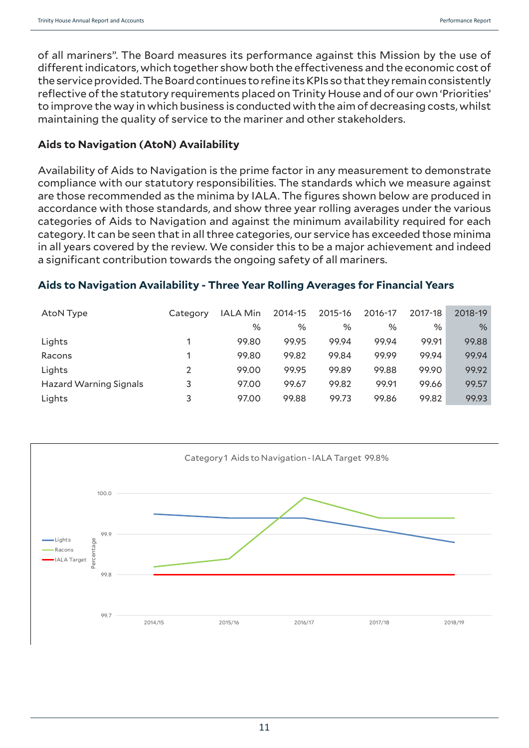of all mariners". The Board measures its performance against this Mission by the use of different indicators, which together show both the effectiveness and the economic cost of the service provided. The Board continues to refine its KPIs so that they remain consistently reflective of the statutory requirements placed on Trinity House and of our own 'Priorities' to improve the way in which business is conducted with the aim of decreasing costs, whilst maintaining the quality of service to the mariner and other stakeholders.

### Aids to Navigation (AtoN) Availability

Availability of Aids to Navigation is the prime factor in any measurement to demonstrate compliance with our statutory responsibilities. The standards which we measure against are those recommended as the minima by IALA. The figures shown below are produced in accordance with those standards, and show three year rolling averages under the various categories of Aids to Navigation and against the minimum availability required for each category. It can be seen that in all three categories, our service has exceeded those minima in all years covered by the review. We consider this to be a major achievement and indeed a significant contribution towards the ongoing safety of all mariners.

### Aids to Navigation Availability - Three Year Rolling Averages for Financial Years

| AtoN Type | Category | IALA Min | 2014-15 | 2015-16 | 2016-17 | 2017-18 | 2018-19 |
|---|---|---|---|---|---|---|---|
| | | % | % | % | % | % | % |
| Lights | 1 | 99.80 | 99.95 | 99.94 | 99.94 | 99.91 | 99.88 |
| Racons | 1 | 99.80 | 99.82 | 99.84 | 99.99 | 99.94 | 99.94 |
| Lights | 2 | 99.00 | 99.95 | 99.89 | 99.88 | 99.90 | 99.92 |
| Hazard Warning Signals | 3 | 97.00 | 99.67 | 99.82 | 99.91 | 99.66 | 99.57 |
| Lights | 3 | 97.00 | 99.88 | 99.73 | 99.86 | 99.82 | 99.93 |

Category 1 Aids to Navigation - IALA Target 99.8%

| | 2014/15 | 2015/16 | 2016/17 | 2017/18 | 2018/19 |
|---|---|---|---|---|---|
| Lights | 99.95 | 99.94 | 99.94 | 99.91 | 99.88 |
| Racons | 99.82 | 99.84 | 99.99 | 99.94 | 99.94 |
| IALA Target | 99.8 | 99.8 | 99.8 | 99.8 | 99.8 |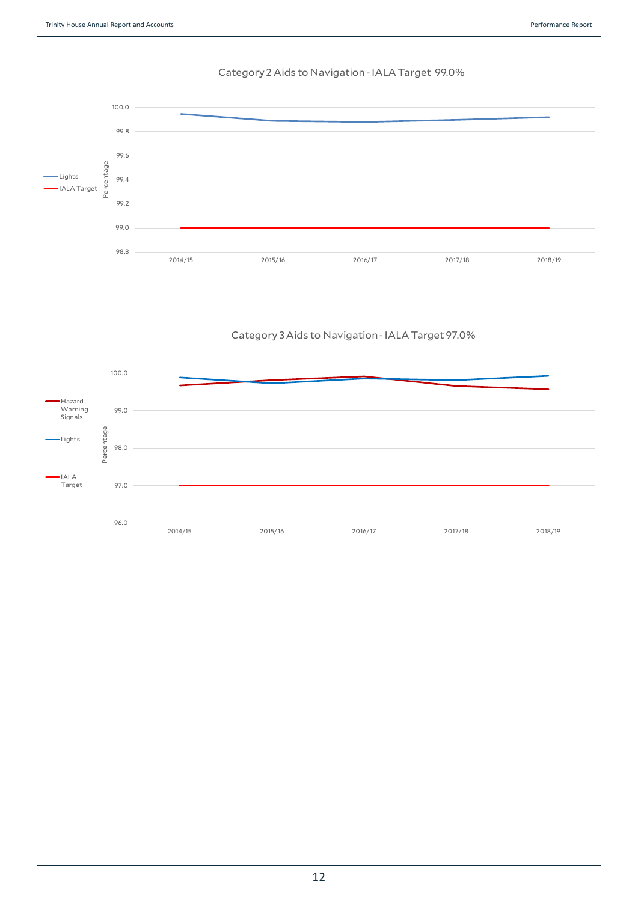Category 2 Aids to Navigation - IALA Target 99.0%

- Lights
- IALA Target

Percentage: 100.0, 99.8, 99.6, 99.4, 99.2, 99.0, 98.8

2014/15, 2015/16, 2016/17, 2017/18, 2018/19

Category 3 Aids to Navigation - IALA Target 97.0%

- Hazard Warning Signals
- Lights
- IALA Target

Percentage: 100.0, 99.0, 98.0, 97.0, 96.0

2014/15, 2015/16, 2016/17, 2017/18, 2018/19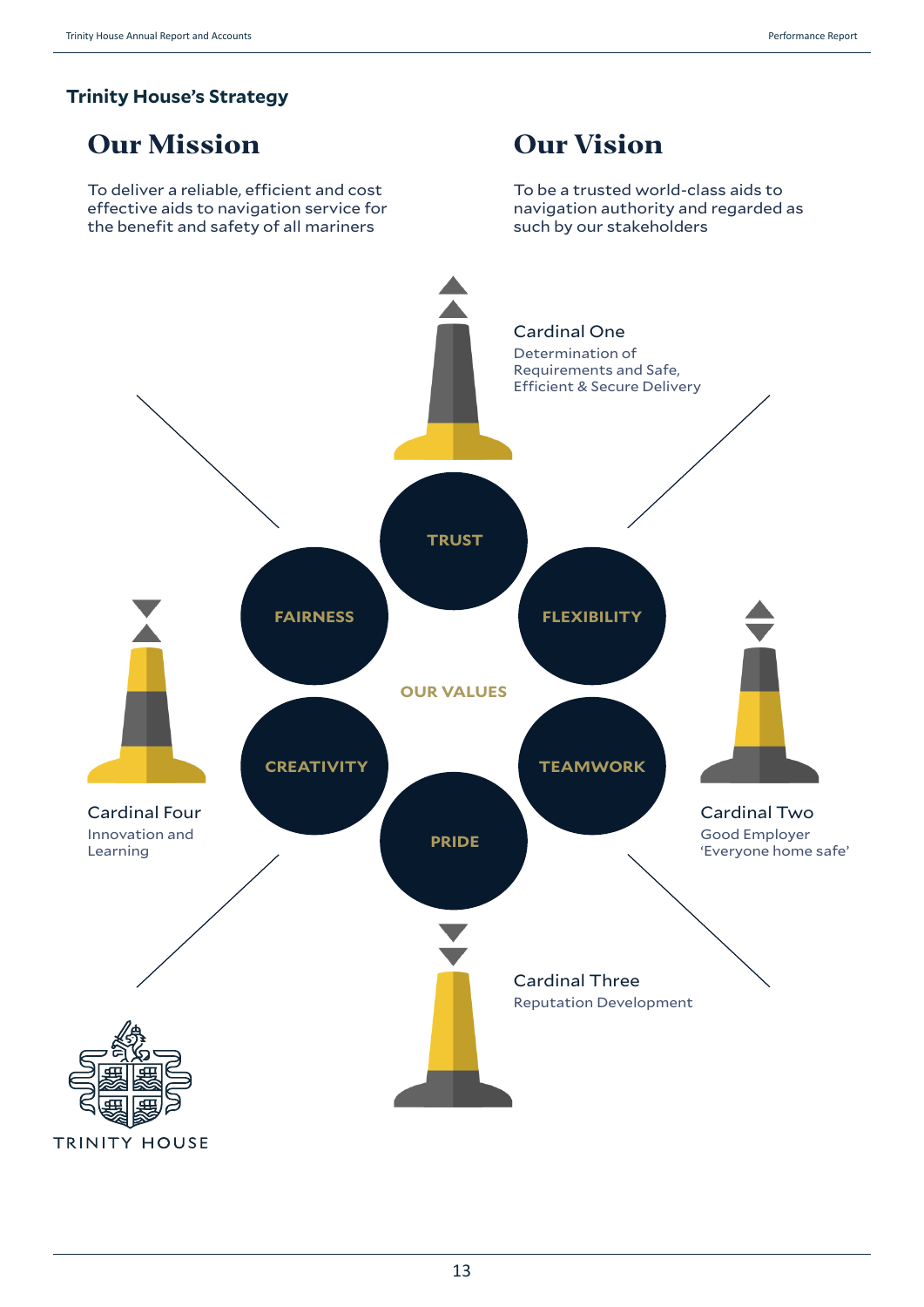## Trinity House's Strategy

# Our Mission

To deliver a reliable, efficient and cost effective aids to navigation service for the benefit and safety of all mariners

# Our Vision

To be a trusted world-class aids to navigation authority and regarded as such by our stakeholders

### Cardinal One

Determination of Requirements and Safe, Efficient & Secure Delivery

### Cardinal Two

Good Employer
'Everyone home safe'

### Cardinal Three

Reputation Development

### Cardinal Four

Innovation and Learning

### Our Values

- TRUST
- FLEXIBILITY
- TEAMWORK
- PRIDE
- CREATIVITY
- FAIRNESS

TRINITY HOUSE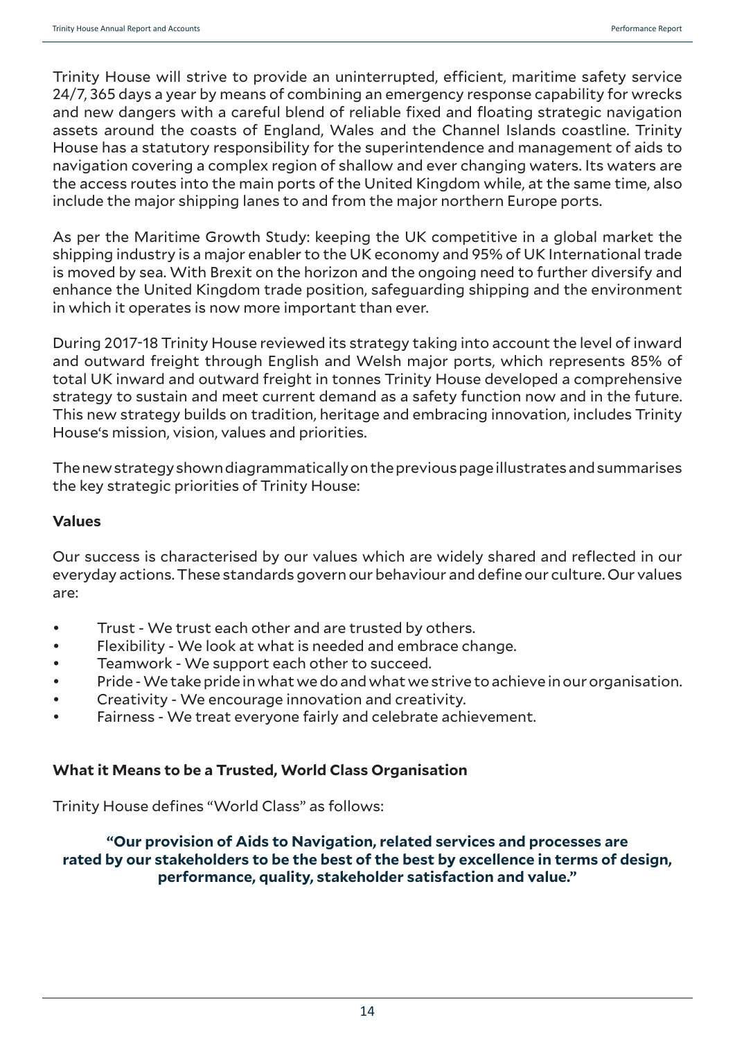Trinity House will strive to provide an uninterrupted, efficient, maritime safety service 24/7, 365 days a year by means of combining an emergency response capability for wrecks and new dangers with a careful blend of reliable fixed and floating strategic navigation assets around the coasts of England, Wales and the Channel Islands coastline. Trinity House has a statutory responsibility for the superintendence and management of aids to navigation covering a complex region of shallow and ever changing waters. Its waters are the access routes into the main ports of the United Kingdom while, at the same time, also include the major shipping lanes to and from the major northern Europe ports.

As per the Maritime Growth Study: keeping the UK competitive in a global market the shipping industry is a major enabler to the UK economy and 95% of UK International trade is moved by sea. With Brexit on the horizon and the ongoing need to further diversify and enhance the United Kingdom trade position, safeguarding shipping and the environment in which it operates is now more important than ever.

During 2017-18 Trinity House reviewed its strategy taking into account the level of inward and outward freight through English and Welsh major ports, which represents 85% of total UK inward and outward freight in tonnes Trinity House developed a comprehensive strategy to sustain and meet current demand as a safety function now and in the future. This new strategy builds on tradition, heritage and embracing innovation, includes Trinity House's mission, vision, values and priorities.

The new strategy shown diagrammatically on the previous page illustrates and summarises the key strategic priorities of Trinity House:

**Values**

Our success is characterised by our values which are widely shared and reflected in our everyday actions. These standards govern our behaviour and define our culture. Our values are:

- Trust - We trust each other and are trusted by others.
- Flexibility - We look at what is needed and embrace change.
- Teamwork - We support each other to succeed.
- Pride - We take pride in what we do and what we strive to achieve in our organisation.
- Creativity - We encourage innovation and creativity.
- Fairness - We treat everyone fairly and celebrate achievement.

**What it Means to be a Trusted, World Class Organisation**

Trinity House defines "World Class" as follows:

**"Our provision of Aids to Navigation, related services and processes are rated by our stakeholders to be the best of the best by excellence in terms of design, performance, quality, stakeholder satisfaction and value."**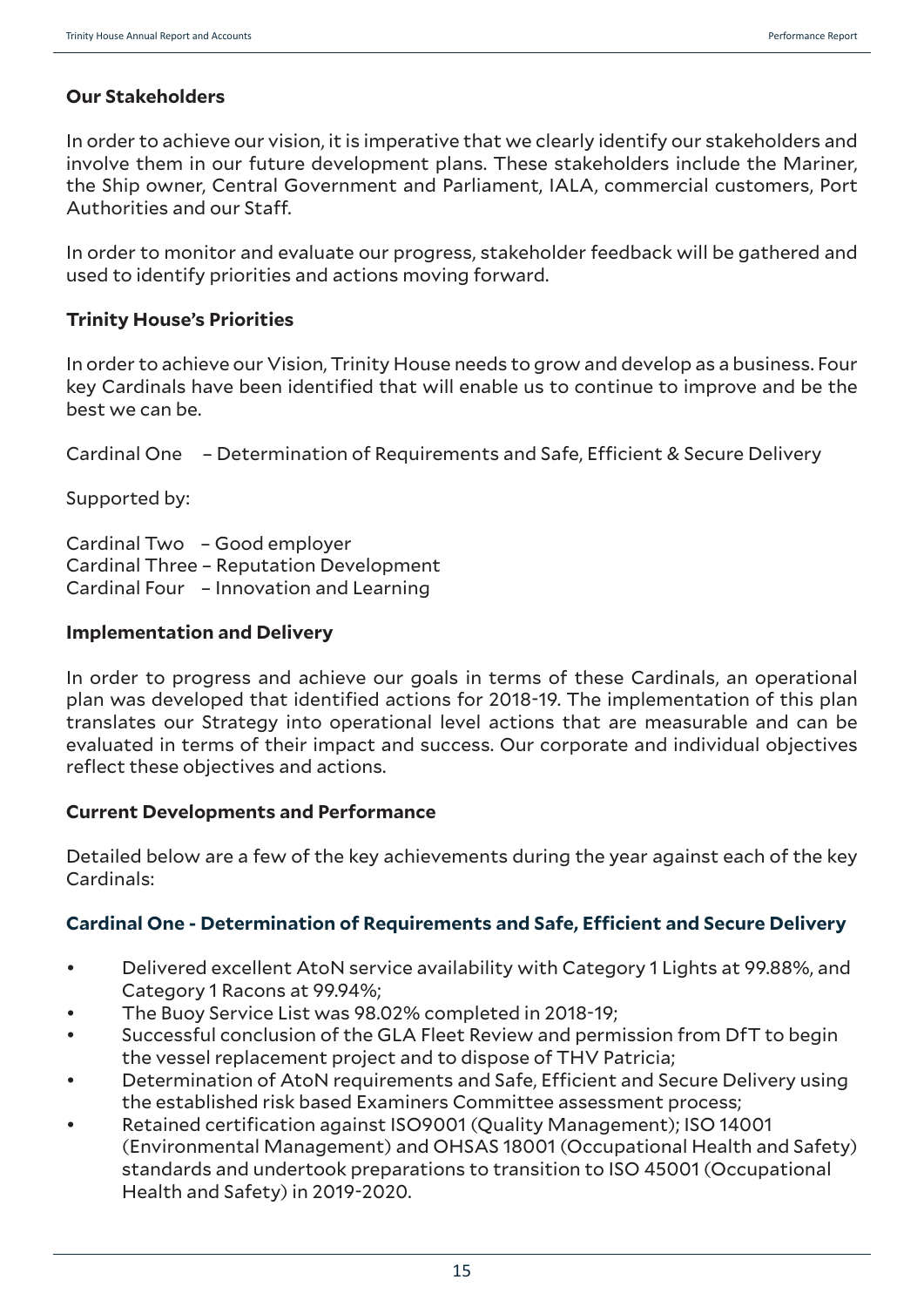## Our Stakeholders

In order to achieve our vision, it is imperative that we clearly identify our stakeholders and involve them in our future development plans. These stakeholders include the Mariner, the Ship owner, Central Government and Parliament, IALA, commercial customers, Port Authorities and our Staff.

In order to monitor and evaluate our progress, stakeholder feedback will be gathered and used to identify priorities and actions moving forward.

## Trinity House's Priorities

In order to achieve our Vision, Trinity House needs to grow and develop as a business. Four key Cardinals have been identified that will enable us to continue to improve and be the best we can be.

Cardinal One – Determination of Requirements and Safe, Efficient & Secure Delivery

Supported by:

Cardinal Two – Good employer
Cardinal Three – Reputation Development
Cardinal Four – Innovation and Learning

## Implementation and Delivery

In order to progress and achieve our goals in terms of these Cardinals, an operational plan was developed that identified actions for 2018-19. The implementation of this plan translates our Strategy into operational level actions that are measurable and can be evaluated in terms of their impact and success. Our corporate and individual objectives reflect these objectives and actions.

## Current Developments and Performance

Detailed below are a few of the key achievements during the year against each of the key Cardinals:

### Cardinal One - Determination of Requirements and Safe, Efficient and Secure Delivery

- Delivered excellent AtoN service availability with Category 1 Lights at 99.88%, and Category 1 Racons at 99.94%;
- The Buoy Service List was 98.02% completed in 2018-19;
- Successful conclusion of the GLA Fleet Review and permission from DfT to begin the vessel replacement project and to dispose of THV Patricia;
- Determination of AtoN requirements and Safe, Efficient and Secure Delivery using the established risk based Examiners Committee assessment process;
- Retained certification against ISO9001 (Quality Management); ISO 14001 (Environmental Management) and OHSAS 18001 (Occupational Health and Safety) standards and undertook preparations to transition to ISO 45001 (Occupational Health and Safety) in 2019-2020.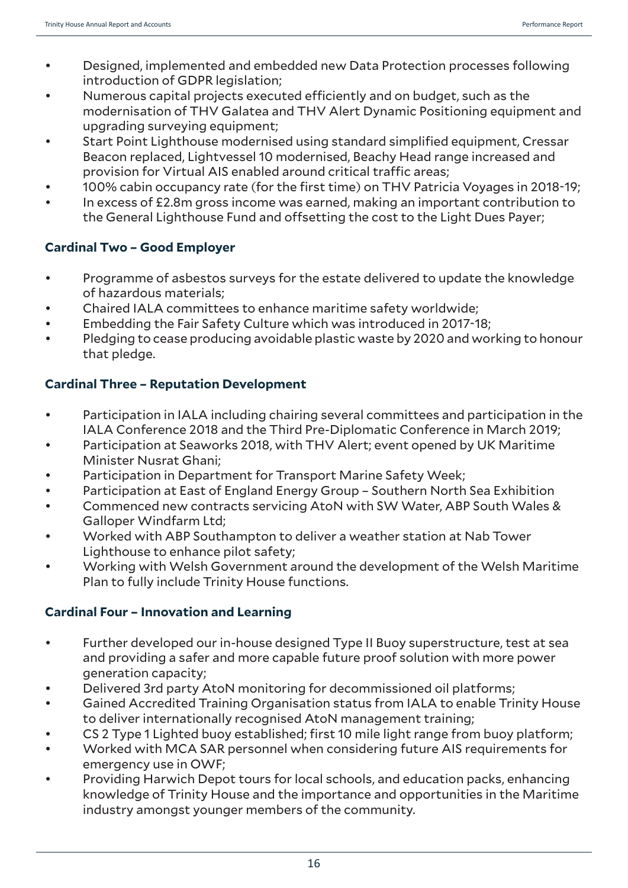- Designed, implemented and embedded new Data Protection processes following introduction of GDPR legislation;
- Numerous capital projects executed efficiently and on budget, such as the modernisation of THV Galatea and THV Alert Dynamic Positioning equipment and upgrading surveying equipment;
- Start Point Lighthouse modernised using standard simplified equipment, Cressar Beacon replaced, Lightvessel 10 modernised, Beachy Head range increased and provision for Virtual AIS enabled around critical traffic areas;
- 100% cabin occupancy rate (for the first time) on THV Patricia Voyages in 2018-19;
- In excess of £2.8m gross income was earned, making an important contribution to the General Lighthouse Fund and offsetting the cost to the Light Dues Payer;

## Cardinal Two – Good Employer

- Programme of asbestos surveys for the estate delivered to update the knowledge of hazardous materials;
- Chaired IALA committees to enhance maritime safety worldwide;
- Embedding the Fair Safety Culture which was introduced in 2017-18;
- Pledging to cease producing avoidable plastic waste by 2020 and working to honour that pledge.

## Cardinal Three – Reputation Development

- Participation in IALA including chairing several committees and participation in the IALA Conference 2018 and the Third Pre-Diplomatic Conference in March 2019;
- Participation at Seaworks 2018, with THV Alert; event opened by UK Maritime Minister Nusrat Ghani;
- Participation in Department for Transport Marine Safety Week;
- Participation at East of England Energy Group – Southern North Sea Exhibition
- Commenced new contracts servicing AtoN with SW Water, ABP South Wales & Galloper Windfarm Ltd;
- Worked with ABP Southampton to deliver a weather station at Nab Tower Lighthouse to enhance pilot safety;
- Working with Welsh Government around the development of the Welsh Maritime Plan to fully include Trinity House functions.

## Cardinal Four – Innovation and Learning

- Further developed our in-house designed Type II Buoy superstructure, test at sea and providing a safer and more capable future proof solution with more power generation capacity;
- Delivered 3rd party AtoN monitoring for decommissioned oil platforms;
- Gained Accredited Training Organisation status from IALA to enable Trinity House to deliver internationally recognised AtoN management training;
- CS 2 Type 1 Lighted buoy established; first 10 mile light range from buoy platform;
- Worked with MCA SAR personnel when considering future AIS requirements for emergency use in OWF;
- Providing Harwich Depot tours for local schools, and education packs, enhancing knowledge of Trinity House and the importance and opportunities in the Maritime industry amongst younger members of the community.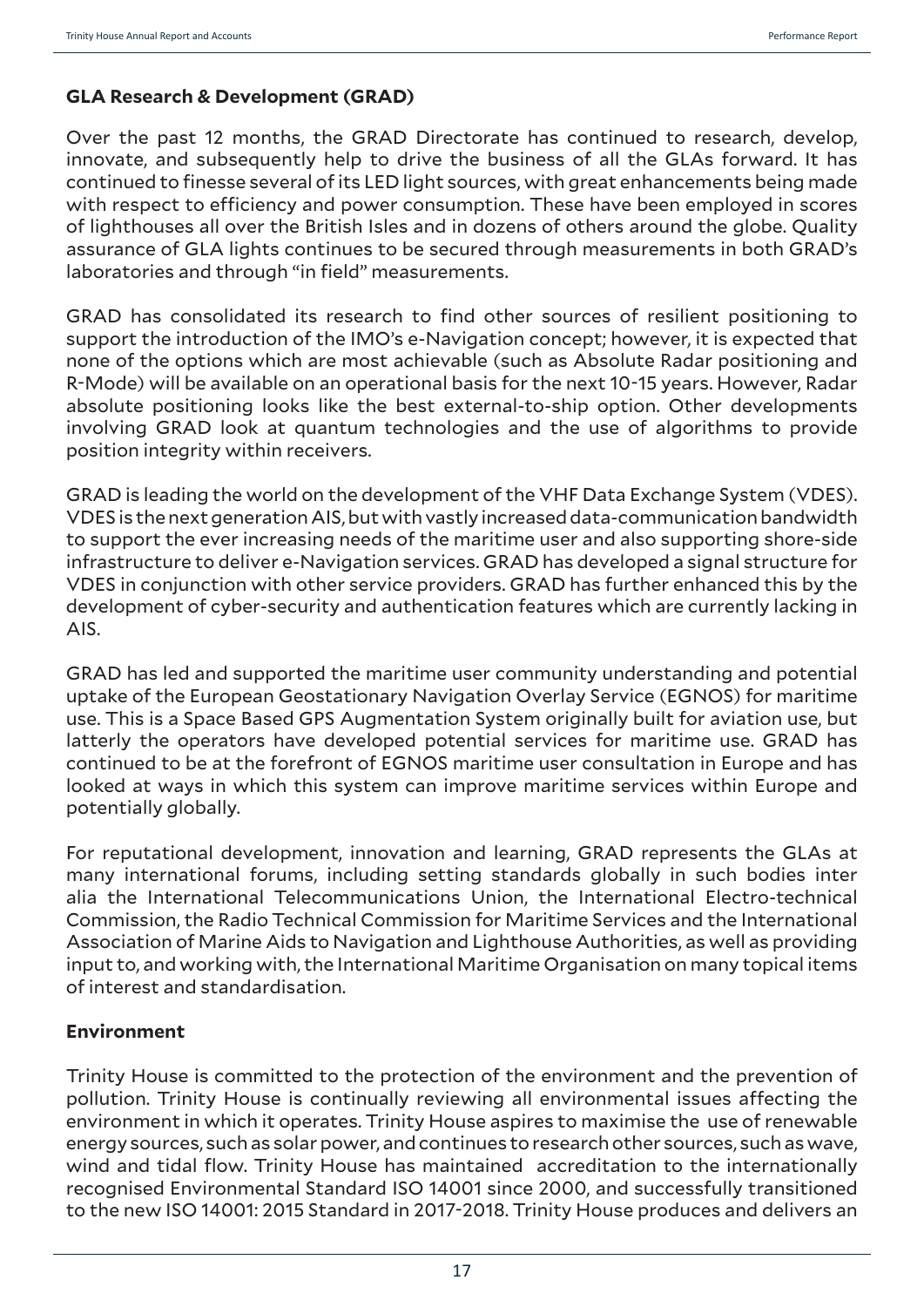**GLA Research & Development (GRAD)**

Over the past 12 months, the GRAD Directorate has continued to research, develop, innovate, and subsequently help to drive the business of all the GLAs forward. It has continued to finesse several of its LED light sources, with great enhancements being made with respect to efficiency and power consumption. These have been employed in scores of lighthouses all over the British Isles and in dozens of others around the globe. Quality assurance of GLA lights continues to be secured through measurements in both GRAD's laboratories and through "in field" measurements.

GRAD has consolidated its research to find other sources of resilient positioning to support the introduction of the IMO's e-Navigation concept; however, it is expected that none of the options which are most achievable (such as Absolute Radar positioning and R-Mode) will be available on an operational basis for the next 10-15 years. However, Radar absolute positioning looks like the best external-to-ship option. Other developments involving GRAD look at quantum technologies and the use of algorithms to provide position integrity within receivers.

GRAD is leading the world on the development of the VHF Data Exchange System (VDES). VDES is the next generation AIS, but with vastly increased data-communication bandwidth to support the ever increasing needs of the maritime user and also supporting shore-side infrastructure to deliver e-Navigation services. GRAD has developed a signal structure for VDES in conjunction with other service providers. GRAD has further enhanced this by the development of cyber-security and authentication features which are currently lacking in AIS.

GRAD has led and supported the maritime user community understanding and potential uptake of the European Geostationary Navigation Overlay Service (EGNOS) for maritime use. This is a Space Based GPS Augmentation System originally built for aviation use, but latterly the operators have developed potential services for maritime use. GRAD has continued to be at the forefront of EGNOS maritime user consultation in Europe and has looked at ways in which this system can improve maritime services within Europe and potentially globally.

For reputational development, innovation and learning, GRAD represents the GLAs at many international forums, including setting standards globally in such bodies inter alia the International Telecommunications Union, the International Electro-technical Commission, the Radio Technical Commission for Maritime Services and the International Association of Marine Aids to Navigation and Lighthouse Authorities, as well as providing input to, and working with, the International Maritime Organisation on many topical items of interest and standardisation.

**Environment**

Trinity House is committed to the protection of the environment and the prevention of pollution. Trinity House is continually reviewing all environmental issues affecting the environment in which it operates. Trinity House aspires to maximise the use of renewable energy sources, such as solar power, and continues to research other sources, such as wave, wind and tidal flow. Trinity House has maintained accreditation to the internationally recognised Environmental Standard ISO 14001 since 2000, and successfully transitioned to the new ISO 14001: 2015 Standard in 2017-2018. Trinity House produces and delivers an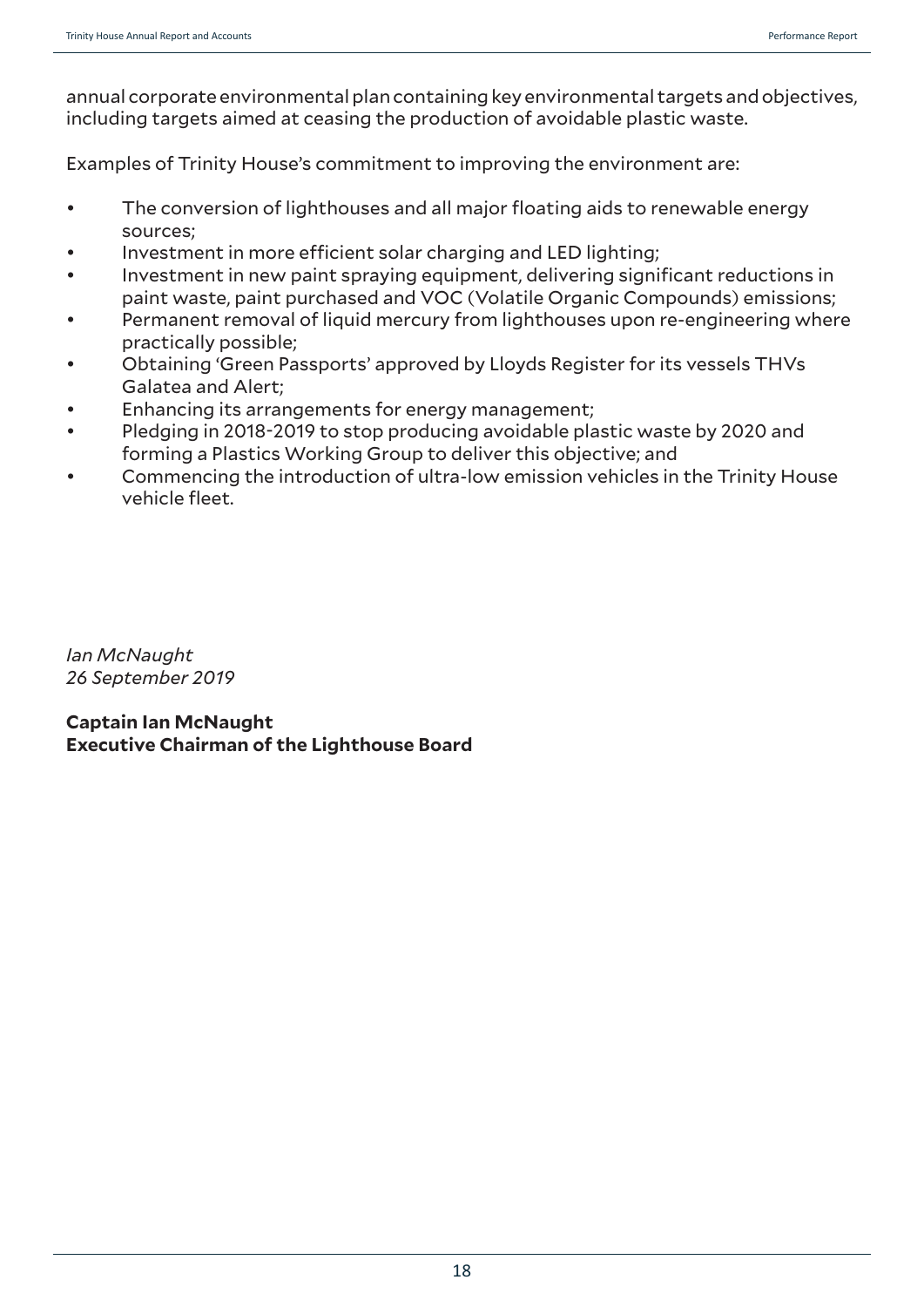annual corporate environmental plan containing key environmental targets and objectives, including targets aimed at ceasing the production of avoidable plastic waste.

Examples of Trinity House's commitment to improving the environment are:

- The conversion of lighthouses and all major floating aids to renewable energy sources;
- Investment in more efficient solar charging and LED lighting;
- Investment in new paint spraying equipment, delivering significant reductions in paint waste, paint purchased and VOC (Volatile Organic Compounds) emissions;
- Permanent removal of liquid mercury from lighthouses upon re-engineering where practically possible;
- Obtaining 'Green Passports' approved by Lloyds Register for its vessels THVs Galatea and Alert;
- Enhancing its arrangements for energy management;
- Pledging in 2018-2019 to stop producing avoidable plastic waste by 2020 and forming a Plastics Working Group to deliver this objective; and
- Commencing the introduction of ultra-low emission vehicles in the Trinity House vehicle fleet.

*Ian McNaught*
*26 September 2019*

**Captain Ian McNaught**
**Executive Chairman of the Lighthouse Board**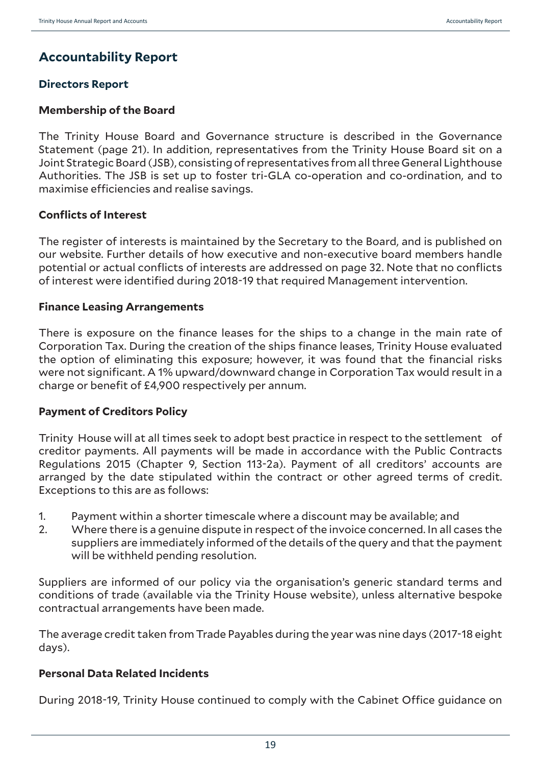# Accountability Report

## Directors Report

### Membership of the Board

The Trinity House Board and Governance structure is described in the Governance Statement (page 21). In addition, representatives from the Trinity House Board sit on a Joint Strategic Board (JSB), consisting of representatives from all three General Lighthouse Authorities. The JSB is set up to foster tri-GLA co-operation and co-ordination, and to maximise efficiencies and realise savings.

### Conflicts of Interest

The register of interests is maintained by the Secretary to the Board, and is published on our website. Further details of how executive and non-executive board members handle potential or actual conflicts of interests are addressed on page 32. Note that no conflicts of interest were identified during 2018-19 that required Management intervention.

### Finance Leasing Arrangements

There is exposure on the finance leases for the ships to a change in the main rate of Corporation Tax. During the creation of the ships finance leases, Trinity House evaluated the option of eliminating this exposure; however, it was found that the financial risks were not significant. A 1% upward/downward change in Corporation Tax would result in a charge or benefit of £4,900 respectively per annum.

### Payment of Creditors Policy

Trinity House will at all times seek to adopt best practice in respect to the settlement of creditor payments. All payments will be made in accordance with the Public Contracts Regulations 2015 (Chapter 9, Section 113-2a). Payment of all creditors' accounts are arranged by the date stipulated within the contract or other agreed terms of credit. Exceptions to this are as follows:

1. Payment within a shorter timescale where a discount may be available; and
2. Where there is a genuine dispute in respect of the invoice concerned. In all cases the suppliers are immediately informed of the details of the query and that the payment will be withheld pending resolution.

Suppliers are informed of our policy via the organisation's generic standard terms and conditions of trade (available via the Trinity House website), unless alternative bespoke contractual arrangements have been made.

The average credit taken from Trade Payables during the year was nine days (2017-18 eight days).

### Personal Data Related Incidents

During 2018-19, Trinity House continued to comply with the Cabinet Office guidance on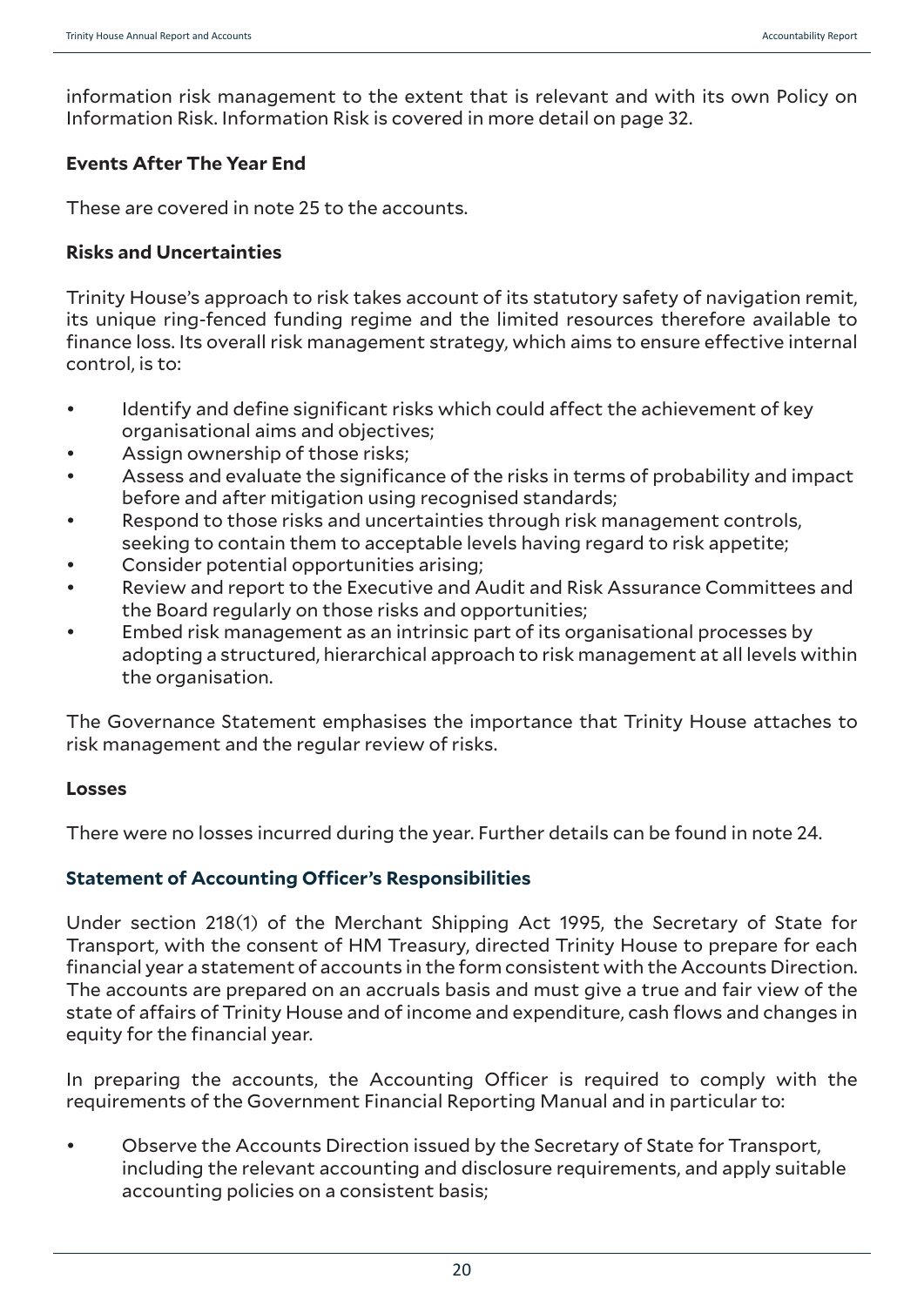information risk management to the extent that is relevant and with its own Policy on Information Risk. Information Risk is covered in more detail on page 32.

### Events After The Year End

These are covered in note 25 to the accounts.

### Risks and Uncertainties

Trinity House's approach to risk takes account of its statutory safety of navigation remit, its unique ring-fenced funding regime and the limited resources therefore available to finance loss. Its overall risk management strategy, which aims to ensure effective internal control, is to:

- Identify and define significant risks which could affect the achievement of key organisational aims and objectives;
- Assign ownership of those risks;
- Assess and evaluate the significance of the risks in terms of probability and impact before and after mitigation using recognised standards;
- Respond to those risks and uncertainties through risk management controls, seeking to contain them to acceptable levels having regard to risk appetite;
- Consider potential opportunities arising;
- Review and report to the Executive and Audit and Risk Assurance Committees and the Board regularly on those risks and opportunities;
- Embed risk management as an intrinsic part of its organisational processes by adopting a structured, hierarchical approach to risk management at all levels within the organisation.

The Governance Statement emphasises the importance that Trinity House attaches to risk management and the regular review of risks.

### Losses

There were no losses incurred during the year. Further details can be found in note 24.

## Statement of Accounting Officer's Responsibilities

Under section 218(1) of the Merchant Shipping Act 1995, the Secretary of State for Transport, with the consent of HM Treasury, directed Trinity House to prepare for each financial year a statement of accounts in the form consistent with the Accounts Direction. The accounts are prepared on an accruals basis and must give a true and fair view of the state of affairs of Trinity House and of income and expenditure, cash flows and changes in equity for the financial year.

In preparing the accounts, the Accounting Officer is required to comply with the requirements of the Government Financial Reporting Manual and in particular to:

- Observe the Accounts Direction issued by the Secretary of State for Transport, including the relevant accounting and disclosure requirements, and apply suitable accounting policies on a consistent basis;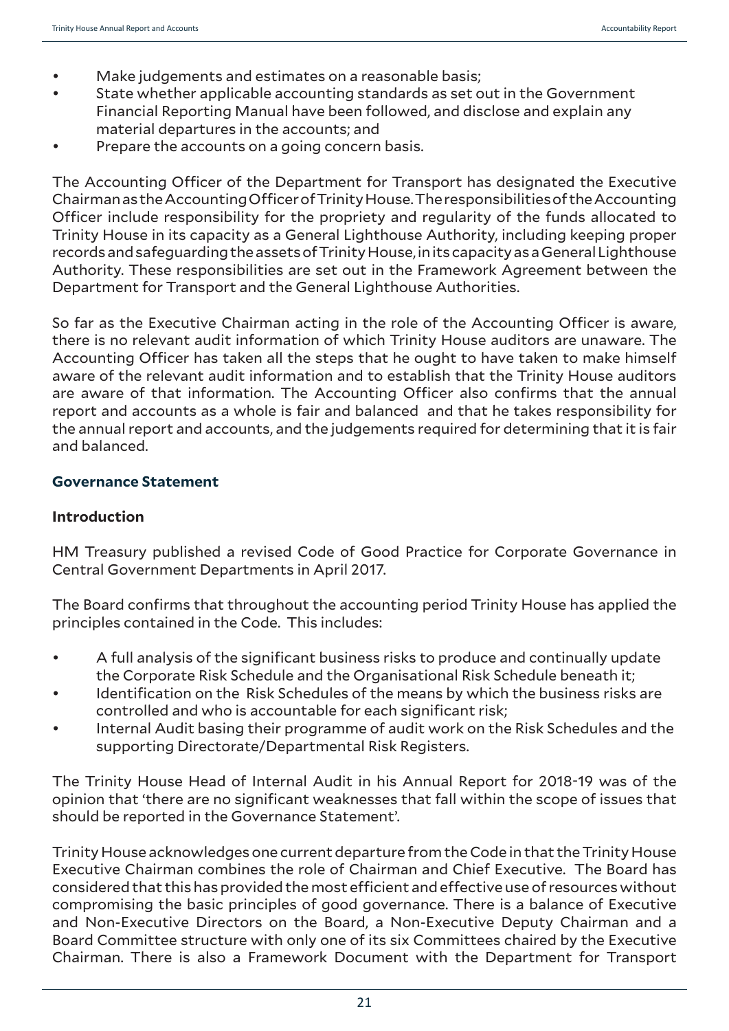- Make judgements and estimates on a reasonable basis;
- State whether applicable accounting standards as set out in the Government Financial Reporting Manual have been followed, and disclose and explain any material departures in the accounts; and
- Prepare the accounts on a going concern basis.

The Accounting Officer of the Department for Transport has designated the Executive Chairman as the Accounting Officer of Trinity House. The responsibilities of the Accounting Officer include responsibility for the propriety and regularity of the funds allocated to Trinity House in its capacity as a General Lighthouse Authority, including keeping proper records and safeguarding the assets of Trinity House, in its capacity as a General Lighthouse Authority. These responsibilities are set out in the Framework Agreement between the Department for Transport and the General Lighthouse Authorities.

So far as the Executive Chairman acting in the role of the Accounting Officer is aware, there is no relevant audit information of which Trinity House auditors are unaware. The Accounting Officer has taken all the steps that he ought to have taken to make himself aware of the relevant audit information and to establish that the Trinity House auditors are aware of that information. The Accounting Officer also confirms that the annual report and accounts as a whole is fair and balanced and that he takes responsibility for the annual report and accounts, and the judgements required for determining that it is fair and balanced.

## Governance Statement

### Introduction

HM Treasury published a revised Code of Good Practice for Corporate Governance in Central Government Departments in April 2017.

The Board confirms that throughout the accounting period Trinity House has applied the principles contained in the Code. This includes:

- A full analysis of the significant business risks to produce and continually update the Corporate Risk Schedule and the Organisational Risk Schedule beneath it;
- Identification on the Risk Schedules of the means by which the business risks are controlled and who is accountable for each significant risk;
- Internal Audit basing their programme of audit work on the Risk Schedules and the supporting Directorate/Departmental Risk Registers.

The Trinity House Head of Internal Audit in his Annual Report for 2018-19 was of the opinion that 'there are no significant weaknesses that fall within the scope of issues that should be reported in the Governance Statement'.

Trinity House acknowledges one current departure from the Code in that the Trinity House Executive Chairman combines the role of Chairman and Chief Executive. The Board has considered that this has provided the most efficient and effective use of resources without compromising the basic principles of good governance. There is a balance of Executive and Non-Executive Directors on the Board, a Non-Executive Deputy Chairman and a Board Committee structure with only one of its six Committees chaired by the Executive Chairman. There is also a Framework Document with the Department for Transport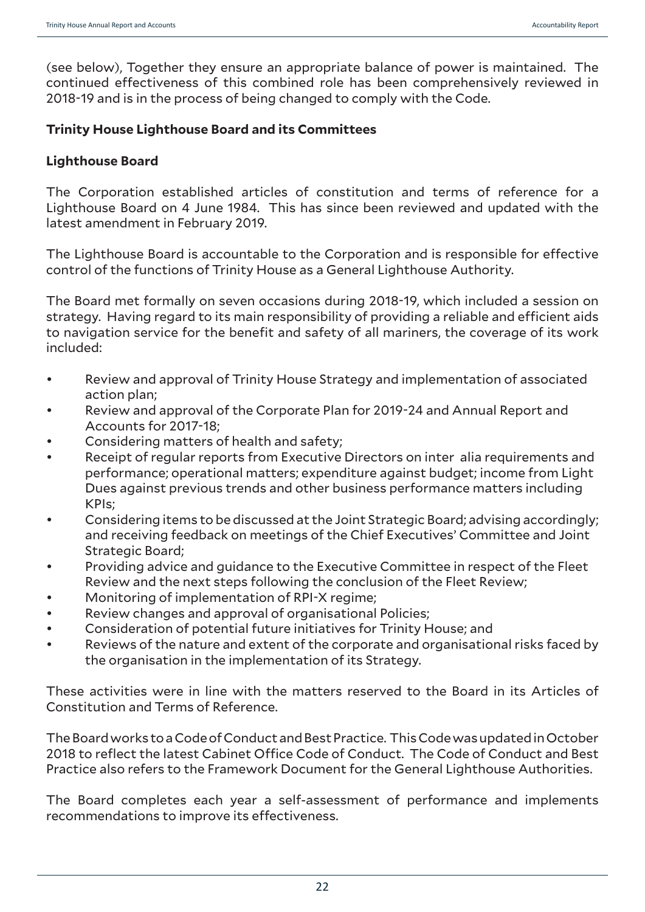(see below), Together they ensure an appropriate balance of power is maintained. The continued effectiveness of this combined role has been comprehensively reviewed in 2018-19 and is in the process of being changed to comply with the Code.

## Trinity House Lighthouse Board and its Committees

### Lighthouse Board

The Corporation established articles of constitution and terms of reference for a Lighthouse Board on 4 June 1984. This has since been reviewed and updated with the latest amendment in February 2019.

The Lighthouse Board is accountable to the Corporation and is responsible for effective control of the functions of Trinity House as a General Lighthouse Authority.

The Board met formally on seven occasions during 2018-19, which included a session on strategy. Having regard to its main responsibility of providing a reliable and efficient aids to navigation service for the benefit and safety of all mariners, the coverage of its work included:

- Review and approval of Trinity House Strategy and implementation of associated action plan;
- Review and approval of the Corporate Plan for 2019-24 and Annual Report and Accounts for 2017-18;
- Considering matters of health and safety;
- Receipt of regular reports from Executive Directors on inter alia requirements and performance; operational matters; expenditure against budget; income from Light Dues against previous trends and other business performance matters including KPIs;
- Considering items to be discussed at the Joint Strategic Board; advising accordingly; and receiving feedback on meetings of the Chief Executives' Committee and Joint Strategic Board;
- Providing advice and guidance to the Executive Committee in respect of the Fleet Review and the next steps following the conclusion of the Fleet Review;
- Monitoring of implementation of RPI-X regime;
- Review changes and approval of organisational Policies;
- Consideration of potential future initiatives for Trinity House; and
- Reviews of the nature and extent of the corporate and organisational risks faced by the organisation in the implementation of its Strategy.

These activities were in line with the matters reserved to the Board in its Articles of Constitution and Terms of Reference.

The Board works to a Code of Conduct and Best Practice. This Code was updated in October 2018 to reflect the latest Cabinet Office Code of Conduct. The Code of Conduct and Best Practice also refers to the Framework Document for the General Lighthouse Authorities.

The Board completes each year a self-assessment of performance and implements recommendations to improve its effectiveness.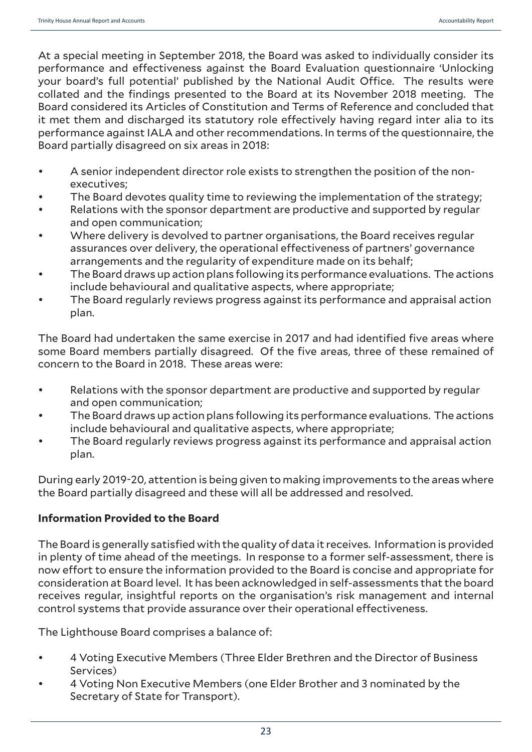At a special meeting in September 2018, the Board was asked to individually consider its performance and effectiveness against the Board Evaluation questionnaire 'Unlocking your board's full potential' published by the National Audit Office. The results were collated and the findings presented to the Board at its November 2018 meeting. The Board considered its Articles of Constitution and Terms of Reference and concluded that it met them and discharged its statutory role effectively having regard inter alia to its performance against IALA and other recommendations. In terms of the questionnaire, the Board partially disagreed on six areas in 2018:

- A senior independent director role exists to strengthen the position of the non-executives;
- The Board devotes quality time to reviewing the implementation of the strategy;
- Relations with the sponsor department are productive and supported by regular and open communication;
- Where delivery is devolved to partner organisations, the Board receives regular assurances over delivery, the operational effectiveness of partners' governance arrangements and the regularity of expenditure made on its behalf;
- The Board draws up action plans following its performance evaluations. The actions include behavioural and qualitative aspects, where appropriate;
- The Board regularly reviews progress against its performance and appraisal action plan.

The Board had undertaken the same exercise in 2017 and had identified five areas where some Board members partially disagreed. Of the five areas, three of these remained of concern to the Board in 2018. These areas were:

- Relations with the sponsor department are productive and supported by regular and open communication;
- The Board draws up action plans following its performance evaluations. The actions include behavioural and qualitative aspects, where appropriate;
- The Board regularly reviews progress against its performance and appraisal action plan.

During early 2019-20, attention is being given to making improvements to the areas where the Board partially disagreed and these will all be addressed and resolved.

**Information Provided to the Board**

The Board is generally satisfied with the quality of data it receives. Information is provided in plenty of time ahead of the meetings. In response to a former self-assessment, there is now effort to ensure the information provided to the Board is concise and appropriate for consideration at Board level. It has been acknowledged in self-assessments that the board receives regular, insightful reports on the organisation's risk management and internal control systems that provide assurance over their operational effectiveness.

The Lighthouse Board comprises a balance of:

- 4 Voting Executive Members (Three Elder Brethren and the Director of Business Services)
- 4 Voting Non Executive Members (one Elder Brother and 3 nominated by the Secretary of State for Transport).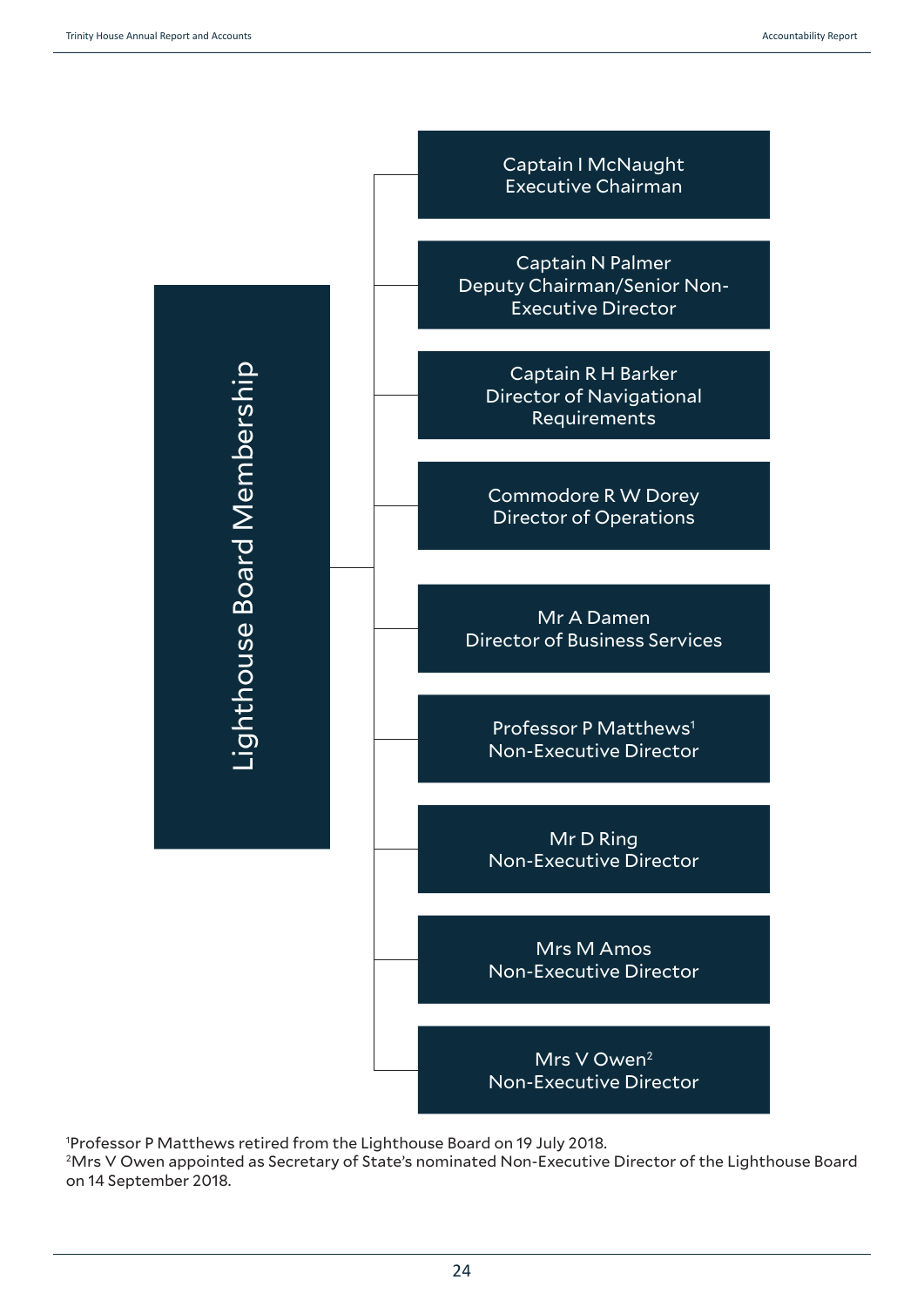## Lighthouse Board Membership

- Captain I McNaught
  Executive Chairman
- Captain N Palmer
  Deputy Chairman/Senior Non-Executive Director
- Captain R H Barker
  Director of Navigational Requirements
- Commodore R W Dorey
  Director of Operations
- Mr A Damen
  Director of Business Services
- Professor P Matthews[1]
  Non-Executive Director
- Mr D Ring
  Non-Executive Director
- Mrs M Amos
  Non-Executive Director
- Mrs V Owen[2]
  Non-Executive Director

[1]Professor P Matthews retired from the Lighthouse Board on 19 July 2018.
[2]Mrs V Owen appointed as Secretary of State's nominated Non-Executive Director of the Lighthouse Board on 14 September 2018.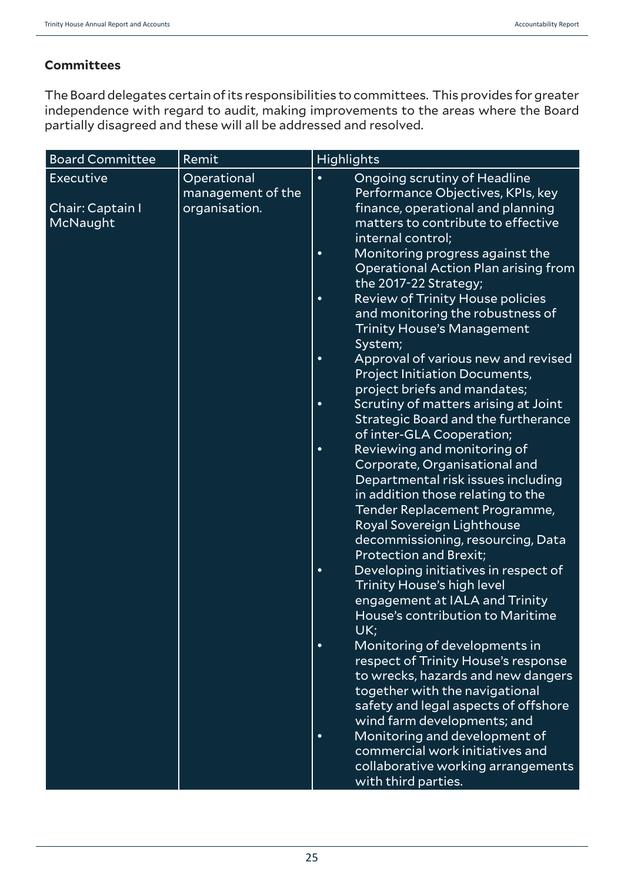## Committees

The Board delegates certain of its responsibilities to committees. This provides for greater independence with regard to audit, making improvements to the areas where the Board partially disagreed and these will all be addressed and resolved.

| Board Committee | Remit | Highlights |
|---|---|---|
| Executive<br><br>Chair: Captain I McNaught | Operational management of the organisation. | • Ongoing scrutiny of Headline Performance Objectives, KPIs, key finance, operational and planning matters to contribute to effective internal control;<br>• Monitoring progress against the Operational Action Plan arising from the 2017-22 Strategy;<br>• Review of Trinity House policies and monitoring the robustness of Trinity House's Management System;<br>• Approval of various new and revised Project Initiation Documents, project briefs and mandates;<br>• Scrutiny of matters arising at Joint Strategic Board and the furtherance of inter-GLA Cooperation;<br>• Reviewing and monitoring of Corporate, Organisational and Departmental risk issues including in addition those relating to the Tender Replacement Programme, Royal Sovereign Lighthouse decommissioning, resourcing, Data Protection and Brexit;<br>• Developing initiatives in respect of Trinity House's high level engagement at IALA and Trinity House's contribution to Maritime UK;<br>• Monitoring of developments in respect of Trinity House's response to wrecks, hazards and new dangers together with the navigational safety and legal aspects of offshore wind farm developments; and<br>• Monitoring and development of commercial work initiatives and collaborative working arrangements with third parties. |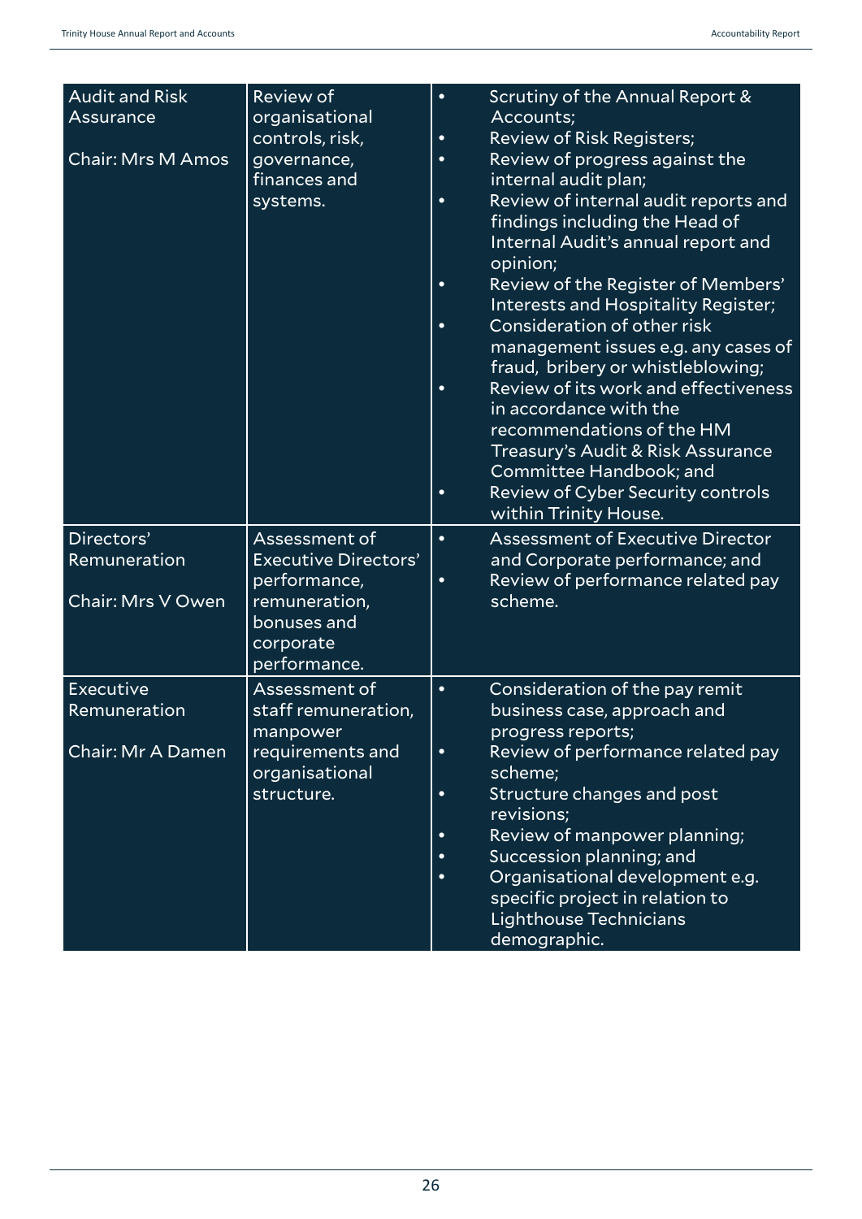| Audit and Risk Assurance<br><br>Chair: Mrs M Amos | Review of organisational controls, risk, governance, finances and systems. | • Scrutiny of the Annual Report & Accounts;<br>• Review of Risk Registers;<br>• Review of progress against the internal audit plan;<br>• Review of internal audit reports and findings including the Head of Internal Audit's annual report and opinion;<br>• Review of the Register of Members' Interests and Hospitality Register;<br>• Consideration of other risk management issues e.g. any cases of fraud, bribery or whistleblowing;<br>• Review of its work and effectiveness in accordance with the recommendations of the HM Treasury's Audit & Risk Assurance Committee Handbook; and<br>• Review of Cyber Security controls within Trinity House. |
|---|---|---|
| Directors' Remuneration<br><br>Chair: Mrs V Owen | Assessment of Executive Directors' performance, remuneration, bonuses and corporate performance. | • Assessment of Executive Director and Corporate performance; and<br>• Review of performance related pay scheme. |
| Executive Remuneration<br><br>Chair: Mr A Damen | Assessment of staff remuneration, manpower requirements and organisational structure. | • Consideration of the pay remit business case, approach and progress reports;<br>• Review of performance related pay scheme;<br>• Structure changes and post revisions;<br>• Review of manpower planning;<br>• Succession planning; and<br>• Organisational development e.g. specific project in relation to Lighthouse Technicians demographic. |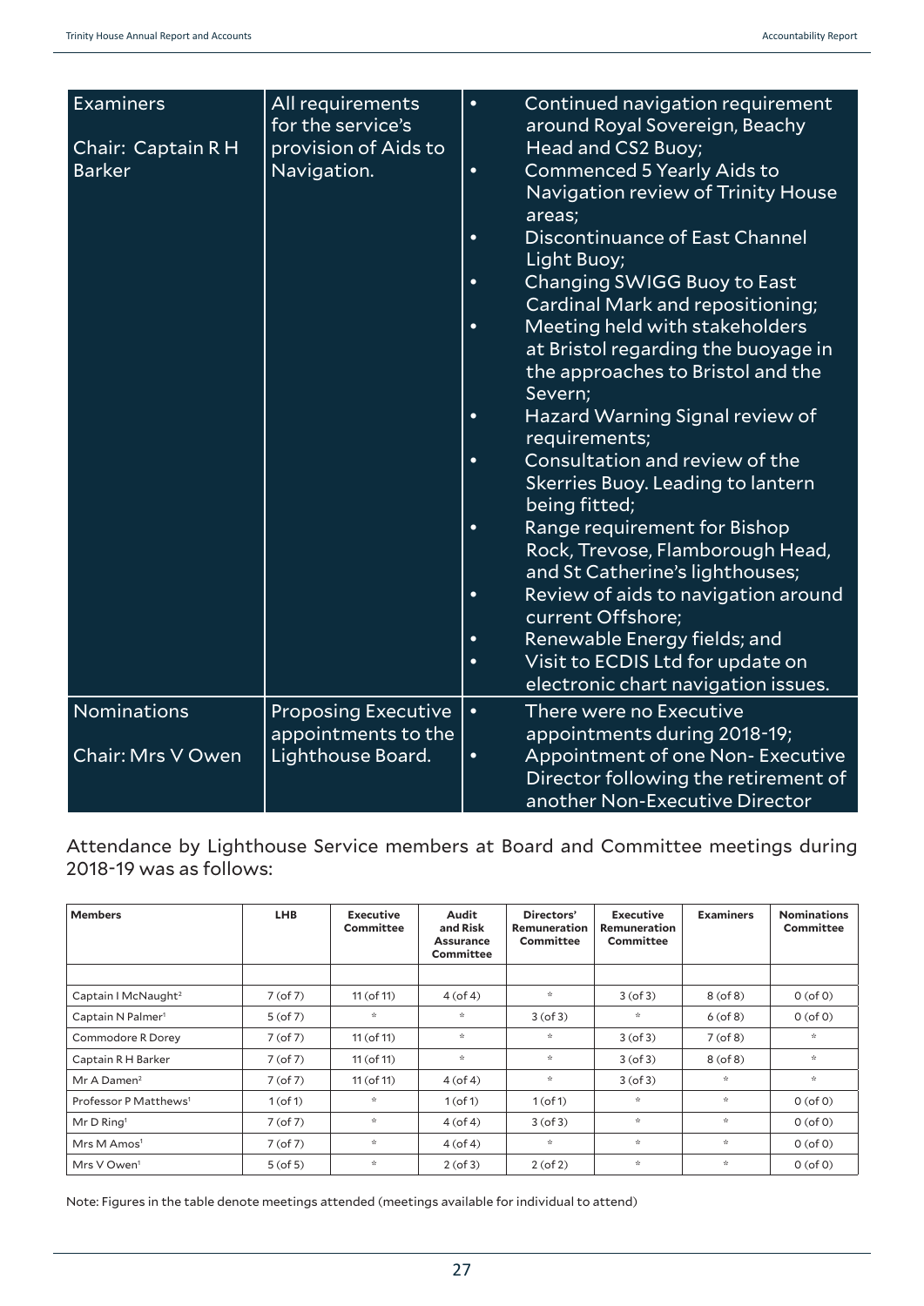| | | |
|---|---|---|
| Examiners<br><br>Chair: Captain R H Barker | All requirements for the service's provision of Aids to Navigation. | • Continued navigation requirement around Royal Sovereign, Beachy Head and CS2 Buoy;<br>• Commenced 5 Yearly Aids to Navigation review of Trinity House areas;<br>• Discontinuance of East Channel Light Buoy;<br>• Changing SWIGG Buoy to East Cardinal Mark and repositioning;<br>• Meeting held with stakeholders at Bristol regarding the buoyage in the approaches to Bristol and the Severn;<br>• Hazard Warning Signal review of requirements;<br>• Consultation and review of the Skerries Buoy. Leading to lantern being fitted;<br>• Range requirement for Bishop Rock, Trevose, Flamborough Head, and St Catherine's lighthouses;<br>• Review of aids to navigation around current Offshore;<br>• Renewable Energy fields; and<br>• Visit to ECDIS Ltd for update on electronic chart navigation issues. |
| Nominations<br><br>Chair: Mrs V Owen | Proposing Executive appointments to the Lighthouse Board. | • There were no Executive appointments during 2018-19;<br>• Appointment of one Non- Executive Director following the retirement of another Non-Executive Director |

Attendance by Lighthouse Service members at Board and Committee meetings during 2018-19 was as follows:

| Members | LHB | Executive Committee | Audit and Risk Assurance Committee | Directors' Remuneration Committee | Executive Remuneration Committee | Examiners | Nominations Committee |
|---|---|---|---|---|---|---|---|
| | | | | | | | |
| Captain I McNaught[2] | 7 (of 7) | 11 (of 11) | 4 (of 4) | * | 3 (of 3) | 8 (of 8) | 0 (of 0) |
| Captain N Palmer[1] | 5 (of 7) | * | * | 3 (of 3) | * | 6 (of 8) | 0 (of 0) |
| Commodore R Dorey | 7 (of 7) | 11 (of 11) | * | * | 3 (of 3) | 7 (of 8) | * |
| Captain R H Barker | 7 (of 7) | 11 (of 11) | * | * | 3 (of 3) | 8 (of 8) | * |
| Mr A Damen[2] | 7 (of 7) | 11 (of 11) | 4 (of 4) | * | 3 (of 3) | * | * |
| Professor P Matthews[1] | 1 (of 1) | * | 1 (of 1) | 1 (of 1) | * | * | 0 (of 0) |
| Mr D Ring[1] | 7 (of 7) | * | 4 (of 4) | 3 (of 3) | * | * | 0 (of 0) |
| Mrs M Amos[1] | 7 (of 7) | * | 4 (of 4) | * | * | * | 0 (of 0) |
| Mrs V Owen[1] | 5 (of 5) | * | 2 (of 3) | 2 (of 2) | * | * | 0 (of 0) |

Note: Figures in the table denote meetings attended (meetings available for individual to attend)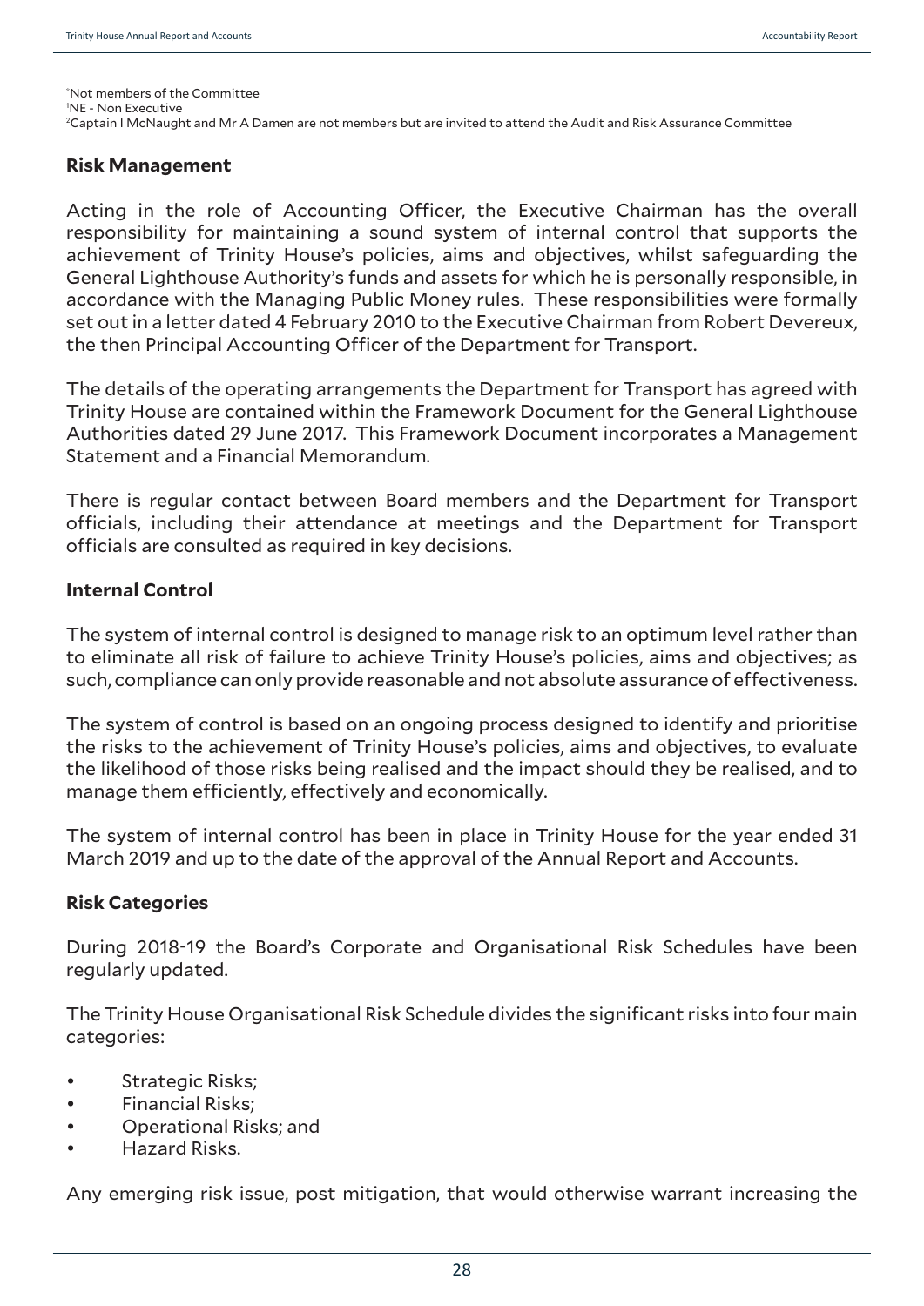*Not members of the Committee
[1]NE - Non Executive
[2]Captain I McNaught and Mr A Damen are not members but are invited to attend the Audit and Risk Assurance Committee

**Risk Management**

Acting in the role of Accounting Officer, the Executive Chairman has the overall responsibility for maintaining a sound system of internal control that supports the achievement of Trinity House's policies, aims and objectives, whilst safeguarding the General Lighthouse Authority's funds and assets for which he is personally responsible, in accordance with the Managing Public Money rules. These responsibilities were formally set out in a letter dated 4 February 2010 to the Executive Chairman from Robert Devereux, the then Principal Accounting Officer of the Department for Transport.

The details of the operating arrangements the Department for Transport has agreed with Trinity House are contained within the Framework Document for the General Lighthouse Authorities dated 29 June 2017. This Framework Document incorporates a Management Statement and a Financial Memorandum.

There is regular contact between Board members and the Department for Transport officials, including their attendance at meetings and the Department for Transport officials are consulted as required in key decisions.

**Internal Control**

The system of internal control is designed to manage risk to an optimum level rather than to eliminate all risk of failure to achieve Trinity House's policies, aims and objectives; as such, compliance can only provide reasonable and not absolute assurance of effectiveness.

The system of control is based on an ongoing process designed to identify and prioritise the risks to the achievement of Trinity House's policies, aims and objectives, to evaluate the likelihood of those risks being realised and the impact should they be realised, and to manage them efficiently, effectively and economically.

The system of internal control has been in place in Trinity House for the year ended 31 March 2019 and up to the date of the approval of the Annual Report and Accounts.

**Risk Categories**

During 2018-19 the Board's Corporate and Organisational Risk Schedules have been regularly updated.

The Trinity House Organisational Risk Schedule divides the significant risks into four main categories:

- Strategic Risks;
- Financial Risks;
- Operational Risks; and
- Hazard Risks.

Any emerging risk issue, post mitigation, that would otherwise warrant increasing the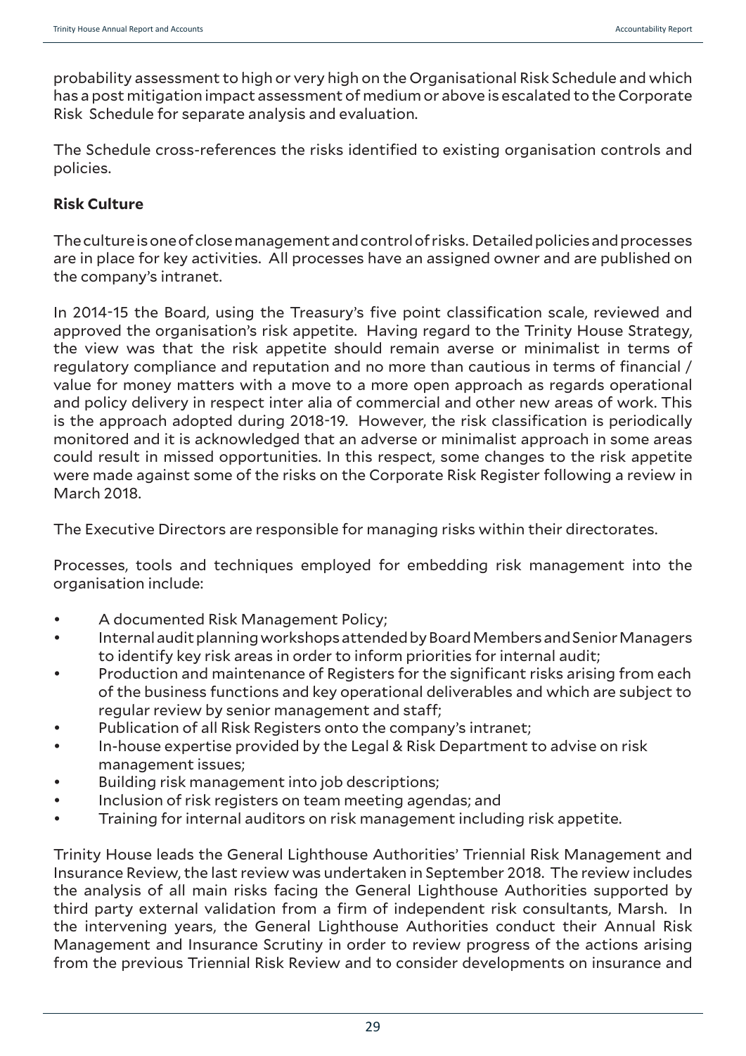probability assessment to high or very high on the Organisational Risk Schedule and which has a post mitigation impact assessment of medium or above is escalated to the Corporate Risk Schedule for separate analysis and evaluation.

The Schedule cross-references the risks identified to existing organisation controls and policies.

**Risk Culture**

The culture is one of close management and control of risks. Detailed policies and processes are in place for key activities. All processes have an assigned owner and are published on the company's intranet.

In 2014-15 the Board, using the Treasury's five point classification scale, reviewed and approved the organisation's risk appetite. Having regard to the Trinity House Strategy, the view was that the risk appetite should remain averse or minimalist in terms of regulatory compliance and reputation and no more than cautious in terms of financial / value for money matters with a move to a more open approach as regards operational and policy delivery in respect inter alia of commercial and other new areas of work. This is the approach adopted during 2018-19. However, the risk classification is periodically monitored and it is acknowledged that an adverse or minimalist approach in some areas could result in missed opportunities. In this respect, some changes to the risk appetite were made against some of the risks on the Corporate Risk Register following a review in March 2018.

The Executive Directors are responsible for managing risks within their directorates.

Processes, tools and techniques employed for embedding risk management into the organisation include:

- A documented Risk Management Policy;
- Internal audit planning workshops attended by Board Members and Senior Managers to identify key risk areas in order to inform priorities for internal audit;
- Production and maintenance of Registers for the significant risks arising from each of the business functions and key operational deliverables and which are subject to regular review by senior management and staff;
- Publication of all Risk Registers onto the company's intranet;
- In-house expertise provided by the Legal & Risk Department to advise on risk management issues;
- Building risk management into job descriptions;
- Inclusion of risk registers on team meeting agendas; and
- Training for internal auditors on risk management including risk appetite.

Trinity House leads the General Lighthouse Authorities' Triennial Risk Management and Insurance Review, the last review was undertaken in September 2018. The review includes the analysis of all main risks facing the General Lighthouse Authorities supported by third party external validation from a firm of independent risk consultants, Marsh. In the intervening years, the General Lighthouse Authorities conduct their Annual Risk Management and Insurance Scrutiny in order to review progress of the actions arising from the previous Triennial Risk Review and to consider developments on insurance and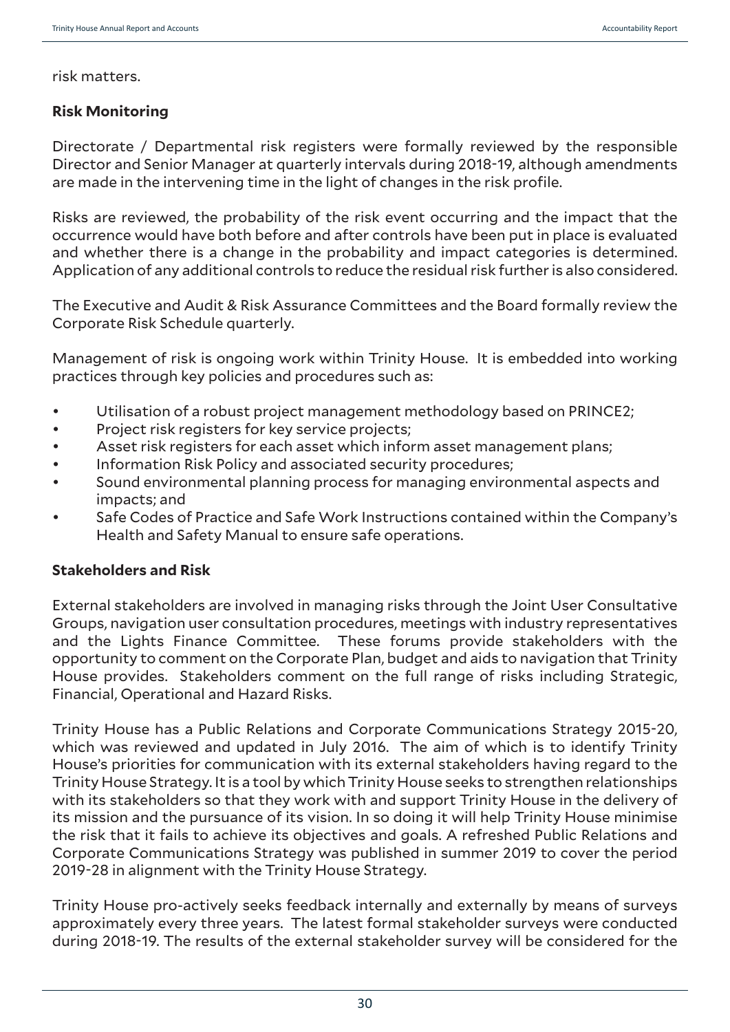risk matters.

**Risk Monitoring**

Directorate / Departmental risk registers were formally reviewed by the responsible Director and Senior Manager at quarterly intervals during 2018-19, although amendments are made in the intervening time in the light of changes in the risk profile.

Risks are reviewed, the probability of the risk event occurring and the impact that the occurrence would have both before and after controls have been put in place is evaluated and whether there is a change in the probability and impact categories is determined. Application of any additional controls to reduce the residual risk further is also considered.

The Executive and Audit & Risk Assurance Committees and the Board formally review the Corporate Risk Schedule quarterly.

Management of risk is ongoing work within Trinity House. It is embedded into working practices through key policies and procedures such as:

- Utilisation of a robust project management methodology based on PRINCE2;
- Project risk registers for key service projects;
- Asset risk registers for each asset which inform asset management plans;
- Information Risk Policy and associated security procedures;
- Sound environmental planning process for managing environmental aspects and impacts; and
- Safe Codes of Practice and Safe Work Instructions contained within the Company's Health and Safety Manual to ensure safe operations.

**Stakeholders and Risk**

External stakeholders are involved in managing risks through the Joint User Consultative Groups, navigation user consultation procedures, meetings with industry representatives and the Lights Finance Committee. These forums provide stakeholders with the opportunity to comment on the Corporate Plan, budget and aids to navigation that Trinity House provides. Stakeholders comment on the full range of risks including Strategic, Financial, Operational and Hazard Risks.

Trinity House has a Public Relations and Corporate Communications Strategy 2015-20, which was reviewed and updated in July 2016. The aim of which is to identify Trinity House's priorities for communication with its external stakeholders having regard to the Trinity House Strategy. It is a tool by which Trinity House seeks to strengthen relationships with its stakeholders so that they work with and support Trinity House in the delivery of its mission and the pursuance of its vision. In so doing it will help Trinity House minimise the risk that it fails to achieve its objectives and goals. A refreshed Public Relations and Corporate Communications Strategy was published in summer 2019 to cover the period 2019-28 in alignment with the Trinity House Strategy.

Trinity House pro-actively seeks feedback internally and externally by means of surveys approximately every three years. The latest formal stakeholder surveys were conducted during 2018-19. The results of the external stakeholder survey will be considered for the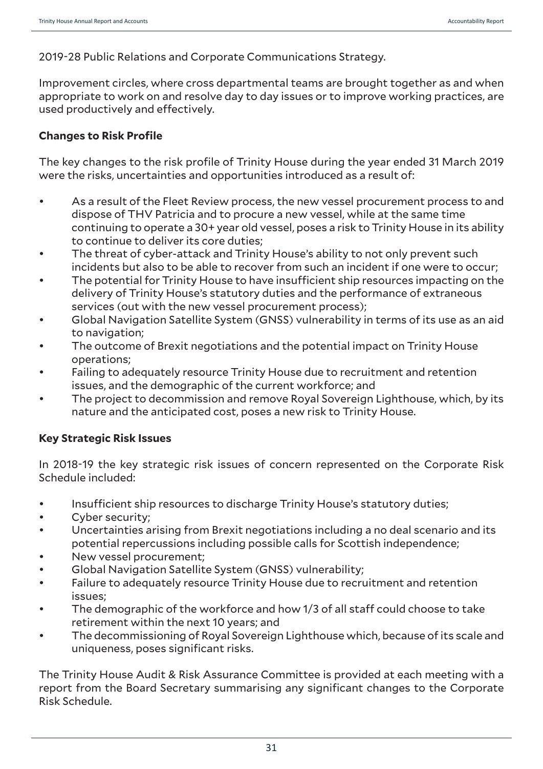2019-28 Public Relations and Corporate Communications Strategy.

Improvement circles, where cross departmental teams are brought together as and when appropriate to work on and resolve day to day issues or to improve working practices, are used productively and effectively.

**Changes to Risk Profile**

The key changes to the risk profile of Trinity House during the year ended 31 March 2019 were the risks, uncertainties and opportunities introduced as a result of:

- As a result of the Fleet Review process, the new vessel procurement process to and dispose of THV Patricia and to procure a new vessel, while at the same time continuing to operate a 30+ year old vessel, poses a risk to Trinity House in its ability to continue to deliver its core duties;
- The threat of cyber-attack and Trinity House's ability to not only prevent such incidents but also to be able to recover from such an incident if one were to occur;
- The potential for Trinity House to have insufficient ship resources impacting on the delivery of Trinity House's statutory duties and the performance of extraneous services (out with the new vessel procurement process);
- Global Navigation Satellite System (GNSS) vulnerability in terms of its use as an aid to navigation;
- The outcome of Brexit negotiations and the potential impact on Trinity House operations;
- Failing to adequately resource Trinity House due to recruitment and retention issues, and the demographic of the current workforce; and
- The project to decommission and remove Royal Sovereign Lighthouse, which, by its nature and the anticipated cost, poses a new risk to Trinity House.

**Key Strategic Risk Issues**

In 2018-19 the key strategic risk issues of concern represented on the Corporate Risk Schedule included:

- Insufficient ship resources to discharge Trinity House's statutory duties;
- Cyber security;
- Uncertainties arising from Brexit negotiations including a no deal scenario and its potential repercussions including possible calls for Scottish independence;
- New vessel procurement;
- Global Navigation Satellite System (GNSS) vulnerability;
- Failure to adequately resource Trinity House due to recruitment and retention issues;
- The demographic of the workforce and how 1/3 of all staff could choose to take retirement within the next 10 years; and
- The decommissioning of Royal Sovereign Lighthouse which, because of its scale and uniqueness, poses significant risks.

The Trinity House Audit & Risk Assurance Committee is provided at each meeting with a report from the Board Secretary summarising any significant changes to the Corporate Risk Schedule.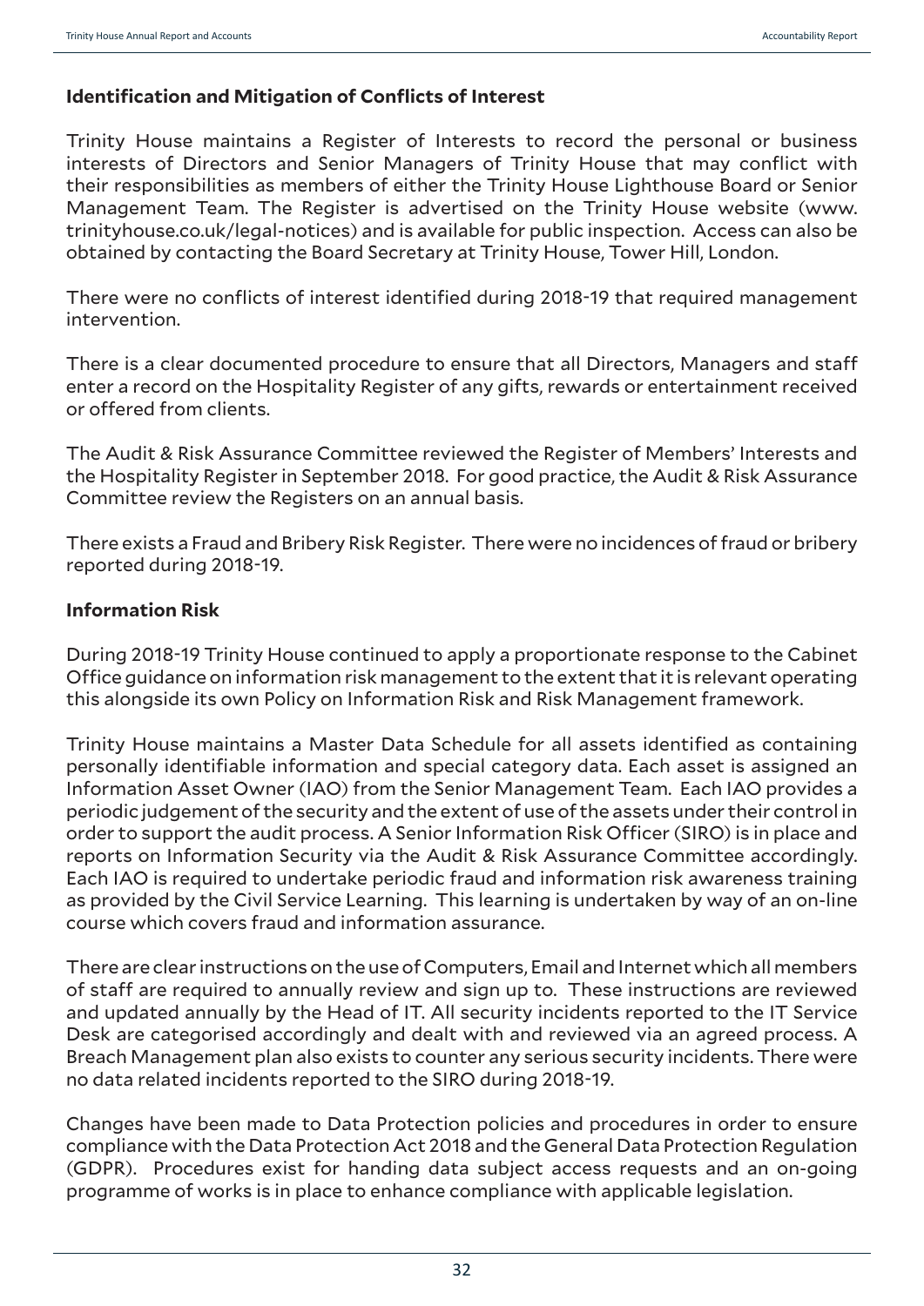**Identification and Mitigation of Conflicts of Interest**

Trinity House maintains a Register of Interests to record the personal or business interests of Directors and Senior Managers of Trinity House that may conflict with their responsibilities as members of either the Trinity House Lighthouse Board or Senior Management Team. The Register is advertised on the Trinity House website (www. trinityhouse.co.uk/legal-notices) and is available for public inspection. Access can also be obtained by contacting the Board Secretary at Trinity House, Tower Hill, London.

There were no conflicts of interest identified during 2018-19 that required management intervention.

There is a clear documented procedure to ensure that all Directors, Managers and staff enter a record on the Hospitality Register of any gifts, rewards or entertainment received or offered from clients.

The Audit & Risk Assurance Committee reviewed the Register of Members' Interests and the Hospitality Register in September 2018. For good practice, the Audit & Risk Assurance Committee review the Registers on an annual basis.

There exists a Fraud and Bribery Risk Register. There were no incidences of fraud or bribery reported during 2018-19.

**Information Risk**

During 2018-19 Trinity House continued to apply a proportionate response to the Cabinet Office guidance on information risk management to the extent that it is relevant operating this alongside its own Policy on Information Risk and Risk Management framework.

Trinity House maintains a Master Data Schedule for all assets identified as containing personally identifiable information and special category data. Each asset is assigned an Information Asset Owner (IAO) from the Senior Management Team. Each IAO provides a periodic judgement of the security and the extent of use of the assets under their control in order to support the audit process. A Senior Information Risk Officer (SIRO) is in place and reports on Information Security via the Audit & Risk Assurance Committee accordingly. Each IAO is required to undertake periodic fraud and information risk awareness training as provided by the Civil Service Learning. This learning is undertaken by way of an on-line course which covers fraud and information assurance.

There are clear instructions on the use of Computers, Email and Internet which all members of staff are required to annually review and sign up to. These instructions are reviewed and updated annually by the Head of IT. All security incidents reported to the IT Service Desk are categorised accordingly and dealt with and reviewed via an agreed process. A Breach Management plan also exists to counter any serious security incidents. There were no data related incidents reported to the SIRO during 2018-19.

Changes have been made to Data Protection policies and procedures in order to ensure compliance with the Data Protection Act 2018 and the General Data Protection Regulation (GDPR). Procedures exist for handing data subject access requests and an on-going programme of works is in place to enhance compliance with applicable legislation.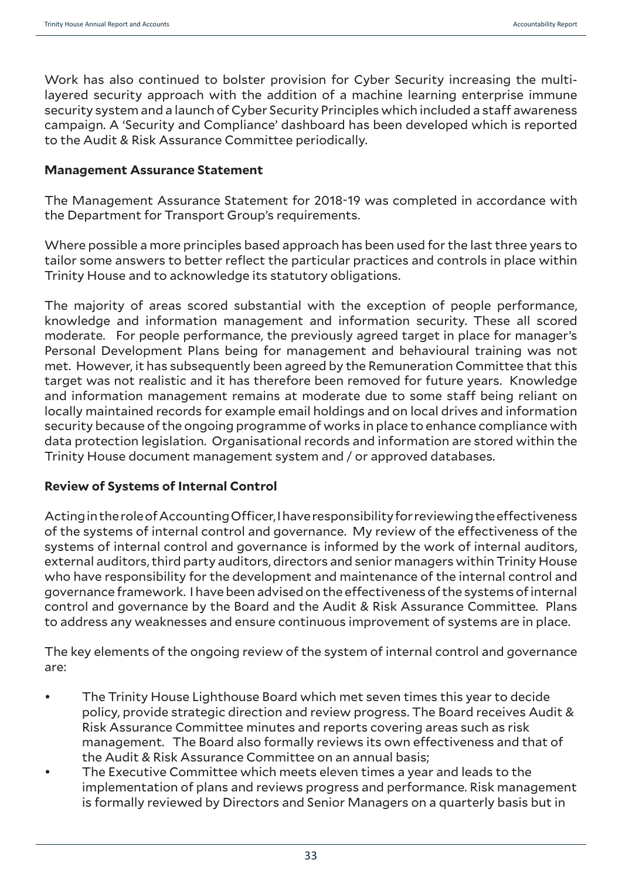Work has also continued to bolster provision for Cyber Security increasing the multi-layered security approach with the addition of a machine learning enterprise immune security system and a launch of Cyber Security Principles which included a staff awareness campaign. A 'Security and Compliance' dashboard has been developed which is reported to the Audit & Risk Assurance Committee periodically.

**Management Assurance Statement**

The Management Assurance Statement for 2018-19 was completed in accordance with the Department for Transport Group's requirements.

Where possible a more principles based approach has been used for the last three years to tailor some answers to better reflect the particular practices and controls in place within Trinity House and to acknowledge its statutory obligations.

The majority of areas scored substantial with the exception of people performance, knowledge and information management and information security. These all scored moderate. For people performance, the previously agreed target in place for manager's Personal Development Plans being for management and behavioural training was not met. However, it has subsequently been agreed by the Remuneration Committee that this target was not realistic and it has therefore been removed for future years. Knowledge and information management remains at moderate due to some staff being reliant on locally maintained records for example email holdings and on local drives and information security because of the ongoing programme of works in place to enhance compliance with data protection legislation. Organisational records and information are stored within the Trinity House document management system and / or approved databases.

**Review of Systems of Internal Control**

Acting in the role of Accounting Officer, I have responsibility for reviewing the effectiveness of the systems of internal control and governance. My review of the effectiveness of the systems of internal control and governance is informed by the work of internal auditors, external auditors, third party auditors, directors and senior managers within Trinity House who have responsibility for the development and maintenance of the internal control and governance framework. I have been advised on the effectiveness of the systems of internal control and governance by the Board and the Audit & Risk Assurance Committee. Plans to address any weaknesses and ensure continuous improvement of systems are in place.

The key elements of the ongoing review of the system of internal control and governance are:

- The Trinity House Lighthouse Board which met seven times this year to decide policy, provide strategic direction and review progress. The Board receives Audit & Risk Assurance Committee minutes and reports covering areas such as risk management. The Board also formally reviews its own effectiveness and that of the Audit & Risk Assurance Committee on an annual basis;
- The Executive Committee which meets eleven times a year and leads to the implementation of plans and reviews progress and performance. Risk management is formally reviewed by Directors and Senior Managers on a quarterly basis but in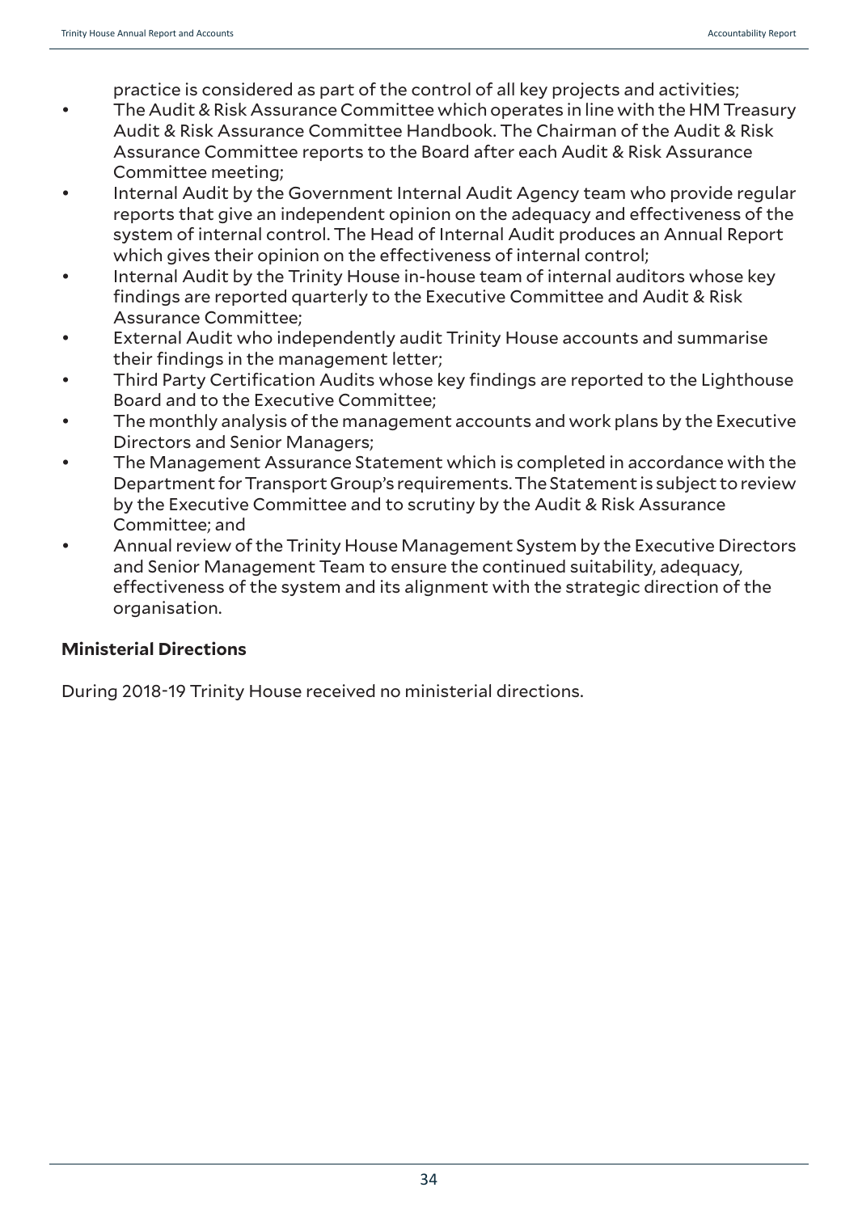practice is considered as part of the control of all key projects and activities;

- The Audit & Risk Assurance Committee which operates in line with the HM Treasury Audit & Risk Assurance Committee Handbook. The Chairman of the Audit & Risk Assurance Committee reports to the Board after each Audit & Risk Assurance Committee meeting;
- Internal Audit by the Government Internal Audit Agency team who provide regular reports that give an independent opinion on the adequacy and effectiveness of the system of internal control. The Head of Internal Audit produces an Annual Report which gives their opinion on the effectiveness of internal control;
- Internal Audit by the Trinity House in-house team of internal auditors whose key findings are reported quarterly to the Executive Committee and Audit & Risk Assurance Committee;
- External Audit who independently audit Trinity House accounts and summarise their findings in the management letter;
- Third Party Certification Audits whose key findings are reported to the Lighthouse Board and to the Executive Committee;
- The monthly analysis of the management accounts and work plans by the Executive Directors and Senior Managers;
- The Management Assurance Statement which is completed in accordance with the Department for Transport Group's requirements. The Statement is subject to review by the Executive Committee and to scrutiny by the Audit & Risk Assurance Committee; and
- Annual review of the Trinity House Management System by the Executive Directors and Senior Management Team to ensure the continued suitability, adequacy, effectiveness of the system and its alignment with the strategic direction of the organisation.

**Ministerial Directions**

During 2018-19 Trinity House received no ministerial directions.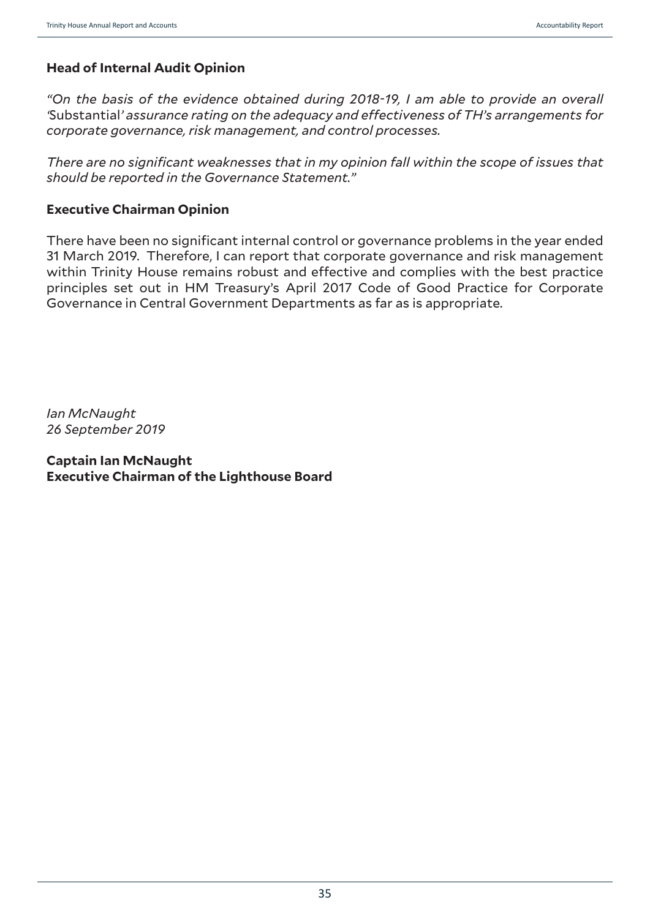### Head of Internal Audit Opinion

*"On the basis of the evidence obtained during 2018-19, I am able to provide an overall '*Substantial*' assurance rating on the adequacy and effectiveness of TH's arrangements for corporate governance, risk management, and control processes.*

*There are no significant weaknesses that in my opinion fall within the scope of issues that should be reported in the Governance Statement."*

### Executive Chairman Opinion

There have been no significant internal control or governance problems in the year ended 31 March 2019. Therefore, I can report that corporate governance and risk management within Trinity House remains robust and effective and complies with the best practice principles set out in HM Treasury's April 2017 Code of Good Practice for Corporate Governance in Central Government Departments as far as is appropriate.

*Ian McNaught*
*26 September 2019*

**Captain Ian McNaught**
**Executive Chairman of the Lighthouse Board**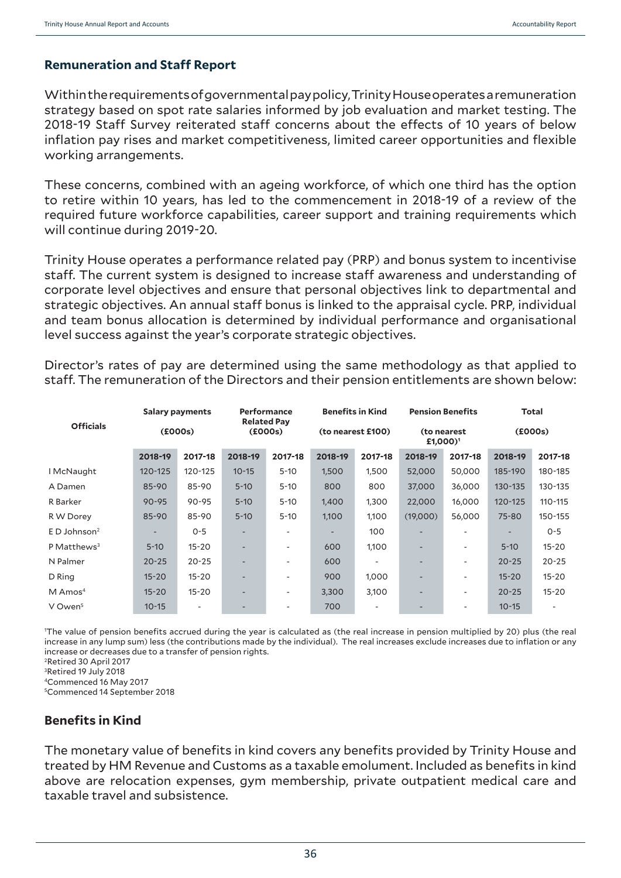## Remuneration and Staff Report

Within the requirements of governmental pay policy, Trinity House operates a remuneration strategy based on spot rate salaries informed by job evaluation and market testing. The 2018-19 Staff Survey reiterated staff concerns about the effects of 10 years of below inflation pay rises and market competitiveness, limited career opportunities and flexible working arrangements.

These concerns, combined with an ageing workforce, of which one third has the option to retire within 10 years, has led to the commencement in 2018-19 of a review of the required future workforce capabilities, career support and training requirements which will continue during 2019-20.

Trinity House operates a performance related pay (PRP) and bonus system to incentivise staff. The current system is designed to increase staff awareness and understanding of corporate level objectives and ensure that personal objectives link to departmental and strategic objectives. An annual staff bonus is linked to the appraisal cycle. PRP, individual and team bonus allocation is determined by individual performance and organisational level success against the year's corporate strategic objectives.

Director's rates of pay are determined using the same methodology as that applied to staff. The remuneration of the Directors and their pension entitlements are shown below:

| Officials | Salary payments (£000s) | | Performance Related Pay (£000s) | | Benefits in Kind (to nearest £100) | | Pension Benefits (to nearest £1,000)[1] | | Total (£000s) | |
|---|---|---|---|---|---|---|---|---|---|---|
| | 2018-19 | 2017-18 | 2018-19 | 2017-18 | 2018-19 | 2017-18 | 2018-19 | 2017-18 | 2018-19 | 2017-18 |
| I McNaught | 120-125 | 120-125 | 10-15 | 5-10 | 1,500 | 1,500 | 52,000 | 50,000 | 185-190 | 180-185 |
| A Damen | 85-90 | 85-90 | 5-10 | 5-10 | 800 | 800 | 37,000 | 36,000 | 130-135 | 130-135 |
| R Barker | 90-95 | 90-95 | 5-10 | 5-10 | 1,400 | 1,300 | 22,000 | 16,000 | 120-125 | 110-115 |
| R W Dorey | 85-90 | 85-90 | 5-10 | 5-10 | 1,100 | 1,100 | (19,000) | 56,000 | 75-80 | 150-155 |
| E D Johnson[2] | - | 0-5 | - | - | - | 100 | - | - | - | 0-5 |
| P Matthews[3] | 5-10 | 15-20 | - | - | 600 | 1,100 | - | - | 5-10 | 15-20 |
| N Palmer | 20-25 | 20-25 | - | - | 600 | - | - | - | 20-25 | 20-25 |
| D Ring | 15-20 | 15-20 | - | - | 900 | 1,000 | - | - | 15-20 | 15-20 |
| M Amos[4] | 15-20 | 15-20 | - | - | 3,300 | 3,100 | - | - | 20-25 | 15-20 |
| V Owen[5] | 10-15 | - | - | - | 700 | - | - | - | 10-15 | - |

[1]The value of pension benefits accrued during the year is calculated as (the real increase in pension multiplied by 20) plus (the real increase in any lump sum) less (the contributions made by the individual). The real increases exclude increases due to inflation or any increase or decreases due to a transfer of pension rights.
[2]Retired 30 April 2017
[3]Retired 19 July 2018
[4]Commenced 16 May 2017
[5]Commenced 14 September 2018

## Benefits in Kind

The monetary value of benefits in kind covers any benefits provided by Trinity House and treated by HM Revenue and Customs as a taxable emolument. Included as benefits in kind above are relocation expenses, gym membership, private outpatient medical care and taxable travel and subsistence.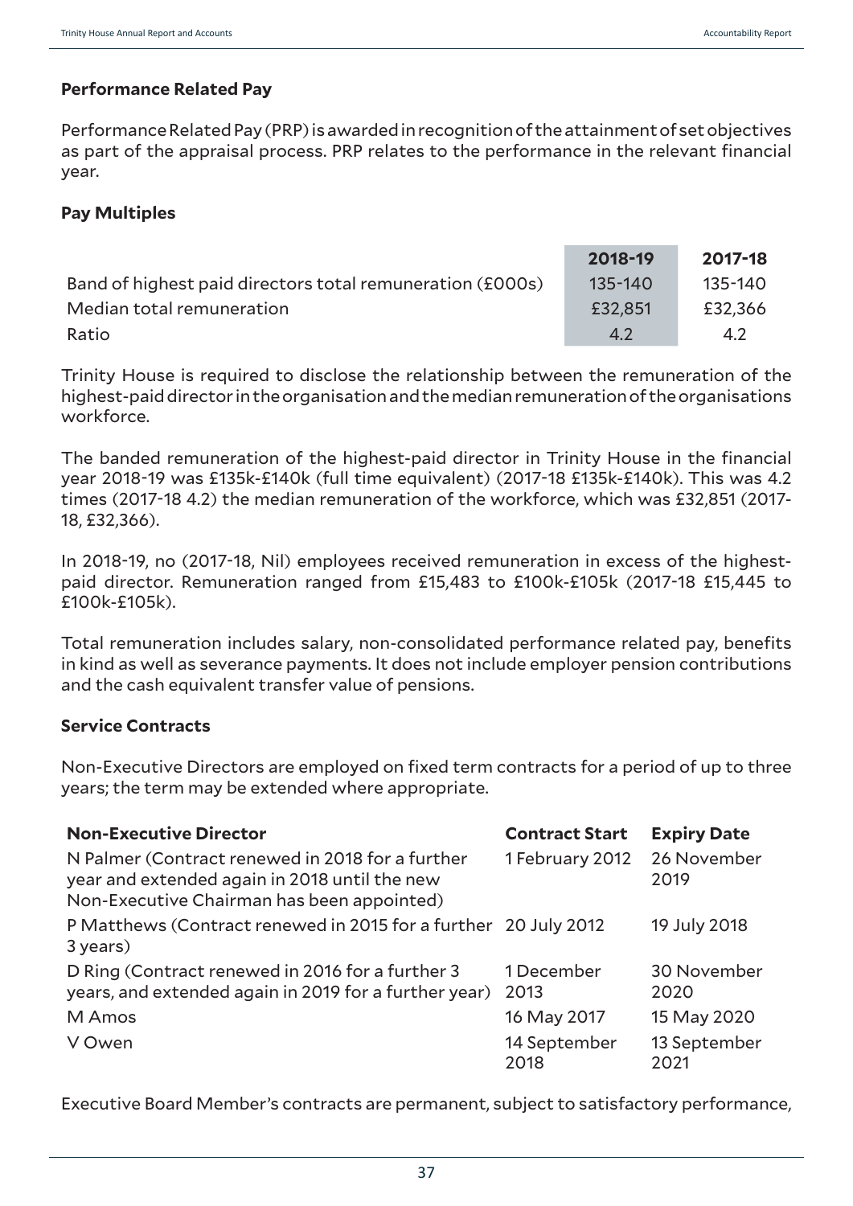### Performance Related Pay

Performance Related Pay (PRP) is awarded in recognition of the attainment of set objectives as part of the appraisal process. PRP relates to the performance in the relevant financial year.

### Pay Multiples

| | 2018-19 | 2017-18 |
|---|---|---|
| Band of highest paid directors total remuneration (£000s) | 135-140 | 135-140 |
| Median total remuneration | £32,851 | £32,366 |
| Ratio | 4.2 | 4.2 |

Trinity House is required to disclose the relationship between the remuneration of the highest-paid director in the organisation and the median remuneration of the organisations workforce.

The banded remuneration of the highest-paid director in Trinity House in the financial year 2018-19 was £135k-£140k (full time equivalent) (2017-18 £135k-£140k). This was 4.2 times (2017-18 4.2) the median remuneration of the workforce, which was £32,851 (2017-18, £32,366).

In 2018-19, no (2017-18, Nil) employees received remuneration in excess of the highest-paid director. Remuneration ranged from £15,483 to £100k-£105k (2017-18 £15,445 to £100k-£105k).

Total remuneration includes salary, non-consolidated performance related pay, benefits in kind as well as severance payments. It does not include employer pension contributions and the cash equivalent transfer value of pensions.

### Service Contracts

Non-Executive Directors are employed on fixed term contracts for a period of up to three years; the term may be extended where appropriate.

| Non-Executive Director | Contract Start | Expiry Date |
|---|---|---|
| N Palmer (Contract renewed in 2018 for a further year and extended again in 2018 until the new Non-Executive Chairman has been appointed) | 1 February 2012 | 26 November 2019 |
| P Matthews (Contract renewed in 2015 for a further 3 years) | 20 July 2012 | 19 July 2018 |
| D Ring (Contract renewed in 2016 for a further 3 years, and extended again in 2019 for a further year) | 1 December 2013 | 30 November 2020 |
| M Amos | 16 May 2017 | 15 May 2020 |
| V Owen | 14 September 2018 | 13 September 2021 |

Executive Board Member's contracts are permanent, subject to satisfactory performance,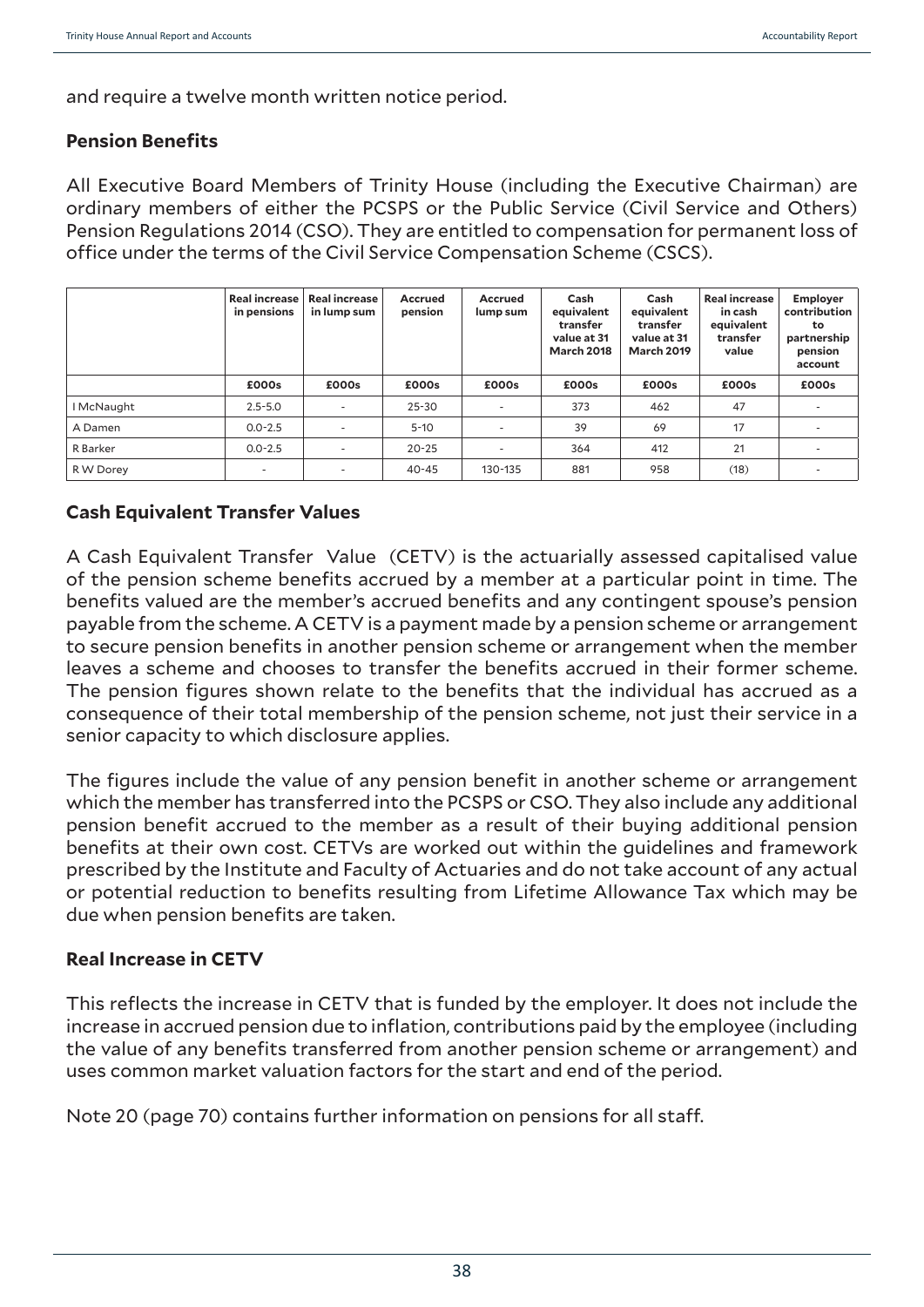and require a twelve month written notice period.

### Pension Benefits

All Executive Board Members of Trinity House (including the Executive Chairman) are ordinary members of either the PCSPS or the Public Service (Civil Service and Others) Pension Regulations 2014 (CSO). They are entitled to compensation for permanent loss of office under the terms of the Civil Service Compensation Scheme (CSCS).

| | Real increase in pensions | Real increase in lump sum | Accrued pension | Accrued lump sum | Cash equivalent transfer value at 31 March 2018 | Cash equivalent transfer value at 31 March 2019 | Real increase in cash equivalent transfer value | Employer contribution to partnership pension account |
|---|---|---|---|---|---|---|---|---|
| | £000s | £000s | £000s | £000s | £000s | £000s | £000s | £000s |
| I McNaught | 2.5-5.0 | - | 25-30 | - | 373 | 462 | 47 | - |
| A Damen | 0.0-2.5 | - | 5-10 | - | 39 | 69 | 17 | - |
| R Barker | 0.0-2.5 | - | 20-25 | - | 364 | 412 | 21 | - |
| R W Dorey | - | - | 40-45 | 130-135 | 881 | 958 | (18) | - |

### Cash Equivalent Transfer Values

A Cash Equivalent Transfer Value (CETV) is the actuarially assessed capitalised value of the pension scheme benefits accrued by a member at a particular point in time. The benefits valued are the member's accrued benefits and any contingent spouse's pension payable from the scheme. A CETV is a payment made by a pension scheme or arrangement to secure pension benefits in another pension scheme or arrangement when the member leaves a scheme and chooses to transfer the benefits accrued in their former scheme. The pension figures shown relate to the benefits that the individual has accrued as a consequence of their total membership of the pension scheme, not just their service in a senior capacity to which disclosure applies.

The figures include the value of any pension benefit in another scheme or arrangement which the member has transferred into the PCSPS or CSO. They also include any additional pension benefit accrued to the member as a result of their buying additional pension benefits at their own cost. CETVs are worked out within the guidelines and framework prescribed by the Institute and Faculty of Actuaries and do not take account of any actual or potential reduction to benefits resulting from Lifetime Allowance Tax which may be due when pension benefits are taken.

### Real Increase in CETV

This reflects the increase in CETV that is funded by the employer. It does not include the increase in accrued pension due to inflation, contributions paid by the employee (including the value of any benefits transferred from another pension scheme or arrangement) and uses common market valuation factors for the start and end of the period.

Note 20 (page 70) contains further information on pensions for all staff.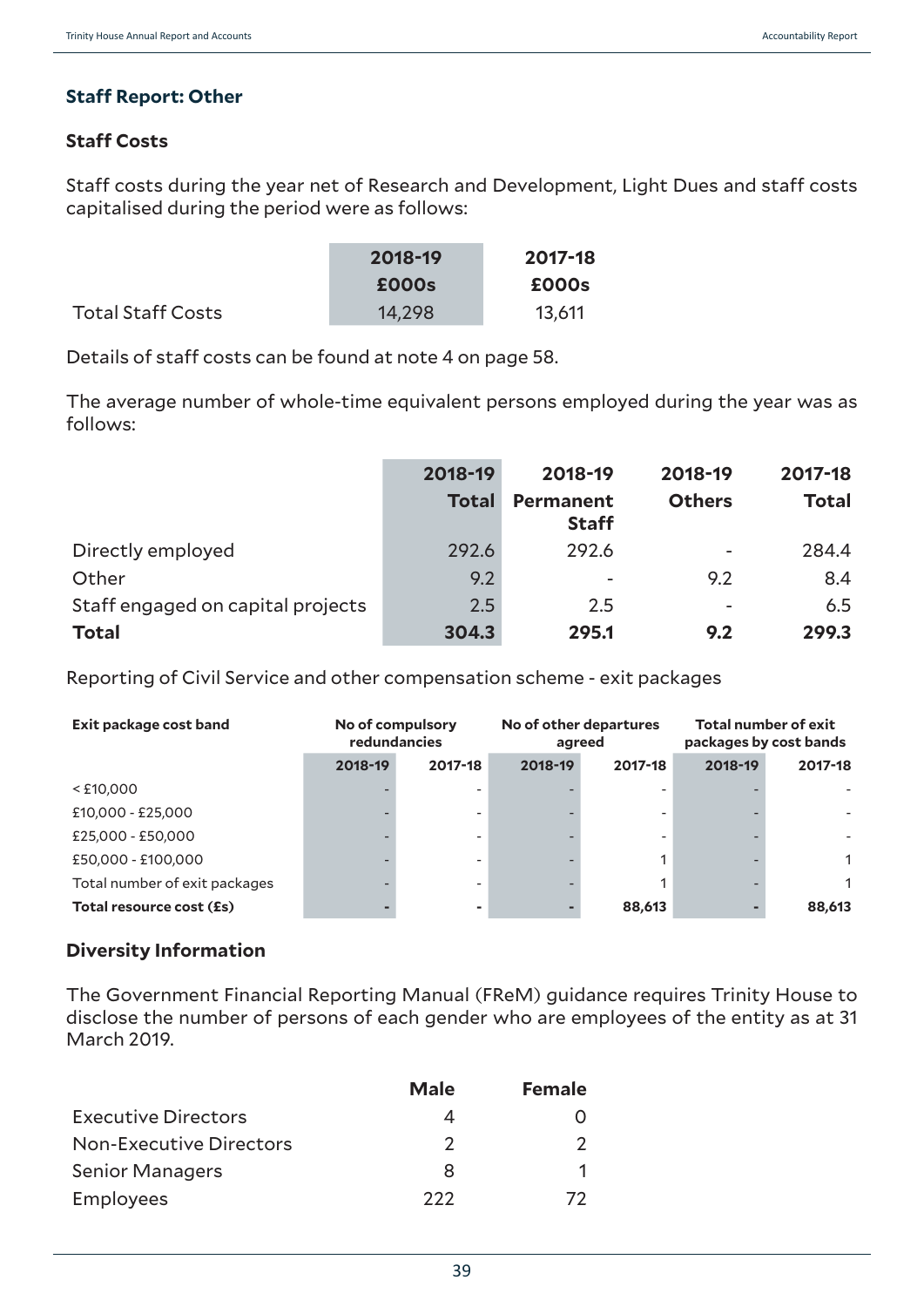## Staff Report: Other

### Staff Costs

Staff costs during the year net of Research and Development, Light Dues and staff costs capitalised during the period were as follows:

| | 2018-19 £000s | 2017-18 £000s |
|---|---|---|
| Total Staff Costs | 14,298 | 13,611 |

Details of staff costs can be found at note 4 on page 58.

The average number of whole-time equivalent persons employed during the year was as follows:

| | 2018-19 Total | 2018-19 Permanent Staff | 2018-19 Others | 2017-18 Total |
|---|---|---|---|---|
| Directly employed | 292.6 | 292.6 | - | 284.4 |
| Other | 9.2 | - | 9.2 | 8.4 |
| Staff engaged on capital projects | 2.5 | 2.5 | - | 6.5 |
| **Total** | **304.3** | **295.1** | **9.2** | **299.3** |

Reporting of Civil Service and other compensation scheme - exit packages

| Exit package cost band | No of compulsory redundancies | | No of other departures agreed | | Total number of exit packages by cost bands | |
|---|---|---|---|---|---|---|
| | 2018-19 | 2017-18 | 2018-19 | 2017-18 | 2018-19 | 2017-18 |
| < £10,000 | - | - | - | - | - | - |
| £10,000 - £25,000 | - | - | - | - | - | - |
| £25,000 - £50,000 | - | - | - | - | - | - |
| £50,000 - £100,000 | - | - | - | 1 | - | 1 |
| Total number of exit packages | - | - | - | 1 | - | 1 |
| **Total resource cost (£s)** | **-** | **-** | **-** | **88,613** | **-** | **88,613** |

### Diversity Information

The Government Financial Reporting Manual (FReM) guidance requires Trinity House to disclose the number of persons of each gender who are employees of the entity as at 31 March 2019.

| | Male | Female |
|---|---|---|
| Executive Directors | 4 | 0 |
| Non-Executive Directors | 2 | 2 |
| Senior Managers | 8 | 1 |
| Employees | 222 | 72 |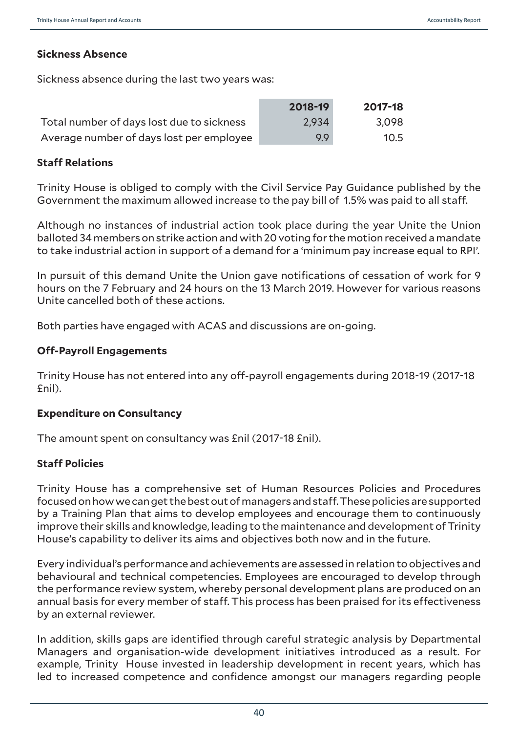### Sickness Absence

Sickness absence during the last two years was:

| | 2018-19 | 2017-18 |
|---|---|---|
| Total number of days lost due to sickness | 2,934 | 3,098 |
| Average number of days lost per employee | 9.9 | 10.5 |

### Staff Relations

Trinity House is obliged to comply with the Civil Service Pay Guidance published by the Government the maximum allowed increase to the pay bill of 1.5% was paid to all staff.

Although no instances of industrial action took place during the year Unite the Union balloted 34 members on strike action and with 20 voting for the motion received a mandate to take industrial action in support of a demand for a 'minimum pay increase equal to RPI'.

In pursuit of this demand Unite the Union gave notifications of cessation of work for 9 hours on the 7 February and 24 hours on the 13 March 2019. However for various reasons Unite cancelled both of these actions.

Both parties have engaged with ACAS and discussions are on-going.

### Off-Payroll Engagements

Trinity House has not entered into any off-payroll engagements during 2018-19 (2017-18 £nil).

### Expenditure on Consultancy

The amount spent on consultancy was £nil (2017-18 £nil).

### Staff Policies

Trinity House has a comprehensive set of Human Resources Policies and Procedures focused on how we can get the best out of managers and staff. These policies are supported by a Training Plan that aims to develop employees and encourage them to continuously improve their skills and knowledge, leading to the maintenance and development of Trinity House's capability to deliver its aims and objectives both now and in the future.

Every individual's performance and achievements are assessed in relation to objectives and behavioural and technical competencies. Employees are encouraged to develop through the performance review system, whereby personal development plans are produced on an annual basis for every member of staff. This process has been praised for its effectiveness by an external reviewer.

In addition, skills gaps are identified through careful strategic analysis by Departmental Managers and organisation-wide development initiatives introduced as a result. For example, Trinity House invested in leadership development in recent years, which has led to increased competence and confidence amongst our managers regarding people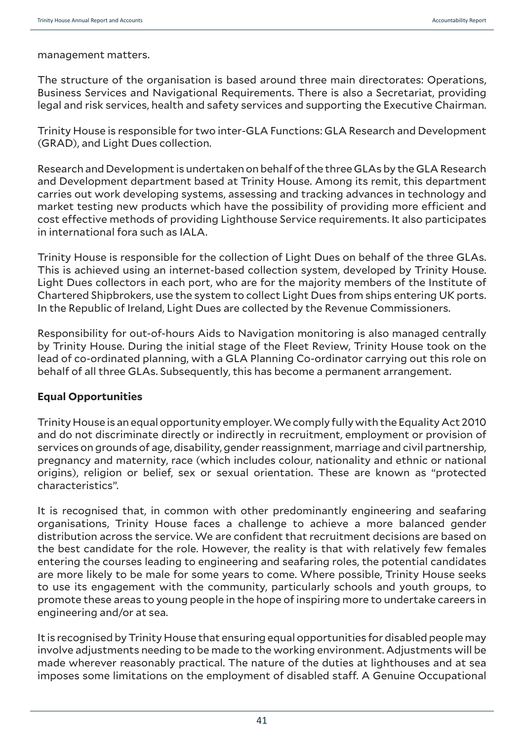management matters.

The structure of the organisation is based around three main directorates: Operations, Business Services and Navigational Requirements. There is also a Secretariat, providing legal and risk services, health and safety services and supporting the Executive Chairman.

Trinity House is responsible for two inter-GLA Functions: GLA Research and Development (GRAD), and Light Dues collection.

Research and Development is undertaken on behalf of the three GLAs by the GLA Research and Development department based at Trinity House. Among its remit, this department carries out work developing systems, assessing and tracking advances in technology and market testing new products which have the possibility of providing more efficient and cost effective methods of providing Lighthouse Service requirements. It also participates in international fora such as IALA.

Trinity House is responsible for the collection of Light Dues on behalf of the three GLAs. This is achieved using an internet-based collection system, developed by Trinity House. Light Dues collectors in each port, who are for the majority members of the Institute of Chartered Shipbrokers, use the system to collect Light Dues from ships entering UK ports. In the Republic of Ireland, Light Dues are collected by the Revenue Commissioners.

Responsibility for out-of-hours Aids to Navigation monitoring is also managed centrally by Trinity House. During the initial stage of the Fleet Review, Trinity House took on the lead of co-ordinated planning, with a GLA Planning Co-ordinator carrying out this role on behalf of all three GLAs. Subsequently, this has become a permanent arrangement.

**Equal Opportunities**

Trinity House is an equal opportunity employer. We comply fully with the Equality Act 2010 and do not discriminate directly or indirectly in recruitment, employment or provision of services on grounds of age, disability, gender reassignment, marriage and civil partnership, pregnancy and maternity, race (which includes colour, nationality and ethnic or national origins), religion or belief, sex or sexual orientation. These are known as "protected characteristics".

It is recognised that, in common with other predominantly engineering and seafaring organisations, Trinity House faces a challenge to achieve a more balanced gender distribution across the service. We are confident that recruitment decisions are based on the best candidate for the role. However, the reality is that with relatively few females entering the courses leading to engineering and seafaring roles, the potential candidates are more likely to be male for some years to come. Where possible, Trinity House seeks to use its engagement with the community, particularly schools and youth groups, to promote these areas to young people in the hope of inspiring more to undertake careers in engineering and/or at sea.

It is recognised by Trinity House that ensuring equal opportunities for disabled people may involve adjustments needing to be made to the working environment. Adjustments will be made wherever reasonably practical. The nature of the duties at lighthouses and at sea imposes some limitations on the employment of disabled staff. A Genuine Occupational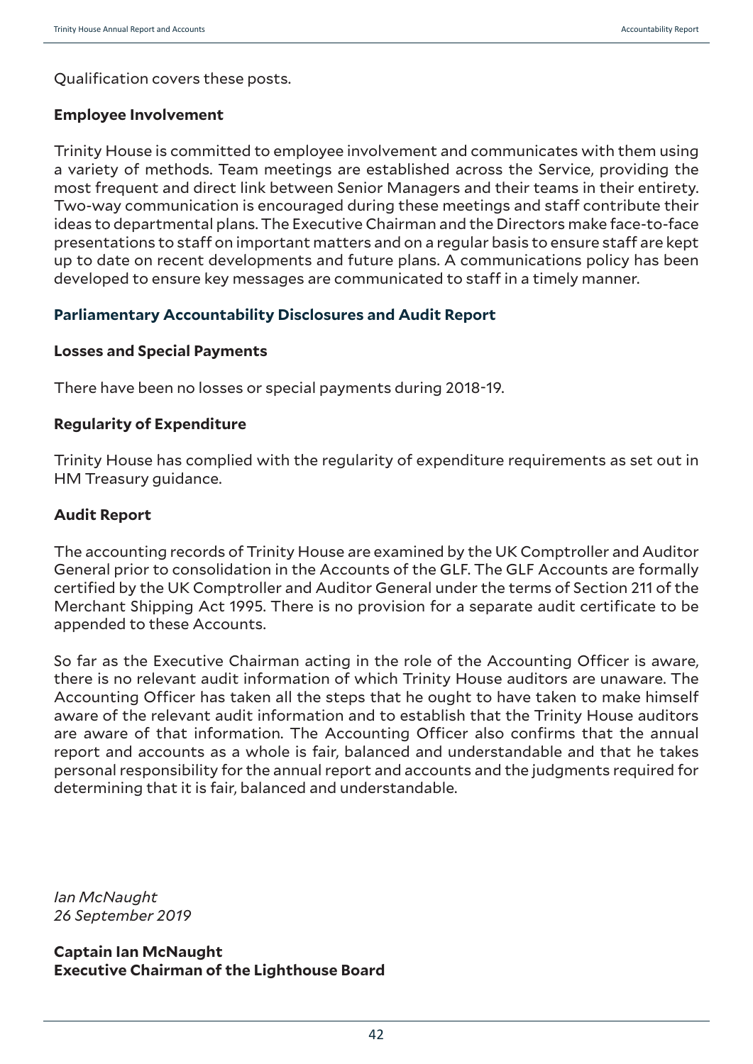Qualification covers these posts.

**Employee Involvement**

Trinity House is committed to employee involvement and communicates with them using a variety of methods. Team meetings are established across the Service, providing the most frequent and direct link between Senior Managers and their teams in their entirety. Two-way communication is encouraged during these meetings and staff contribute their ideas to departmental plans. The Executive Chairman and the Directors make face-to-face presentations to staff on important matters and on a regular basis to ensure staff are kept up to date on recent developments and future plans. A communications policy has been developed to ensure key messages are communicated to staff in a timely manner.

## Parliamentary Accountability Disclosures and Audit Report

**Losses and Special Payments**

There have been no losses or special payments during 2018-19.

**Regularity of Expenditure**

Trinity House has complied with the regularity of expenditure requirements as set out in HM Treasury guidance.

**Audit Report**

The accounting records of Trinity House are examined by the UK Comptroller and Auditor General prior to consolidation in the Accounts of the GLF. The GLF Accounts are formally certified by the UK Comptroller and Auditor General under the terms of Section 211 of the Merchant Shipping Act 1995. There is no provision for a separate audit certificate to be appended to these Accounts.

So far as the Executive Chairman acting in the role of the Accounting Officer is aware, there is no relevant audit information of which Trinity House auditors are unaware. The Accounting Officer has taken all the steps that he ought to have taken to make himself aware of the relevant audit information and to establish that the Trinity House auditors are aware of that information. The Accounting Officer also confirms that the annual report and accounts as a whole is fair, balanced and understandable and that he takes personal responsibility for the annual report and accounts and the judgments required for determining that it is fair, balanced and understandable.

*Ian McNaught*
*26 September 2019*

**Captain Ian McNaught**
**Executive Chairman of the Lighthouse Board**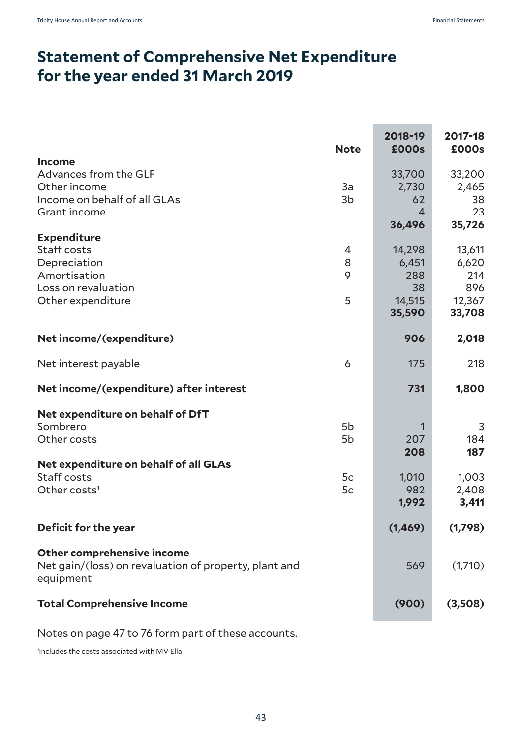# Statement of Comprehensive Net Expenditure for the year ended 31 March 2019

| | Note | 2018-19 £000s | 2017-18 £000s |
|---|---|---|---|
| **Income** | | | |
| Advances from the GLF | | 33,700 | 33,200 |
| Other income | 3a | 2,730 | 2,465 |
| Income on behalf of all GLAs | 3b | 62 | 38 |
| Grant income | | 4 | 23 |
| | | **36,496** | **35,726** |
| **Expenditure** | | | |
| Staff costs | 4 | 14,298 | 13,611 |
| Depreciation | 8 | 6,451 | 6,620 |
| Amortisation | 9 | 288 | 214 |
| Loss on revaluation | | 38 | 896 |
| Other expenditure | 5 | 14,515 | 12,367 |
| | | **35,590** | **33,708** |
| **Net income/(expenditure)** | | **906** | **2,018** |
| Net interest payable | 6 | 175 | 218 |
| **Net income/(expenditure) after interest** | | **731** | **1,800** |
| **Net expenditure on behalf of DfT** | | | |
| Sombrero | 5b | 1 | 3 |
| Other costs | 5b | 207 | 184 |
| | | **208** | **187** |
| **Net expenditure on behalf of all GLAs** | | | |
| Staff costs | 5c | 1,010 | 1,003 |
| Other costs[1] | 5c | 982 | 2,408 |
| | | **1,992** | **3,411** |
| **Deficit for the year** | | **(1,469)** | **(1,798)** |
| **Other comprehensive income** | | | |
| Net gain/(loss) on revaluation of property, plant and equipment | | 569 | (1,710) |
| **Total Comprehensive Income** | | **(900)** | **(3,508)** |

Notes on page 47 to 76 form part of these accounts.

[1]Includes the costs associated with MV Ella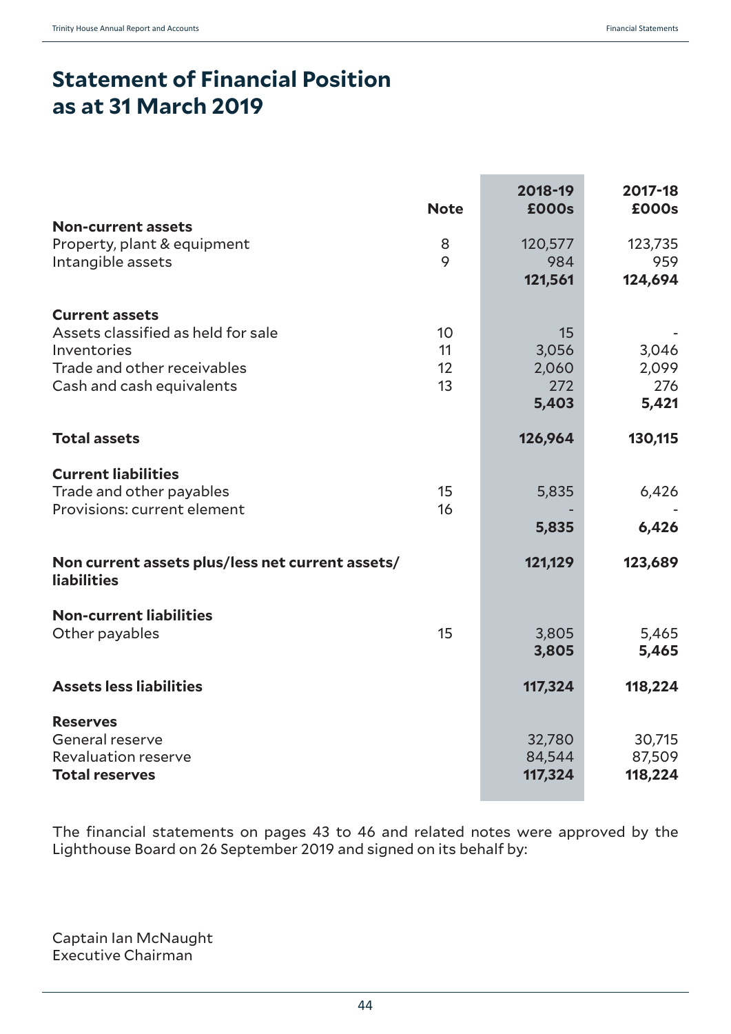# Statement of Financial Position as at 31 March 2019

| | Note | 2018-19 £000s | 2017-18 £000s |
|---|---|---|---|
| **Non-current assets** | | | |
| Property, plant & equipment | 8 | 120,577 | 123,735 |
| Intangible assets | 9 | 984 | 959 |
| | | **121,561** | **124,694** |
| **Current assets** | | | |
| Assets classified as held for sale | 10 | 15 | - |
| Inventories | 11 | 3,056 | 3,046 |
| Trade and other receivables | 12 | 2,060 | 2,099 |
| Cash and cash equivalents | 13 | 272 | 276 |
| | | **5,403** | **5,421** |
| **Total assets** | | **126,964** | **130,115** |
| **Current liabilities** | | | |
| Trade and other payables | 15 | 5,835 | 6,426 |
| Provisions: current element | 16 | - | - |
| | | **5,835** | **6,426** |
| **Non current assets plus/less net current assets/ liabilities** | | **121,129** | **123,689** |
| **Non-current liabilities** | | | |
| Other payables | 15 | 3,805 | 5,465 |
| | | **3,805** | **5,465** |
| **Assets less liabilities** | | **117,324** | **118,224** |
| **Reserves** | | | |
| General reserve | | 32,780 | 30,715 |
| Revaluation reserve | | 84,544 | 87,509 |
| **Total reserves** | | **117,324** | **118,224** |

The financial statements on pages 43 to 46 and related notes were approved by the Lighthouse Board on 26 September 2019 and signed on its behalf by:

Captain Ian McNaught
Executive Chairman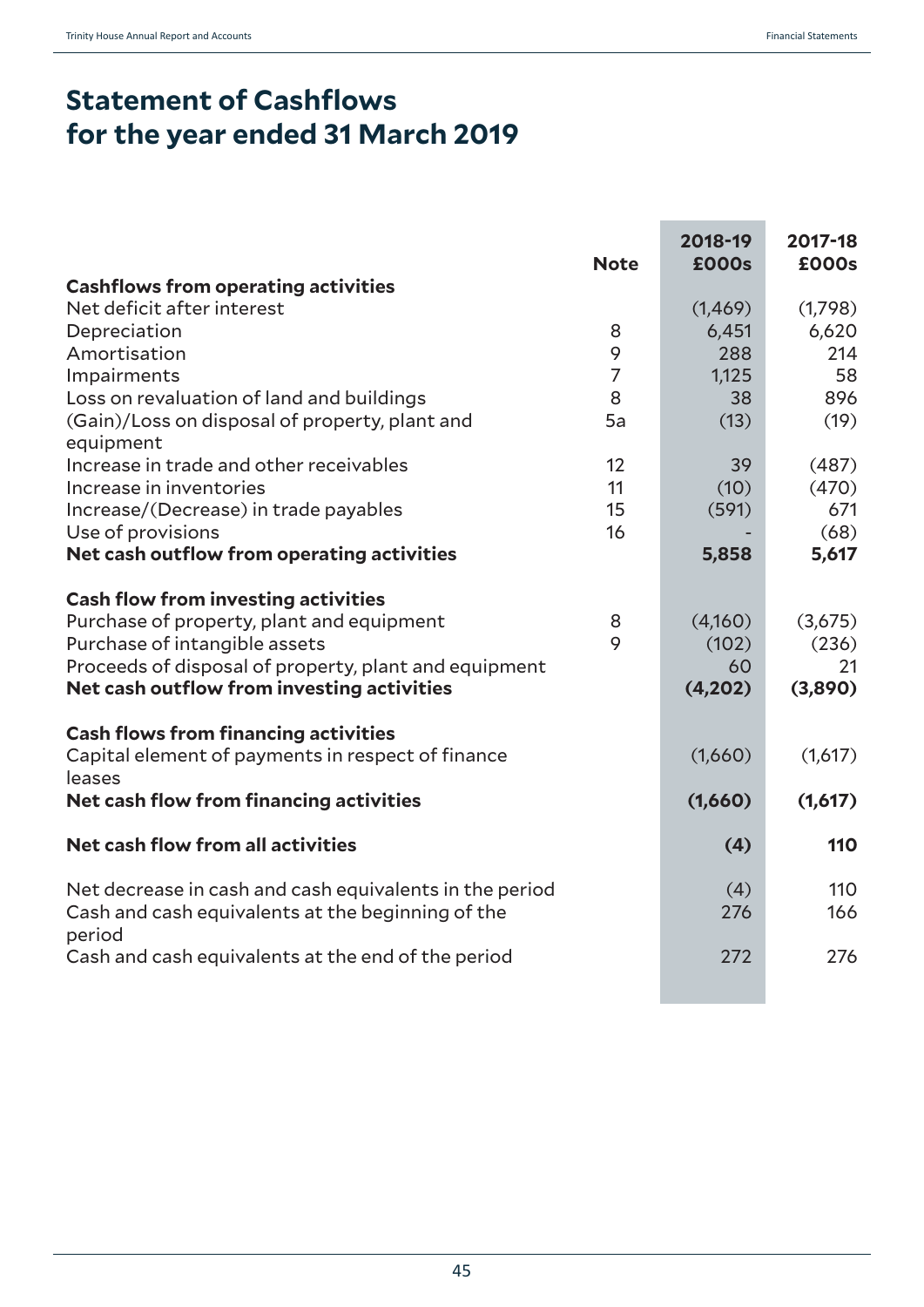# Statement of Cashflows for the year ended 31 March 2019

| | Note | 2018-19 £000s | 2017-18 £000s |
|---|---|---|---|
| **Cashflows from operating activities** | | | |
| Net deficit after interest | | (1,469) | (1,798) |
| Depreciation | 8 | 6,451 | 6,620 |
| Amortisation | 9 | 288 | 214 |
| Impairments | 7 | 1,125 | 58 |
| Loss on revaluation of land and buildings | 8 | 38 | 896 |
| (Gain)/Loss on disposal of property, plant and equipment | 5a | (13) | (19) |
| Increase in trade and other receivables | 12 | 39 | (487) |
| Increase in inventories | 11 | (10) | (470) |
| Increase/(Decrease) in trade payables | 15 | (591) | 671 |
| Use of provisions | 16 | - | (68) |
| **Net cash outflow from operating activities** | | **5,858** | **5,617** |
| | | | |
| **Cash flow from investing activities** | | | |
| Purchase of property, plant and equipment | 8 | (4,160) | (3,675) |
| Purchase of intangible assets | 9 | (102) | (236) |
| Proceeds of disposal of property, plant and equipment | | 60 | 21 |
| **Net cash outflow from investing activities** | | **(4,202)** | **(3,890)** |
| | | | |
| **Cash flows from financing activities** | | | |
| Capital element of payments in respect of finance leases | | (1,660) | (1,617) |
| **Net cash flow from financing activities** | | **(1,660)** | **(1,617)** |
| | | | |
| **Net cash flow from all activities** | | **(4)** | **110** |
| | | | |
| Net decrease in cash and cash equivalents in the period | | (4) | 110 |
| Cash and cash equivalents at the beginning of the period | | 276 | 166 |
| Cash and cash equivalents at the end of the period | | 272 | 276 |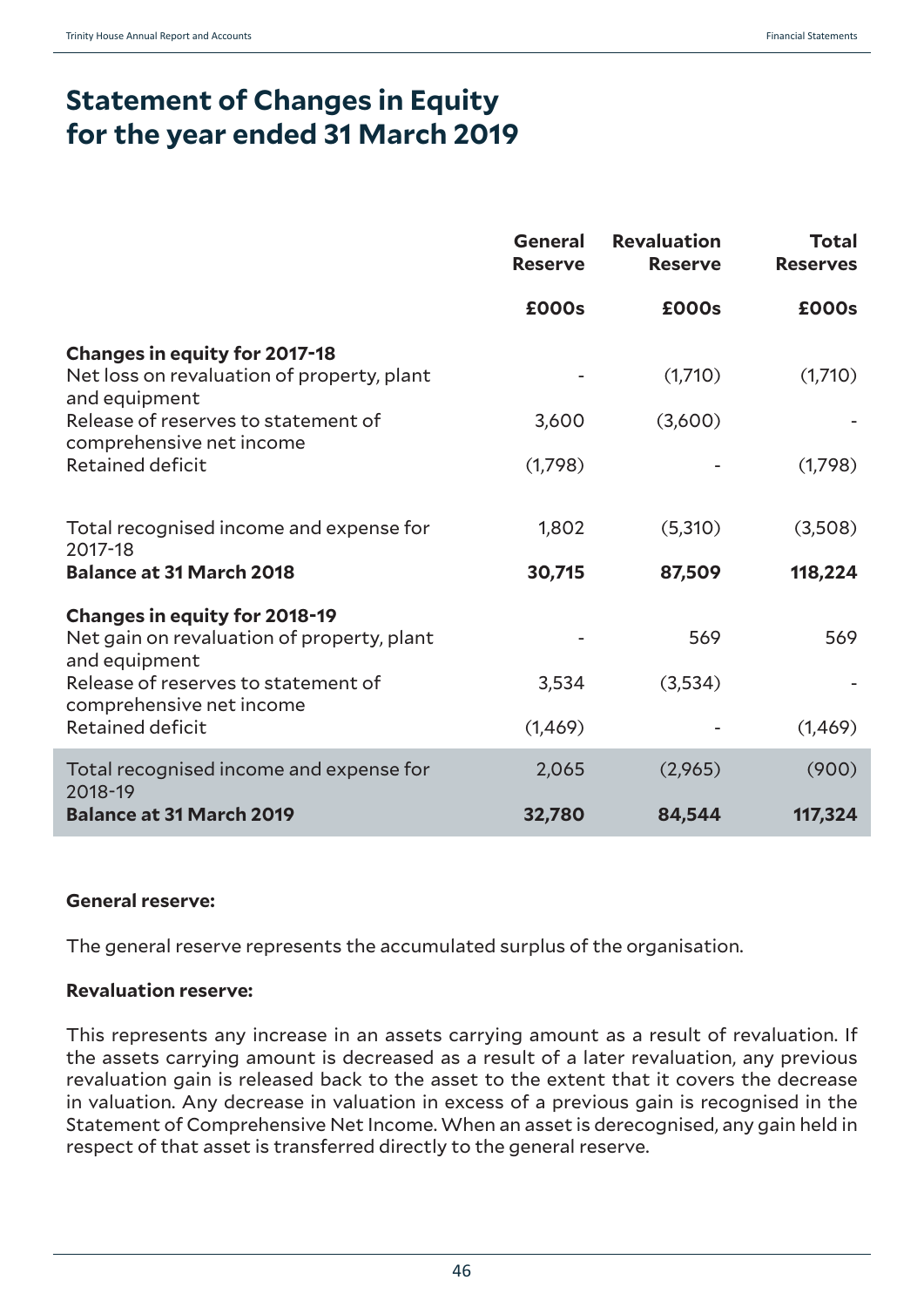# Statement of Changes in Equity for the year ended 31 March 2019

| | General Reserve | Revaluation Reserve | Total Reserves |
|---|---|---|---|
| | £000s | £000s | £000s |
| **Changes in equity for 2017-18** | | | |
| Net loss on revaluation of property, plant and equipment | - | (1,710) | (1,710) |
| Release of reserves to statement of comprehensive net income | 3,600 | (3,600) | - |
| Retained deficit | (1,798) | - | (1,798) |
| Total recognised income and expense for 2017-18 | 1,802 | (5,310) | (3,508) |
| **Balance at 31 March 2018** | **30,715** | **87,509** | **118,224** |
| **Changes in equity for 2018-19** | | | |
| Net gain on revaluation of property, plant and equipment | - | 569 | 569 |
| Release of reserves to statement of comprehensive net income | 3,534 | (3,534) | - |
| Retained deficit | (1,469) | - | (1,469) |
| Total recognised income and expense for 2018-19 | 2,065 | (2,965) | (900) |
| **Balance at 31 March 2019** | **32,780** | **84,544** | **117,324** |

**General reserve:**

The general reserve represents the accumulated surplus of the organisation.

**Revaluation reserve:**

This represents any increase in an assets carrying amount as a result of revaluation. If the assets carrying amount is decreased as a result of a later revaluation, any previous revaluation gain is released back to the asset to the extent that it covers the decrease in valuation. Any decrease in valuation in excess of a previous gain is recognised in the Statement of Comprehensive Net Income. When an asset is derecognised, any gain held in respect of that asset is transferred directly to the general reserve.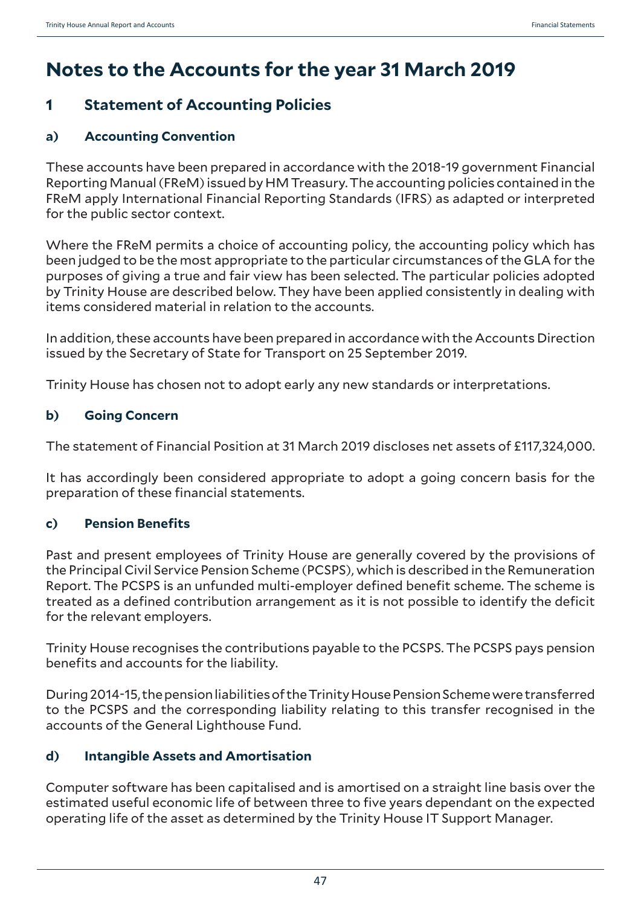# Notes to the Accounts for the year 31 March 2019

## 1 Statement of Accounting Policies

### a) Accounting Convention

These accounts have been prepared in accordance with the 2018-19 government Financial Reporting Manual (FReM) issued by HM Treasury. The accounting policies contained in the FReM apply International Financial Reporting Standards (IFRS) as adapted or interpreted for the public sector context.

Where the FReM permits a choice of accounting policy, the accounting policy which has been judged to be the most appropriate to the particular circumstances of the GLA for the purposes of giving a true and fair view has been selected. The particular policies adopted by Trinity House are described below. They have been applied consistently in dealing with items considered material in relation to the accounts.

In addition, these accounts have been prepared in accordance with the Accounts Direction issued by the Secretary of State for Transport on 25 September 2019.

Trinity House has chosen not to adopt early any new standards or interpretations.

### b) Going Concern

The statement of Financial Position at 31 March 2019 discloses net assets of £117,324,000.

It has accordingly been considered appropriate to adopt a going concern basis for the preparation of these financial statements.

### c) Pension Benefits

Past and present employees of Trinity House are generally covered by the provisions of the Principal Civil Service Pension Scheme (PCSPS), which is described in the Remuneration Report. The PCSPS is an unfunded multi-employer defined benefit scheme. The scheme is treated as a defined contribution arrangement as it is not possible to identify the deficit for the relevant employers.

Trinity House recognises the contributions payable to the PCSPS. The PCSPS pays pension benefits and accounts for the liability.

During 2014-15, the pension liabilities of the Trinity House Pension Scheme were transferred to the PCSPS and the corresponding liability relating to this transfer recognised in the accounts of the General Lighthouse Fund.

### d) Intangible Assets and Amortisation

Computer software has been capitalised and is amortised on a straight line basis over the estimated useful economic life of between three to five years dependant on the expected operating life of the asset as determined by the Trinity House IT Support Manager.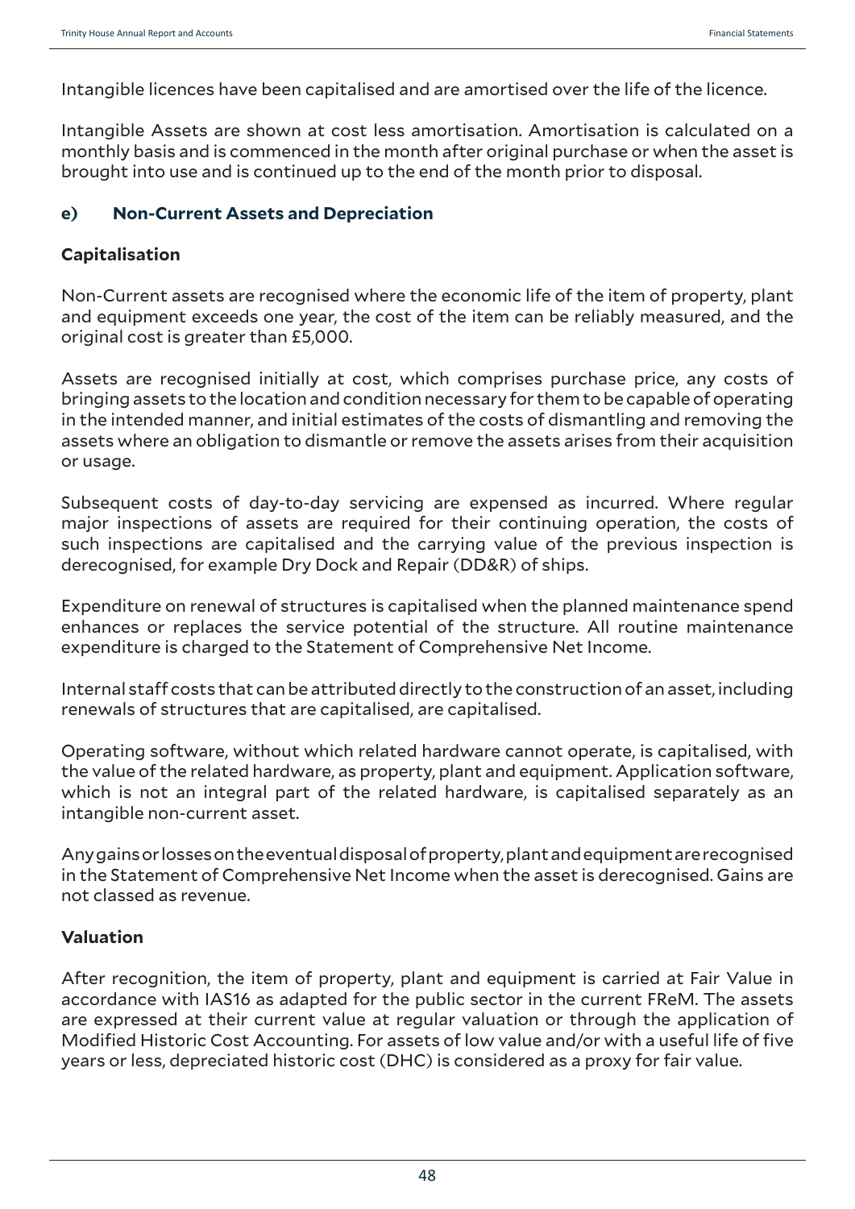Intangible licences have been capitalised and are amortised over the life of the licence.

Intangible Assets are shown at cost less amortisation. Amortisation is calculated on a monthly basis and is commenced in the month after original purchase or when the asset is brought into use and is continued up to the end of the month prior to disposal.

### e) Non-Current Assets and Depreciation

#### Capitalisation

Non-Current assets are recognised where the economic life of the item of property, plant and equipment exceeds one year, the cost of the item can be reliably measured, and the original cost is greater than £5,000.

Assets are recognised initially at cost, which comprises purchase price, any costs of bringing assets to the location and condition necessary for them to be capable of operating in the intended manner, and initial estimates of the costs of dismantling and removing the assets where an obligation to dismantle or remove the assets arises from their acquisition or usage.

Subsequent costs of day-to-day servicing are expensed as incurred. Where regular major inspections of assets are required for their continuing operation, the costs of such inspections are capitalised and the carrying value of the previous inspection is derecognised, for example Dry Dock and Repair (DD&R) of ships.

Expenditure on renewal of structures is capitalised when the planned maintenance spend enhances or replaces the service potential of the structure. All routine maintenance expenditure is charged to the Statement of Comprehensive Net Income.

Internal staff costs that can be attributed directly to the construction of an asset, including renewals of structures that are capitalised, are capitalised.

Operating software, without which related hardware cannot operate, is capitalised, with the value of the related hardware, as property, plant and equipment. Application software, which is not an integral part of the related hardware, is capitalised separately as an intangible non-current asset.

Any gains or losses on the eventual disposal of property, plant and equipment are recognised in the Statement of Comprehensive Net Income when the asset is derecognised. Gains are not classed as revenue.

#### Valuation

After recognition, the item of property, plant and equipment is carried at Fair Value in accordance with IAS16 as adapted for the public sector in the current FReM. The assets are expressed at their current value at regular valuation or through the application of Modified Historic Cost Accounting. For assets of low value and/or with a useful life of five years or less, depreciated historic cost (DHC) is considered as a proxy for fair value.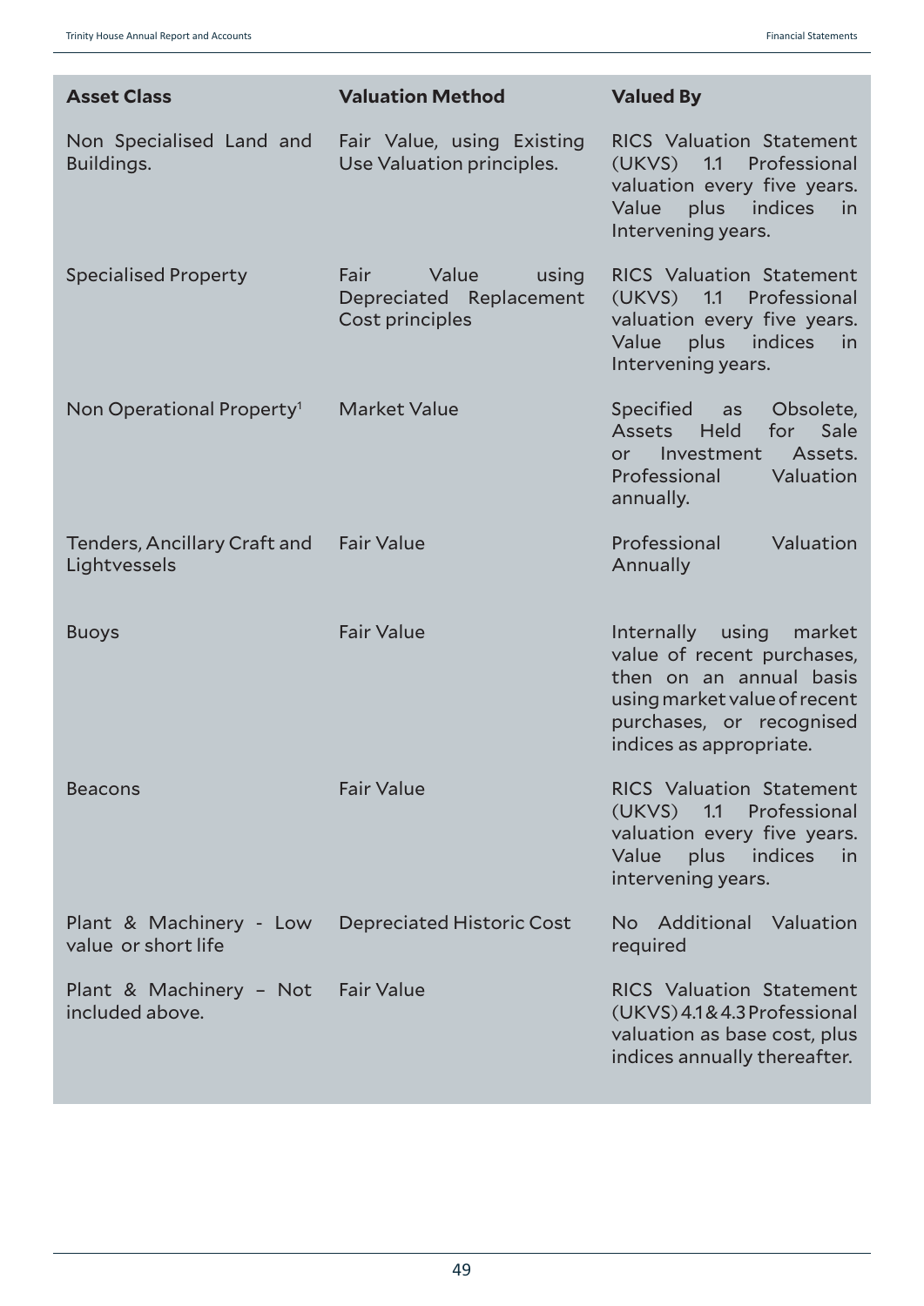| Asset Class | Valuation Method | Valued By |
|---|---|---|
| Non Specialised Land and Buildings. | Fair Value, using Existing Use Valuation principles. | RICS Valuation Statement (UKVS) 1.1 Professional valuation every five years. Value plus indices in Intervening years. |
| Specialised Property | Fair Value using Depreciated Replacement Cost principles | RICS Valuation Statement (UKVS) 1.1 Professional valuation every five years. Value plus indices in Intervening years. |
| Non Operational Property[1] | Market Value | Specified as Obsolete, Assets Held for Sale or Investment Assets. Professional Valuation annually. |
| Tenders, Ancillary Craft and Lightvessels | Fair Value | Professional Valuation Annually |
| Buoys | Fair Value | Internally using market value of recent purchases, then on an annual basis using market value of recent purchases, or recognised indices as appropriate. |
| Beacons | Fair Value | RICS Valuation Statement (UKVS) 1.1 Professional valuation every five years. Value plus indices in intervening years. |
| Plant & Machinery - Low value or short life | Depreciated Historic Cost | No Additional Valuation required |
| Plant & Machinery – Not included above. | Fair Value | RICS Valuation Statement (UKVS) 4.1 & 4.3 Professional valuation as base cost, plus indices annually thereafter. |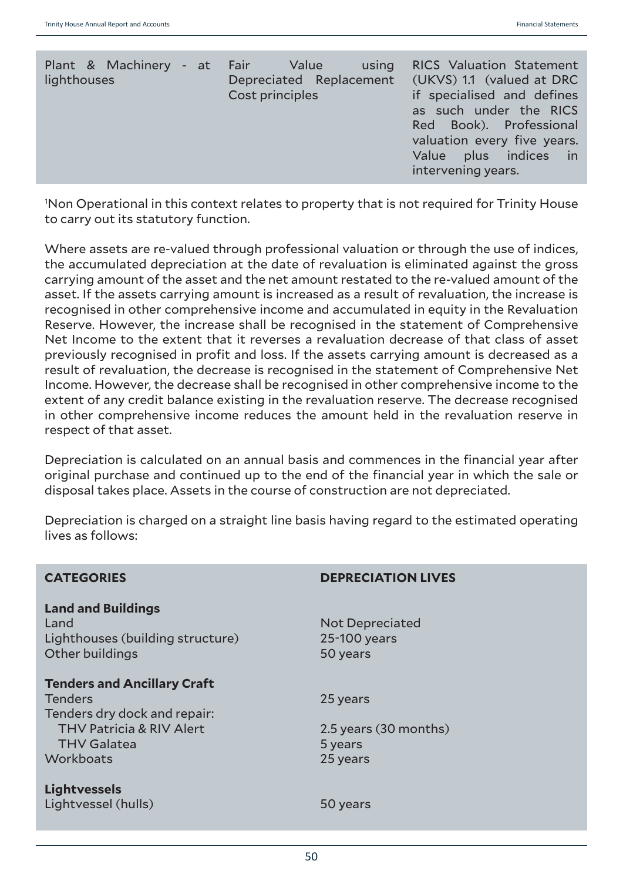| | | |
|---|---|---|
| Plant & Machinery - at lighthouses | Fair Value using Depreciated Replacement Cost principles | RICS Valuation Statement (UKVS) 1.1 (valued at DRC if specialised and defines as such under the RICS Red Book). Professional valuation every five years. Value plus indices in intervening years. |

[1]Non Operational in this context relates to property that is not required for Trinity House to carry out its statutory function.

Where assets are re-valued through professional valuation or through the use of indices, the accumulated depreciation at the date of revaluation is eliminated against the gross carrying amount of the asset and the net amount restated to the re-valued amount of the asset. If the assets carrying amount is increased as a result of revaluation, the increase is recognised in other comprehensive income and accumulated in equity in the Revaluation Reserve. However, the increase shall be recognised in the statement of Comprehensive Net Income to the extent that it reverses a revaluation decrease of that class of asset previously recognised in profit and loss. If the assets carrying amount is decreased as a result of revaluation, the decrease is recognised in the statement of Comprehensive Net Income. However, the decrease shall be recognised in other comprehensive income to the extent of any credit balance existing in the revaluation reserve. The decrease recognised in other comprehensive income reduces the amount held in the revaluation reserve in respect of that asset.

Depreciation is calculated on an annual basis and commences in the financial year after original purchase and continued up to the end of the financial year in which the sale or disposal takes place. Assets in the course of construction are not depreciated.

Depreciation is charged on a straight line basis having regard to the estimated operating lives as follows:

| **CATEGORIES** | **DEPRECIATION LIVES** |
|---|---|
| **Land and Buildings** | |
| Land | Not Depreciated |
| Lighthouses (building structure) | 25-100 years |
| Other buildings | 50 years |
| **Tenders and Ancillary Craft** | |
| Tenders | 25 years |
| Tenders dry dock and repair: | |
| THV Patricia & RIV Alert | 2.5 years (30 months) |
| THV Galatea | 5 years |
| Workboats | 25 years |
| **Lightvessels** | |
| Lightvessel (hulls) | 50 years |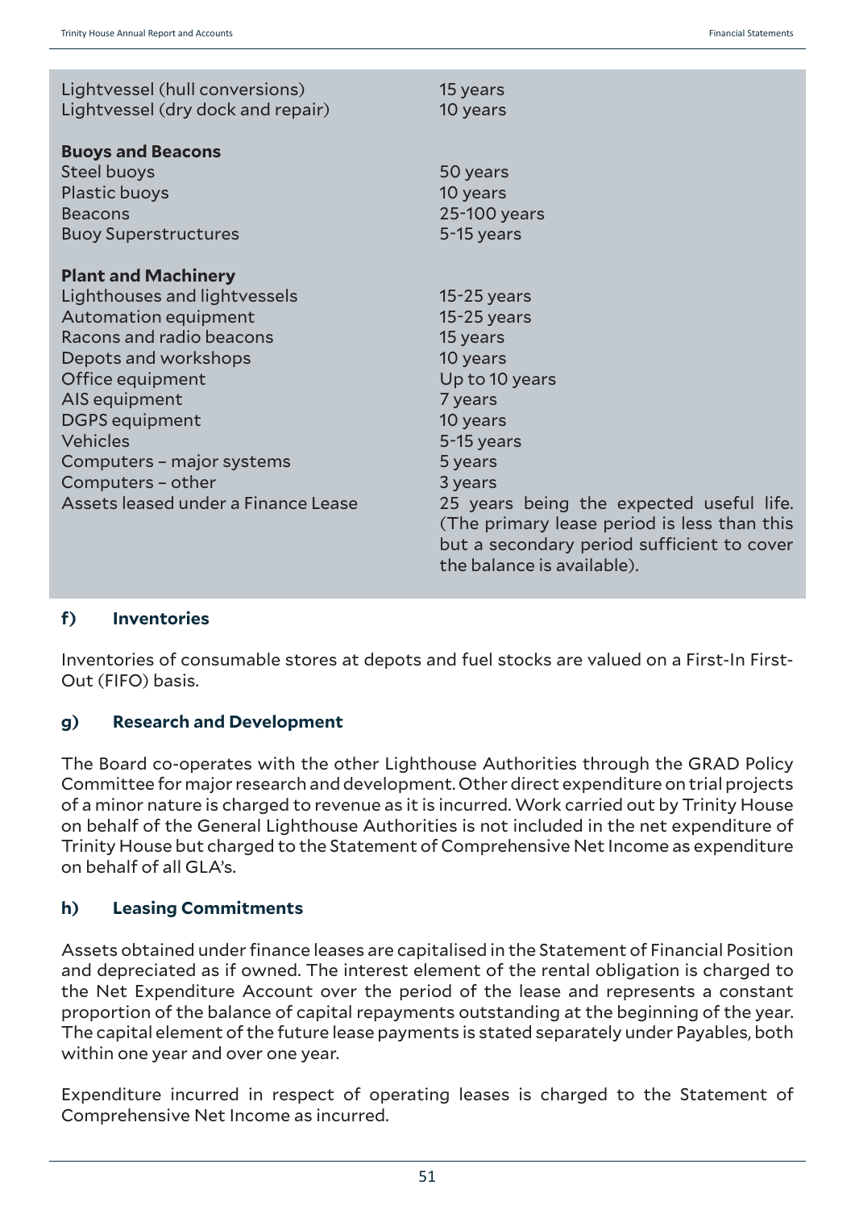| | |
|---|---|
| Lightvessel (hull conversions) | 15 years |
| Lightvessel (dry dock and repair) | 10 years |
| **Buoys and Beacons** | |
| Steel buoys | 50 years |
| Plastic buoys | 10 years |
| Beacons | 25-100 years |
| Buoy Superstructures | 5-15 years |
| **Plant and Machinery** | |
| Lighthouses and lightvessels | 15-25 years |
| Automation equipment | 15-25 years |
| Racons and radio beacons | 15 years |
| Depots and workshops | 10 years |
| Office equipment | Up to 10 years |
| AIS equipment | 7 years |
| DGPS equipment | 10 years |
| Vehicles | 5-15 years |
| Computers – major systems | 5 years |
| Computers – other | 3 years |
| Assets leased under a Finance Lease | 25 years being the expected useful life. (The primary lease period is less than this but a secondary period sufficient to cover the balance is available). |

### f) Inventories

Inventories of consumable stores at depots and fuel stocks are valued on a First-In First-Out (FIFO) basis.

### g) Research and Development

The Board co-operates with the other Lighthouse Authorities through the GRAD Policy Committee for major research and development. Other direct expenditure on trial projects of a minor nature is charged to revenue as it is incurred. Work carried out by Trinity House on behalf of the General Lighthouse Authorities is not included in the net expenditure of Trinity House but charged to the Statement of Comprehensive Net Income as expenditure on behalf of all GLA's.

### h) Leasing Commitments

Assets obtained under finance leases are capitalised in the Statement of Financial Position and depreciated as if owned. The interest element of the rental obligation is charged to the Net Expenditure Account over the period of the lease and represents a constant proportion of the balance of capital repayments outstanding at the beginning of the year. The capital element of the future lease payments is stated separately under Payables, both within one year and over one year.

Expenditure incurred in respect of operating leases is charged to the Statement of Comprehensive Net Income as incurred.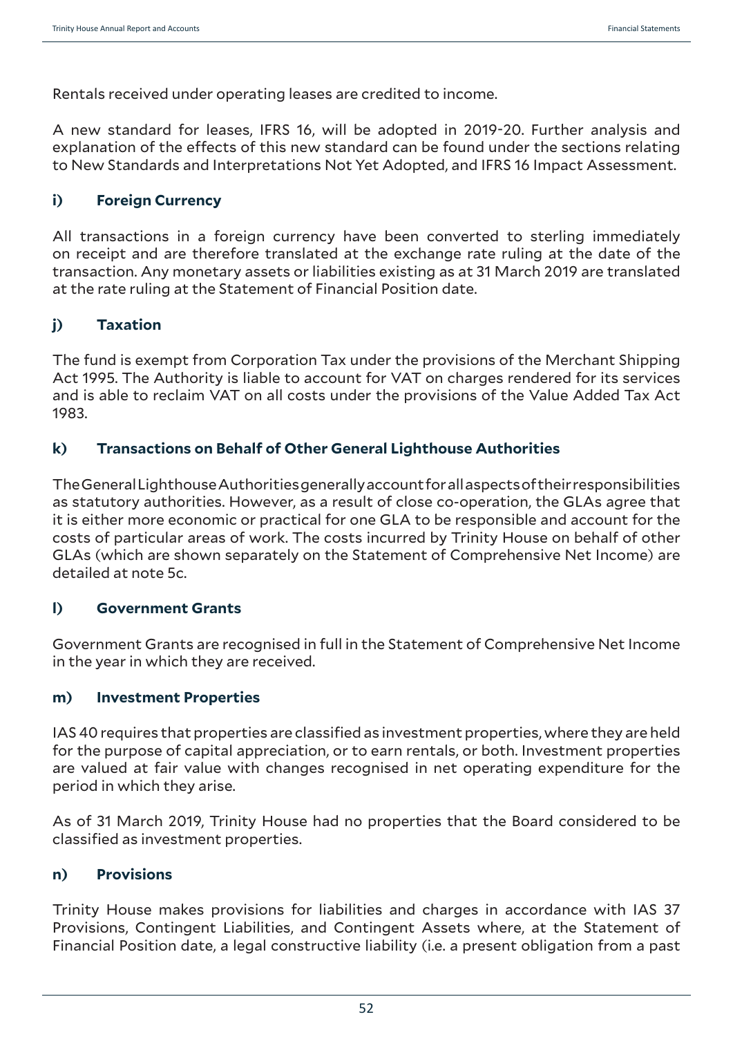Rentals received under operating leases are credited to income.

A new standard for leases, IFRS 16, will be adopted in 2019-20. Further analysis and explanation of the effects of this new standard can be found under the sections relating to New Standards and Interpretations Not Yet Adopted, and IFRS 16 Impact Assessment.

### i) Foreign Currency

All transactions in a foreign currency have been converted to sterling immediately on receipt and are therefore translated at the exchange rate ruling at the date of the transaction. Any monetary assets or liabilities existing as at 31 March 2019 are translated at the rate ruling at the Statement of Financial Position date.

### j) Taxation

The fund is exempt from Corporation Tax under the provisions of the Merchant Shipping Act 1995. The Authority is liable to account for VAT on charges rendered for its services and is able to reclaim VAT on all costs under the provisions of the Value Added Tax Act 1983.

### k) Transactions on Behalf of Other General Lighthouse Authorities

The General Lighthouse Authorities generally account for all aspects of their responsibilities as statutory authorities. However, as a result of close co-operation, the GLAs agree that it is either more economic or practical for one GLA to be responsible and account for the costs of particular areas of work. The costs incurred by Trinity House on behalf of other GLAs (which are shown separately on the Statement of Comprehensive Net Income) are detailed at note 5c.

### l) Government Grants

Government Grants are recognised in full in the Statement of Comprehensive Net Income in the year in which they are received.

### m) Investment Properties

IAS 40 requires that properties are classified as investment properties, where they are held for the purpose of capital appreciation, or to earn rentals, or both. Investment properties are valued at fair value with changes recognised in net operating expenditure for the period in which they arise.

As of 31 March 2019, Trinity House had no properties that the Board considered to be classified as investment properties.

### n) Provisions

Trinity House makes provisions for liabilities and charges in accordance with IAS 37 Provisions, Contingent Liabilities, and Contingent Assets where, at the Statement of Financial Position date, a legal constructive liability (i.e. a present obligation from a past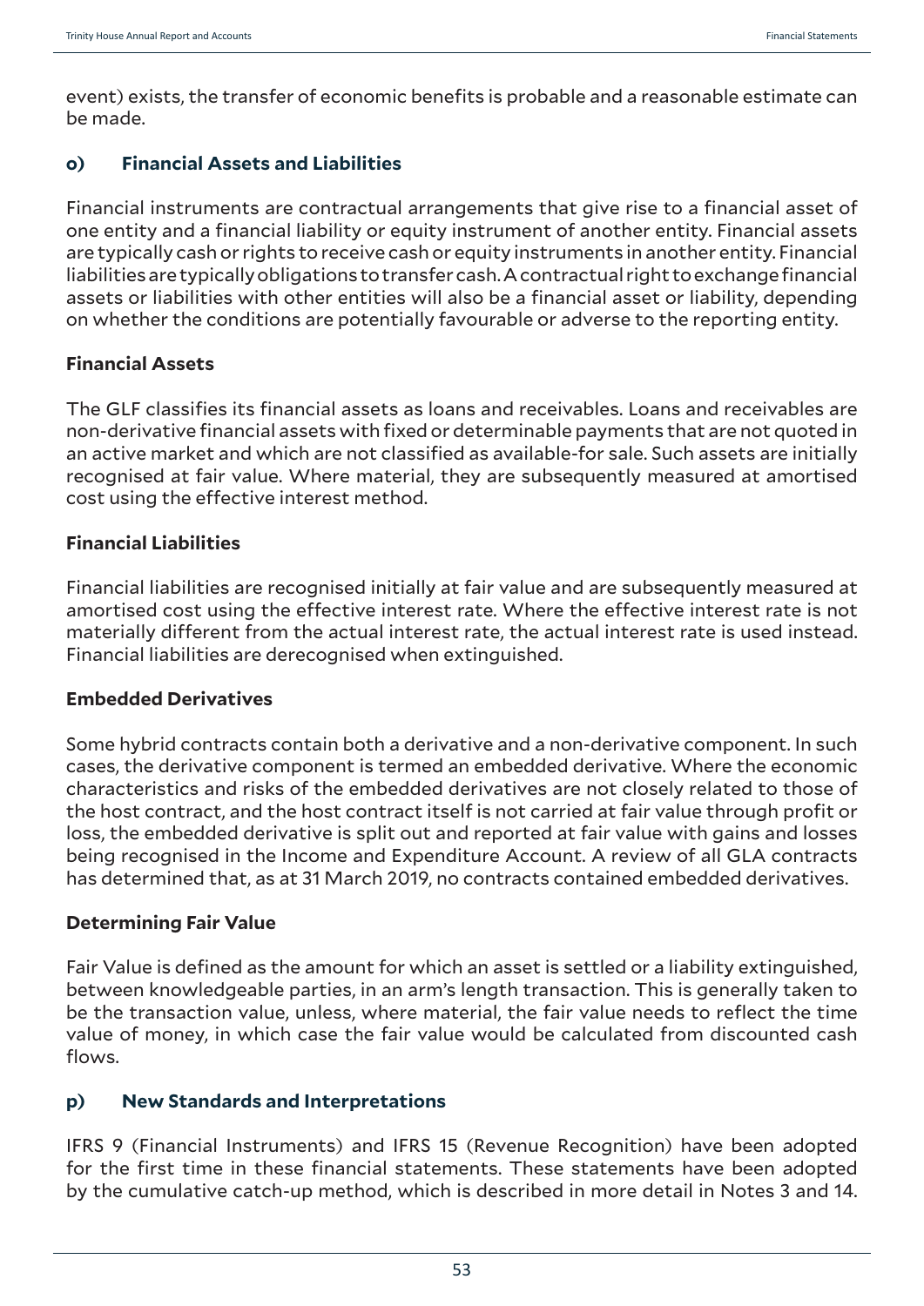event) exists, the transfer of economic benefits is probable and a reasonable estimate can be made.

### o) Financial Assets and Liabilities

Financial instruments are contractual arrangements that give rise to a financial asset of one entity and a financial liability or equity instrument of another entity. Financial assets are typically cash or rights to receive cash or equity instruments in another entity. Financial liabilities are typically obligations to transfer cash. A contractual right to exchange financial assets or liabilities with other entities will also be a financial asset or liability, depending on whether the conditions are potentially favourable or adverse to the reporting entity.

#### Financial Assets

The GLF classifies its financial assets as loans and receivables. Loans and receivables are non-derivative financial assets with fixed or determinable payments that are not quoted in an active market and which are not classified as available-for sale. Such assets are initially recognised at fair value. Where material, they are subsequently measured at amortised cost using the effective interest method.

#### Financial Liabilities

Financial liabilities are recognised initially at fair value and are subsequently measured at amortised cost using the effective interest rate. Where the effective interest rate is not materially different from the actual interest rate, the actual interest rate is used instead. Financial liabilities are derecognised when extinguished.

#### Embedded Derivatives

Some hybrid contracts contain both a derivative and a non-derivative component. In such cases, the derivative component is termed an embedded derivative. Where the economic characteristics and risks of the embedded derivatives are not closely related to those of the host contract, and the host contract itself is not carried at fair value through profit or loss, the embedded derivative is split out and reported at fair value with gains and losses being recognised in the Income and Expenditure Account. A review of all GLA contracts has determined that, as at 31 March 2019, no contracts contained embedded derivatives.

#### Determining Fair Value

Fair Value is defined as the amount for which an asset is settled or a liability extinguished, between knowledgeable parties, in an arm's length transaction. This is generally taken to be the transaction value, unless, where material, the fair value needs to reflect the time value of money, in which case the fair value would be calculated from discounted cash flows.

### p) New Standards and Interpretations

IFRS 9 (Financial Instruments) and IFRS 15 (Revenue Recognition) have been adopted for the first time in these financial statements. These statements have been adopted by the cumulative catch-up method, which is described in more detail in Notes 3 and 14.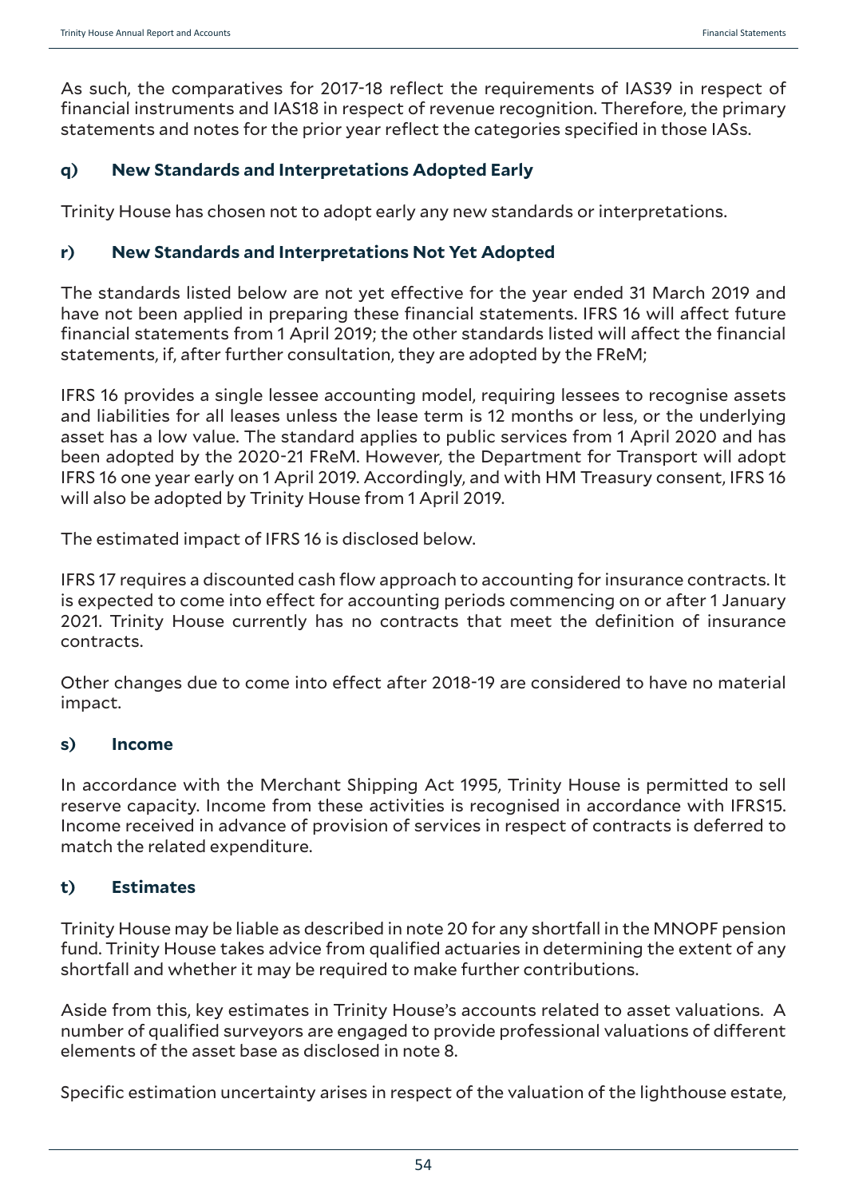As such, the comparatives for 2017-18 reflect the requirements of IAS39 in respect of financial instruments and IAS18 in respect of revenue recognition. Therefore, the primary statements and notes for the prior year reflect the categories specified in those IASs.

### q) New Standards and Interpretations Adopted Early

Trinity House has chosen not to adopt early any new standards or interpretations.

### r) New Standards and Interpretations Not Yet Adopted

The standards listed below are not yet effective for the year ended 31 March 2019 and have not been applied in preparing these financial statements. IFRS 16 will affect future financial statements from 1 April 2019; the other standards listed will affect the financial statements, if, after further consultation, they are adopted by the FReM;

IFRS 16 provides a single lessee accounting model, requiring lessees to recognise assets and liabilities for all leases unless the lease term is 12 months or less, or the underlying asset has a low value. The standard applies to public services from 1 April 2020 and has been adopted by the 2020-21 FReM. However, the Department for Transport will adopt IFRS 16 one year early on 1 April 2019. Accordingly, and with HM Treasury consent, IFRS 16 will also be adopted by Trinity House from 1 April 2019.

The estimated impact of IFRS 16 is disclosed below.

IFRS 17 requires a discounted cash flow approach to accounting for insurance contracts. It is expected to come into effect for accounting periods commencing on or after 1 January 2021. Trinity House currently has no contracts that meet the definition of insurance contracts.

Other changes due to come into effect after 2018-19 are considered to have no material impact.

### s) Income

In accordance with the Merchant Shipping Act 1995, Trinity House is permitted to sell reserve capacity. Income from these activities is recognised in accordance with IFRS15. Income received in advance of provision of services in respect of contracts is deferred to match the related expenditure.

### t) Estimates

Trinity House may be liable as described in note 20 for any shortfall in the MNOPF pension fund. Trinity House takes advice from qualified actuaries in determining the extent of any shortfall and whether it may be required to make further contributions.

Aside from this, key estimates in Trinity House's accounts related to asset valuations. A number of qualified surveyors are engaged to provide professional valuations of different elements of the asset base as disclosed in note 8.

Specific estimation uncertainty arises in respect of the valuation of the lighthouse estate,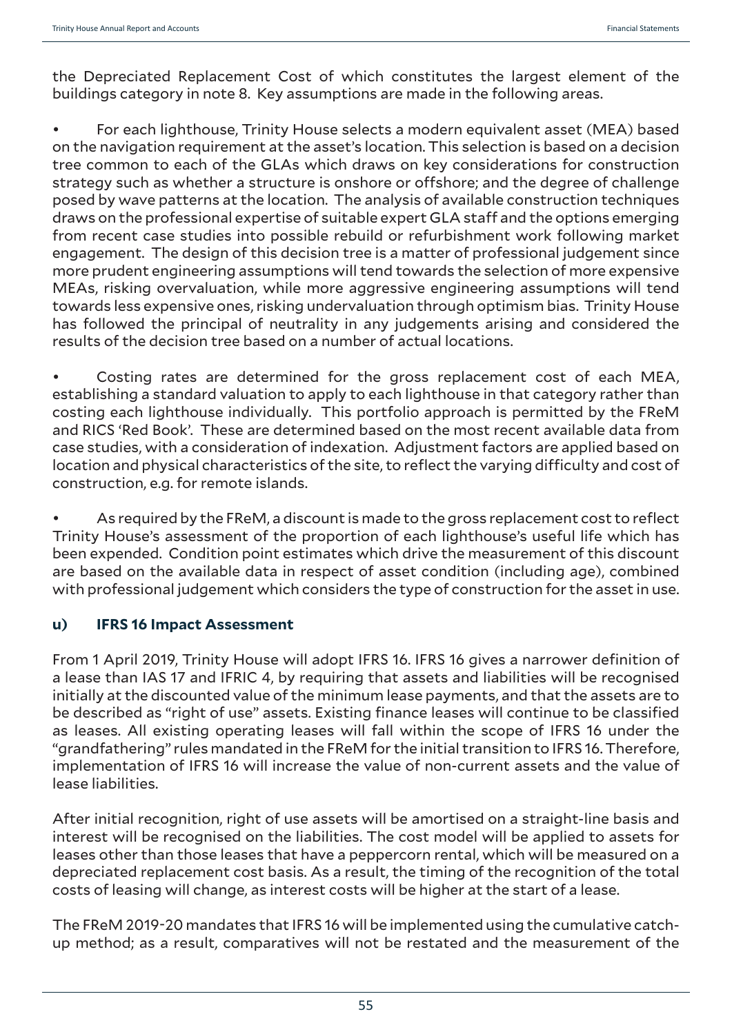the Depreciated Replacement Cost of which constitutes the largest element of the buildings category in note 8. Key assumptions are made in the following areas.

- For each lighthouse, Trinity House selects a modern equivalent asset (MEA) based on the navigation requirement at the asset's location. This selection is based on a decision tree common to each of the GLAs which draws on key considerations for construction strategy such as whether a structure is onshore or offshore; and the degree of challenge posed by wave patterns at the location. The analysis of available construction techniques draws on the professional expertise of suitable expert GLA staff and the options emerging from recent case studies into possible rebuild or refurbishment work following market engagement. The design of this decision tree is a matter of professional judgement since more prudent engineering assumptions will tend towards the selection of more expensive MEAs, risking overvaluation, while more aggressive engineering assumptions will tend towards less expensive ones, risking undervaluation through optimism bias. Trinity House has followed the principal of neutrality in any judgements arising and considered the results of the decision tree based on a number of actual locations.

- Costing rates are determined for the gross replacement cost of each MEA, establishing a standard valuation to apply to each lighthouse in that category rather than costing each lighthouse individually. This portfolio approach is permitted by the FReM and RICS 'Red Book'. These are determined based on the most recent available data from case studies, with a consideration of indexation. Adjustment factors are applied based on location and physical characteristics of the site, to reflect the varying difficulty and cost of construction, e.g. for remote islands.

- As required by the FReM, a discount is made to the gross replacement cost to reflect Trinity House's assessment of the proportion of each lighthouse's useful life which has been expended. Condition point estimates which drive the measurement of this discount are based on the available data in respect of asset condition (including age), combined with professional judgement which considers the type of construction for the asset in use.

### u) IFRS 16 Impact Assessment

From 1 April 2019, Trinity House will adopt IFRS 16. IFRS 16 gives a narrower definition of a lease than IAS 17 and IFRIC 4, by requiring that assets and liabilities will be recognised initially at the discounted value of the minimum lease payments, and that the assets are to be described as "right of use" assets. Existing finance leases will continue to be classified as leases. All existing operating leases will fall within the scope of IFRS 16 under the "grandfathering" rules mandated in the FReM for the initial transition to IFRS 16. Therefore, implementation of IFRS 16 will increase the value of non-current assets and the value of lease liabilities.

After initial recognition, right of use assets will be amortised on a straight-line basis and interest will be recognised on the liabilities. The cost model will be applied to assets for leases other than those leases that have a peppercorn rental, which will be measured on a depreciated replacement cost basis. As a result, the timing of the recognition of the total costs of leasing will change, as interest costs will be higher at the start of a lease.

The FReM 2019-20 mandates that IFRS 16 will be implemented using the cumulative catch-up method; as a result, comparatives will not be restated and the measurement of the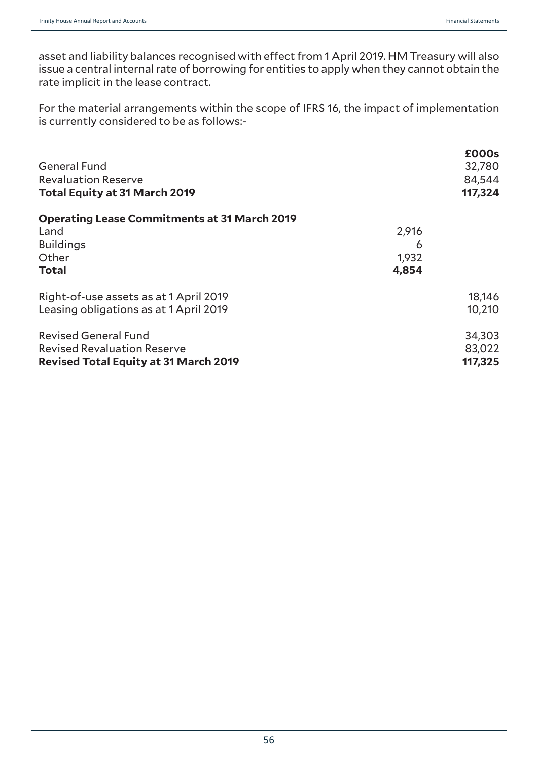asset and liability balances recognised with effect from 1 April 2019. HM Treasury will also issue a central internal rate of borrowing for entities to apply when they cannot obtain the rate implicit in the lease contract.

For the material arrangements within the scope of IFRS 16, the impact of implementation is currently considered to be as follows:-

| | | **£000s** |
|---|---|---|
| General Fund | | 32,780 |
| Revaluation Reserve | | 84,544 |
| **Total Equity at 31 March 2019** | | **117,324** |
| | | |
| **Operating Lease Commitments at 31 March 2019** | | |
| Land | 2,916 | |
| Buildings | 6 | |
| Other | 1,932 | |
| **Total** | **4,854** | |
| | | |
| Right-of-use assets as at 1 April 2019 | | 18,146 |
| Leasing obligations as at 1 April 2019 | | 10,210 |
| | | |
| Revised General Fund | | 34,303 |
| Revised Revaluation Reserve | | 83,022 |
| **Revised Total Equity at 31 March 2019** | | **117,325** |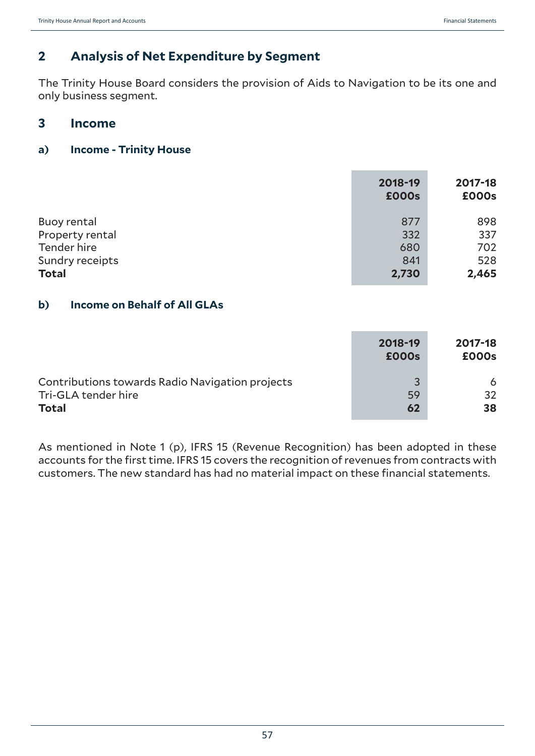## 2 Analysis of Net Expenditure by Segment

The Trinity House Board considers the provision of Aids to Navigation to be its one and only business segment.

## 3 Income

### a) Income - Trinity House

| | 2018-19 £000s | 2017-18 £000s |
|---|---|---|
| Buoy rental | 877 | 898 |
| Property rental | 332 | 337 |
| Tender hire | 680 | 702 |
| Sundry receipts | 841 | 528 |
| **Total** | **2,730** | **2,465** |

### b) Income on Behalf of All GLAs

| | 2018-19 £000s | 2017-18 £000s |
|---|---|---|
| Contributions towards Radio Navigation projects | 3 | 6 |
| Tri-GLA tender hire | 59 | 32 |
| **Total** | **62** | **38** |

As mentioned in Note 1 (p), IFRS 15 (Revenue Recognition) has been adopted in these accounts for the first time. IFRS 15 covers the recognition of revenues from contracts with customers. The new standard has had no material impact on these financial statements.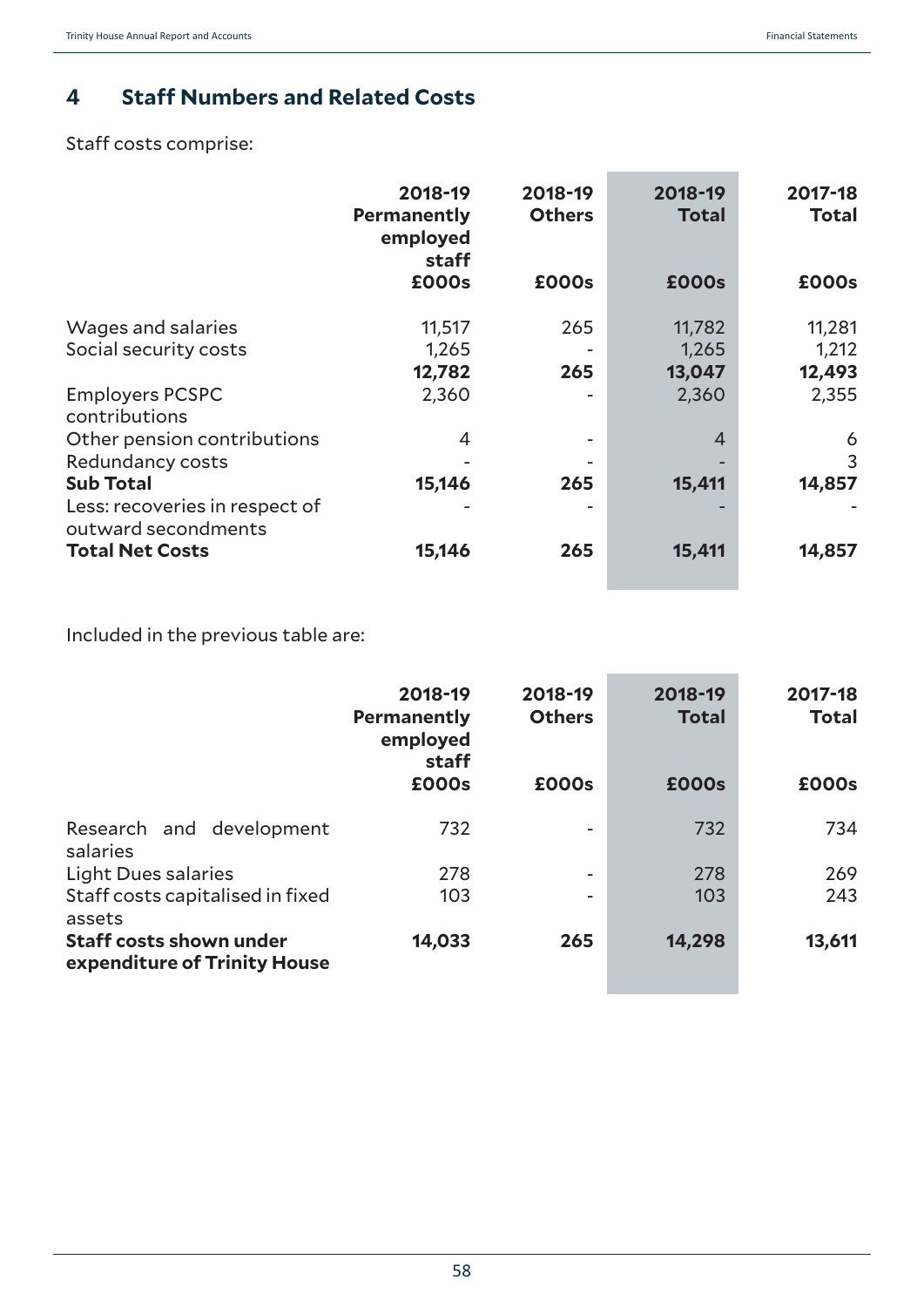## 4 Staff Numbers and Related Costs

Staff costs comprise:

| | 2018-19 Permanently employed staff £000s | 2018-19 Others £000s | 2018-19 Total £000s | 2017-18 Total £000s |
|---|---|---|---|---|
| Wages and salaries | 11,517 | 265 | 11,782 | 11,281 |
| Social security costs | 1,265 | - | 1,265 | 1,212 |
| | **12,782** | **265** | **13,047** | **12,493** |
| Employers PCSPC contributions | 2,360 | - | 2,360 | 2,355 |
| Other pension contributions | 4 | - | 4 | 6 |
| Redundancy costs | - | - | - | 3 |
| **Sub Total** | **15,146** | **265** | **15,411** | **14,857** |
| Less: recoveries in respect of outward secondments | - | - | - | - |
| **Total Net Costs** | **15,146** | **265** | **15,411** | **14,857** |

Included in the previous table are:

| | 2018-19 Permanently employed staff £000s | 2018-19 Others £000s | 2018-19 Total £000s | 2017-18 Total £000s |
|---|---|---|---|---|
| Research and development salaries | 732 | - | 732 | 734 |
| Light Dues salaries | 278 | - | 278 | 269 |
| Staff costs capitalised in fixed assets | 103 | - | 103 | 243 |
| **Staff costs shown under expenditure of Trinity House** | **14,033** | **265** | **14,298** | **13,611** |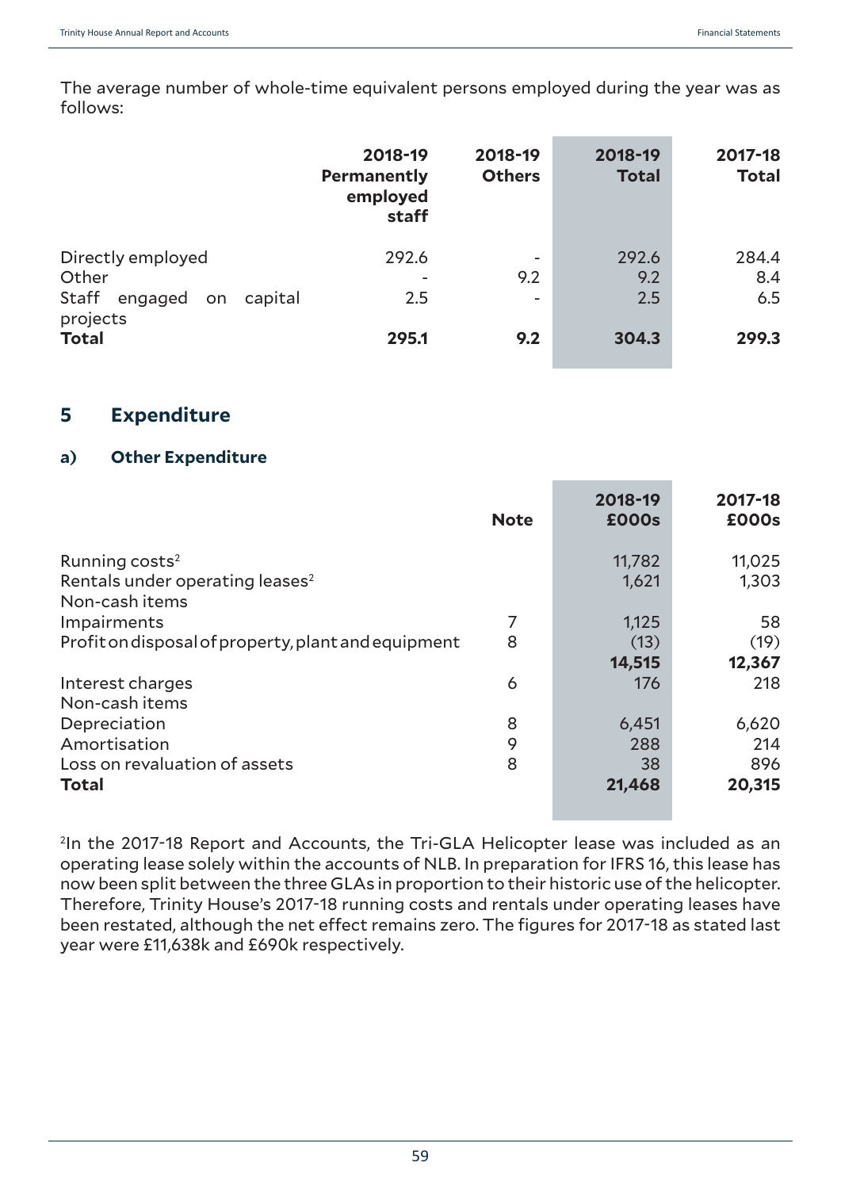The average number of whole-time equivalent persons employed during the year was as follows:

| | 2018-19 Permanently employed staff | 2018-19 Others | 2018-19 Total | 2017-18 Total |
|---|---|---|---|---|
| Directly employed | 292.6 | - | 292.6 | 284.4 |
| Other | - | 9.2 | 9.2 | 8.4 |
| Staff engaged on capital projects | 2.5 | - | 2.5 | 6.5 |
| **Total** | **295.1** | **9.2** | **304.3** | **299.3** |

## 5 Expenditure

### a) Other Expenditure

| | Note | 2018-19 £000s | 2017-18 £000s |
|---|---|---|---|
| Running costs[2] | | 11,782 | 11,025 |
| Rentals under operating leases[2] | | 1,621 | 1,303 |
| Non-cash items | | | |
| Impairments | 7 | 1,125 | 58 |
| Profit on disposal of property, plant and equipment | 8 | (13) | (19) |
| | | **14,515** | **12,367** |
| Interest charges | 6 | 176 | 218 |
| Non-cash items | | | |
| Depreciation | 8 | 6,451 | 6,620 |
| Amortisation | 9 | 288 | 214 |
| Loss on revaluation of assets | 8 | 38 | 896 |
| **Total** | | **21,468** | **20,315** |

[2]In the 2017-18 Report and Accounts, the Tri-GLA Helicopter lease was included as an operating lease solely within the accounts of NLB. In preparation for IFRS 16, this lease has now been split between the three GLAs in proportion to their historic use of the helicopter. Therefore, Trinity House's 2017-18 running costs and rentals under operating leases have been restated, although the net effect remains zero. The figures for 2017-18 as stated last year were £11,638k and £690k respectively.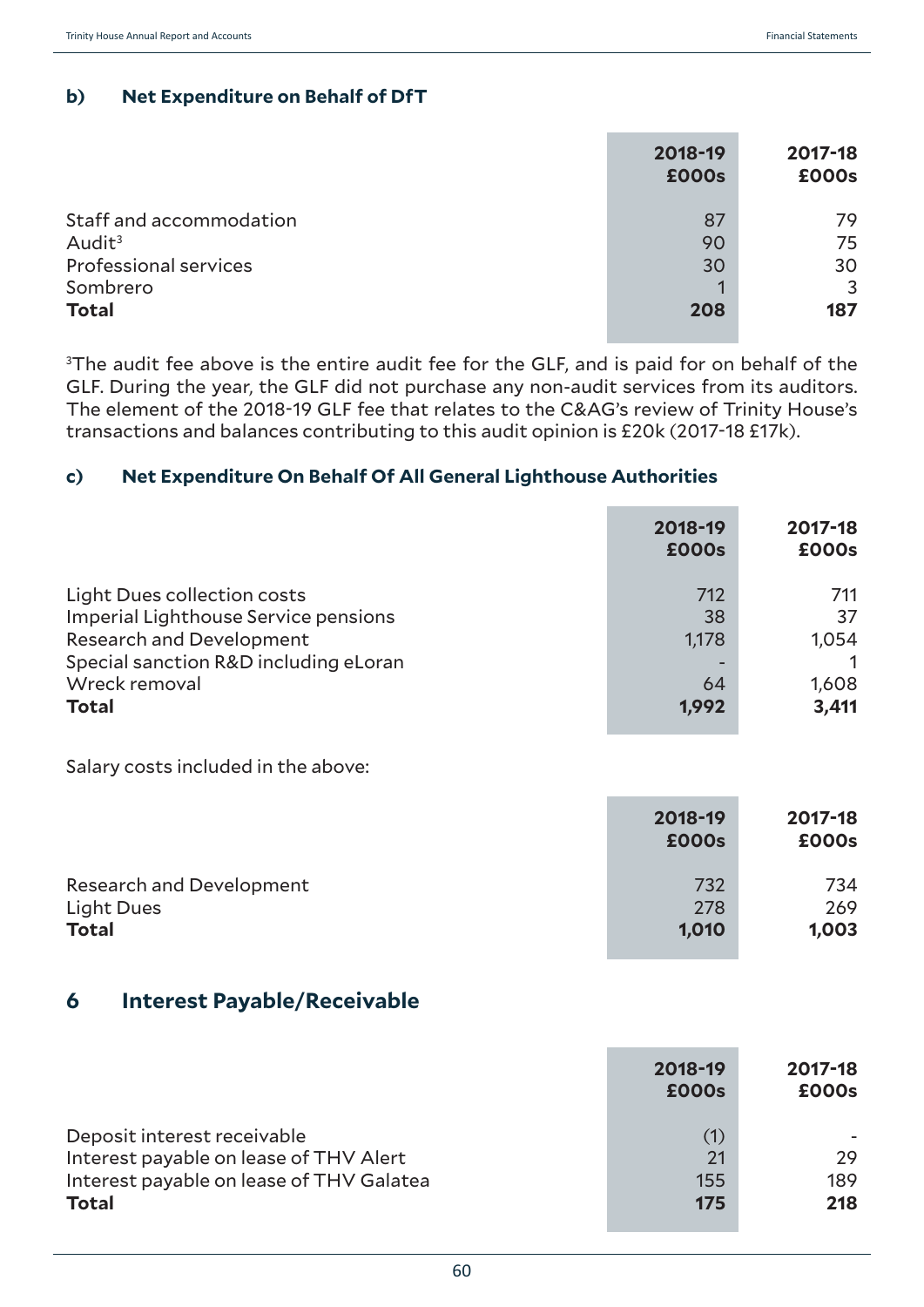### b) Net Expenditure on Behalf of DfT

| | 2018-19 £000s | 2017-18 £000s |
|---|---|---|
| Staff and accommodation | 87 | 79 |
| Audit[3] | 90 | 75 |
| Professional services | 30 | 30 |
| Sombrero | 1 | 3 |
| **Total** | **208** | **187** |

[3]The audit fee above is the entire audit fee for the GLF, and is paid for on behalf of the GLF. During the year, the GLF did not purchase any non-audit services from its auditors. The element of the 2018-19 GLF fee that relates to the C&AG's review of Trinity House's transactions and balances contributing to this audit opinion is £20k (2017-18 £17k).

### c) Net Expenditure On Behalf Of All General Lighthouse Authorities

| | 2018-19 £000s | 2017-18 £000s |
|---|---|---|
| Light Dues collection costs | 712 | 711 |
| Imperial Lighthouse Service pensions | 38 | 37 |
| Research and Development | 1,178 | 1,054 |
| Special sanction R&D including eLoran | - | 1 |
| Wreck removal | 64 | 1,608 |
| **Total** | **1,992** | **3,411** |

Salary costs included in the above:

| | 2018-19 £000s | 2017-18 £000s |
|---|---|---|
| Research and Development | 732 | 734 |
| Light Dues | 278 | 269 |
| **Total** | **1,010** | **1,003** |

## 6 Interest Payable/Receivable

| | 2018-19 £000s | 2017-18 £000s |
|---|---|---|
| Deposit interest receivable | (1) | - |
| Interest payable on lease of THV Alert | 21 | 29 |
| Interest payable on lease of THV Galatea | 155 | 189 |
| **Total** | **175** | **218** |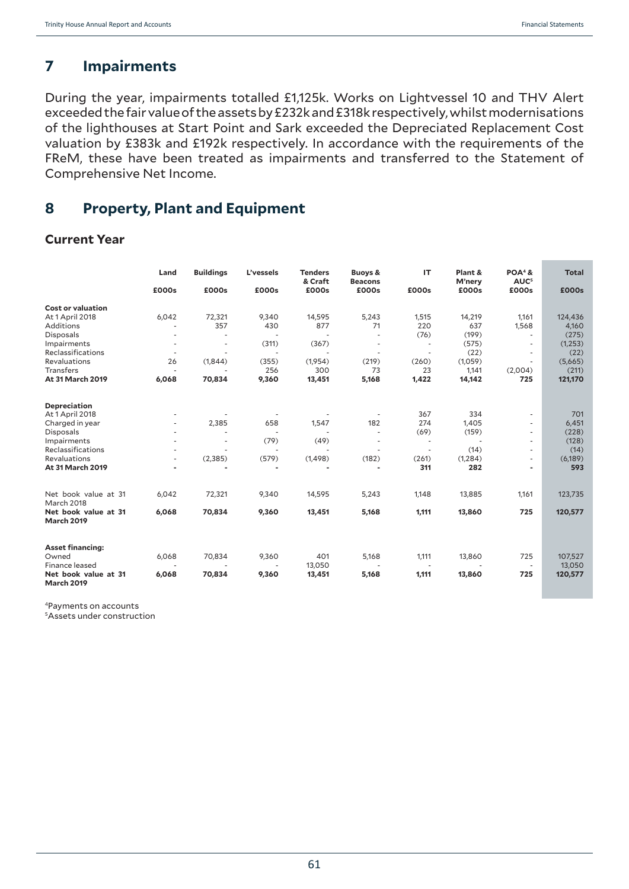## 7 Impairments

During the year, impairments totalled £1,125k. Works on Lightvessel 10 and THV Alert exceeded the fair value of the assets by £232k and £318k respectively, whilst modernisations of the lighthouses at Start Point and Sark exceeded the Depreciated Replacement Cost valuation by £383k and £192k respectively. In accordance with the requirements of the FReM, these have been treated as impairments and transferred to the Statement of Comprehensive Net Income.

## 8 Property, Plant and Equipment

### Current Year

| | Land | Buildings | L'vessels | Tenders & Craft | Buoys & Beacons | IT | Plant & M'nery | POA[4] & AUC[5] | Total |
|---|---|---|---|---|---|---|---|---|---|
| | £000s | £000s | £000s | £000s | £000s | £000s | £000s | £000s | £000s |
| **Cost or valuation** | | | | | | | | | |
| At 1 April 2018 | 6,042 | 72,321 | 9,340 | 14,595 | 5,243 | 1,515 | 14,219 | 1,161 | 124,436 |
| Additions | - | 357 | 430 | 877 | 71 | 220 | 637 | 1,568 | 4,160 |
| Disposals | - | - | - | - | - | (76) | (199) | - | (275) |
| Impairments | - | - | (311) | (367) | - | - | (575) | - | (1,253) |
| Reclassifications | - | - | - | - | - | - | (22) | - | (22) |
| Revaluations | 26 | (1,844) | (355) | (1,954) | (219) | (260) | (1,059) | - | (5,665) |
| Transfers | - | - | 256 | 300 | 73 | 23 | 1,141 | (2,004) | (211) |
| **At 31 March 2019** | **6,068** | **70,834** | **9,360** | **13,451** | **5,168** | **1,422** | **14,142** | **725** | **121,170** |
| **Depreciation** | | | | | | | | | |
| At 1 April 2018 | - | - | - | - | - | 367 | 334 | - | 701 |
| Charged in year | - | 2,385 | 658 | 1,547 | 182 | 274 | 1,405 | - | 6,451 |
| Disposals | - | - | - | - | - | (69) | (159) | - | (228) |
| Impairments | - | - | (79) | (49) | - | - | - | - | (128) |
| Reclassifications | - | - | - | - | - | - | (14) | - | (14) |
| Revaluations | - | (2,385) | (579) | (1,498) | (182) | (261) | (1,284) | - | (6,189) |
| **At 31 March 2019** | **-** | **-** | **-** | **-** | **-** | **311** | **282** | **-** | **593** |
| Net book value at 31 March 2018 | 6,042 | 72,321 | 9,340 | 14,595 | 5,243 | 1,148 | 13,885 | 1,161 | 123,735 |
| **Net book value at 31 March 2019** | **6,068** | **70,834** | **9,360** | **13,451** | **5,168** | **1,111** | **13,860** | **725** | **120,577** |
| **Asset financing:** | | | | | | | | | |
| Owned | 6,068 | 70,834 | 9,360 | 401 | 5,168 | 1,111 | 13,860 | 725 | 107,527 |
| Finance leased | - | - | - | 13,050 | - | - | - | - | 13,050 |
| **Net book value at 31 March 2019** | **6,068** | **70,834** | **9,360** | **13,451** | **5,168** | **1,111** | **13,860** | **725** | **120,577** |

[4]Payments on accounts

[5]Assets under construction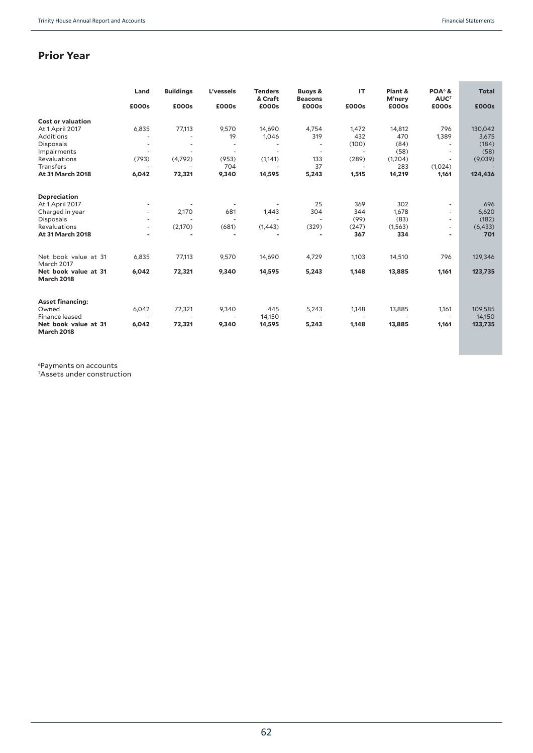## Prior Year

| | Land | Buildings | L'vessels | Tenders & Craft | Buoys & Beacons | IT | Plant & M'nery | POA[6] & AUC[7] | Total |
|---|---|---|---|---|---|---|---|---|---|
| | £000s | £000s | £000s | £000s | £000s | £000s | £000s | £000s | £000s |
| **Cost or valuation** | | | | | | | | | |
| At 1 April 2017 | 6,835 | 77,113 | 9,570 | 14,690 | 4,754 | 1,472 | 14,812 | 796 | 130,042 |
| Additions | - | - | 19 | 1,046 | 319 | 432 | 470 | 1,389 | 3,675 |
| Disposals | - | - | - | - | - | (100) | (84) | - | (184) |
| Impairments | - | - | - | - | - | - | (58) | - | (58) |
| Revaluations | (793) | (4,792) | (953) | (1,141) | 133 | (289) | (1,204) | - | (9,039) |
| Transfers | - | - | 704 | - | 37 | - | 283 | (1,024) | - |
| **At 31 March 2018** | **6,042** | **72,321** | **9,340** | **14,595** | **5,243** | **1,515** | **14,219** | **1,161** | **124,436** |
| **Depreciation** | | | | | | | | | |
| At 1 April 2017 | - | - | - | - | 25 | 369 | 302 | - | 696 |
| Charged in year | - | 2,170 | 681 | 1,443 | 304 | 344 | 1,678 | - | 6,620 |
| Disposals | - | - | - | - | - | (99) | (83) | - | (182) |
| Revaluations | - | (2,170) | (681) | (1,443) | (329) | (247) | (1,563) | - | (6,433) |
| **At 31 March 2018** | **-** | **-** | **-** | **-** | **-** | **367** | **334** | **-** | **701** |
| Net book value at 31 March 2017 | 6,835 | 77,113 | 9,570 | 14,690 | 4,729 | 1,103 | 14,510 | 796 | 129,346 |
| **Net book value at 31 March 2018** | **6,042** | **72,321** | **9,340** | **14,595** | **5,243** | **1,148** | **13,885** | **1,161** | **123,735** |
| **Asset financing:** | | | | | | | | | |
| Owned | 6,042 | 72,321 | 9,340 | 445 | 5,243 | 1,148 | 13,885 | 1,161 | 109,585 |
| Finance leased | - | - | - | 14,150 | - | - | - | - | 14,150 |
| **Net book value at 31 March 2018** | **6,042** | **72,321** | **9,340** | **14,595** | **5,243** | **1,148** | **13,885** | **1,161** | **123,735** |

[6]Payments on accounts
[7]Assets under construction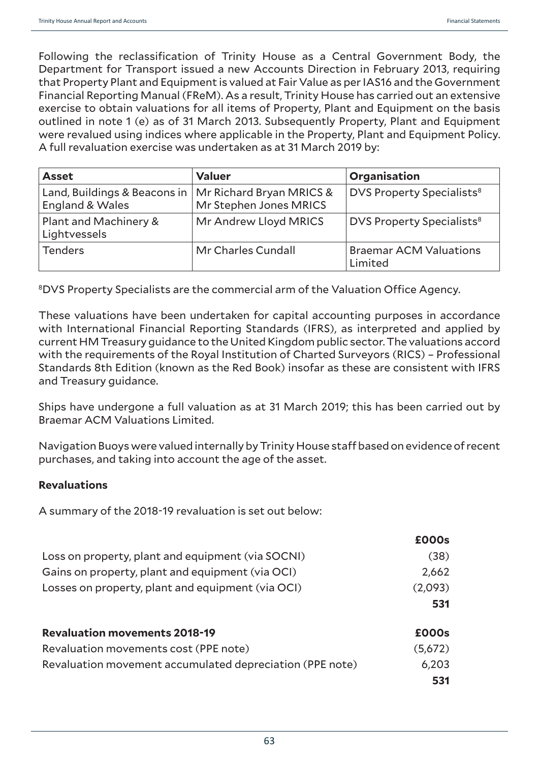Following the reclassification of Trinity House as a Central Government Body, the Department for Transport issued a new Accounts Direction in February 2013, requiring that Property Plant and Equipment is valued at Fair Value as per IAS16 and the Government Financial Reporting Manual (FReM). As a result, Trinity House has carried out an extensive exercise to obtain valuations for all items of Property, Plant and Equipment on the basis outlined in note 1 (e) as of 31 March 2013. Subsequently Property, Plant and Equipment were revalued using indices where applicable in the Property, Plant and Equipment Policy. A full revaluation exercise was undertaken as at 31 March 2019 by:

| Asset | Valuer | Organisation |
|---|---|---|
| Land, Buildings & Beacons in England & Wales | Mr Richard Bryan MRICS & Mr Stephen Jones MRICS | DVS Property Specialists[8] |
| Plant and Machinery & Lightvessels | Mr Andrew Lloyd MRICS | DVS Property Specialists[8] |
| Tenders | Mr Charles Cundall | Braemar ACM Valuations Limited |

[8]DVS Property Specialists are the commercial arm of the Valuation Office Agency.

These valuations have been undertaken for capital accounting purposes in accordance with International Financial Reporting Standards (IFRS), as interpreted and applied by current HM Treasury guidance to the United Kingdom public sector. The valuations accord with the requirements of the Royal Institution of Charted Surveyors (RICS) – Professional Standards 8th Edition (known as the Red Book) insofar as these are consistent with IFRS and Treasury guidance.

Ships have undergone a full valuation as at 31 March 2019; this has been carried out by Braemar ACM Valuations Limited.

Navigation Buoys were valued internally by Trinity House staff based on evidence of recent purchases, and taking into account the age of the asset.

**Revaluations**

A summary of the 2018-19 revaluation is set out below:

| | **£000s** |
|---|---|
| Loss on property, plant and equipment (via SOCNI) | (38) |
| Gains on property, plant and equipment (via OCI) | 2,662 |
| Losses on property, plant and equipment (via OCI) | (2,093) |
| | **531** |

| **Revaluation movements 2018-19** | **£000s** |
|---|---|
| Revaluation movements cost (PPE note) | (5,672) |
| Revaluation movement accumulated depreciation (PPE note) | 6,203 |
| | **531** |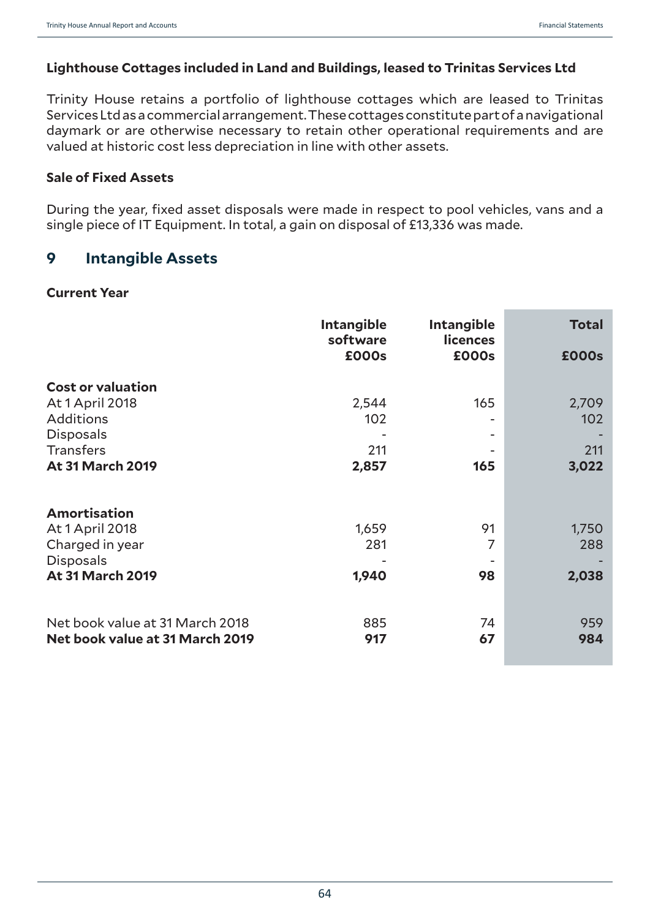**Lighthouse Cottages included in Land and Buildings, leased to Trinitas Services Ltd**

Trinity House retains a portfolio of lighthouse cottages which are leased to Trinitas Services Ltd as a commercial arrangement. These cottages constitute part of a navigational daymark or are otherwise necessary to retain other operational requirements and are valued at historic cost less depreciation in line with other assets.

**Sale of Fixed Assets**

During the year, fixed asset disposals were made in respect to pool vehicles, vans and a single piece of IT Equipment. In total, a gain on disposal of £13,336 was made.

## 9 Intangible Assets

**Current Year**

| | Intangible software £000s | Intangible licences £000s | Total £000s |
|---|---|---|---|
| **Cost or valuation** | | | |
| At 1 April 2018 | 2,544 | 165 | 2,709 |
| Additions | 102 | - | 102 |
| Disposals | - | - | - |
| Transfers | 211 | - | 211 |
| **At 31 March 2019** | **2,857** | **165** | **3,022** |
| | | | |
| **Amortisation** | | | |
| At 1 April 2018 | 1,659 | 91 | 1,750 |
| Charged in year | 281 | 7 | 288 |
| Disposals | - | - | - |
| **At 31 March 2019** | **1,940** | **98** | **2,038** |
| | | | |
| Net book value at 31 March 2018 | 885 | 74 | 959 |
| **Net book value at 31 March 2019** | **917** | **67** | **984** |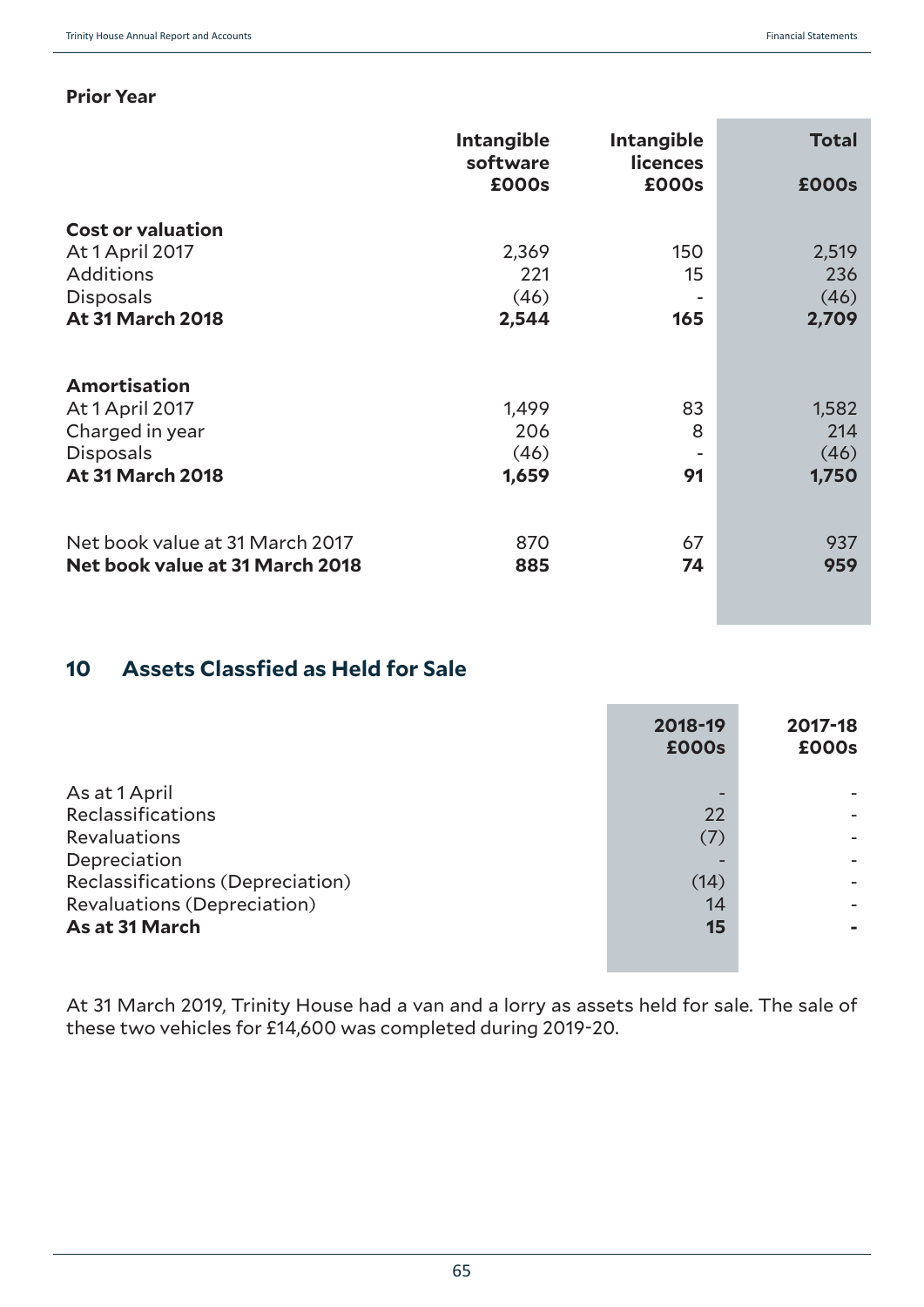**Prior Year**

| | Intangible software £000s | Intangible licences £000s | Total £000s |
|---|---|---|---|
| **Cost or valuation** | | | |
| At 1 April 2017 | 2,369 | 150 | 2,519 |
| Additions | 221 | 15 | 236 |
| Disposals | (46) | - | (46) |
| **At 31 March 2018** | **2,544** | **165** | **2,709** |
| | | | |
| **Amortisation** | | | |
| At 1 April 2017 | 1,499 | 83 | 1,582 |
| Charged in year | 206 | 8 | 214 |
| Disposals | (46) | - | (46) |
| **At 31 March 2018** | **1,659** | **91** | **1,750** |
| | | | |
| Net book value at 31 March 2017 | 870 | 67 | 937 |
| **Net book value at 31 March 2018** | **885** | **74** | **959** |

## 10 Assets Classfied as Held for Sale

| | 2018-19 £000s | 2017-18 £000s |
|---|---|---|
| As at 1 April | - | - |
| Reclassifications | 22 | - |
| Revaluations | (7) | - |
| Depreciation | - | - |
| Reclassifications (Depreciation) | (14) | - |
| Revaluations (Depreciation) | 14 | - |
| **As at 31 March** | **15** | **-** |

At 31 March 2019, Trinity House had a van and a lorry as assets held for sale. The sale of these two vehicles for £14,600 was completed during 2019-20.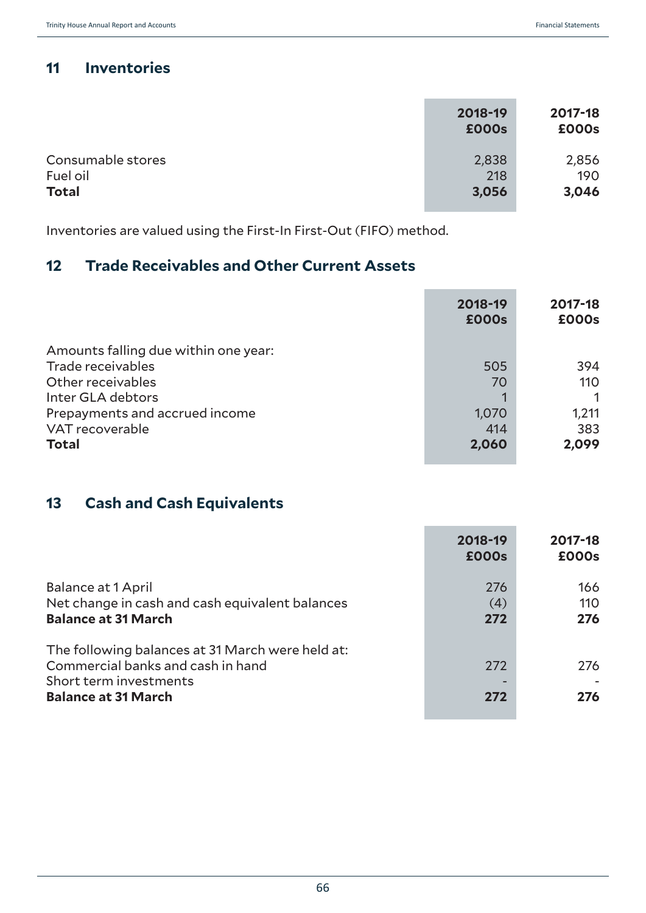## 11 Inventories

| | 2018-19 £000s | 2017-18 £000s |
|---|---|---|
| Consumable stores | 2,838 | 2,856 |
| Fuel oil | 218 | 190 |
| **Total** | **3,056** | **3,046** |

Inventories are valued using the First-In First-Out (FIFO) method.

## 12 Trade Receivables and Other Current Assets

| | 2018-19 £000s | 2017-18 £000s |
|---|---|---|
| Amounts falling due within one year: | | |
| Trade receivables | 505 | 394 |
| Other receivables | 70 | 110 |
| Inter GLA debtors | 1 | 1 |
| Prepayments and accrued income | 1,070 | 1,211 |
| VAT recoverable | 414 | 383 |
| **Total** | **2,060** | **2,099** |

## 13 Cash and Cash Equivalents

| | 2018-19 £000s | 2017-18 £000s |
|---|---|---|
| Balance at 1 April | 276 | 166 |
| Net change in cash and cash equivalent balances | (4) | 110 |
| **Balance at 31 March** | **272** | **276** |
| | | |
| The following balances at 31 March were held at: | | |
| Commercial banks and cash in hand | 272 | 276 |
| Short term investments | - | - |
| **Balance at 31 March** | **272** | **276** |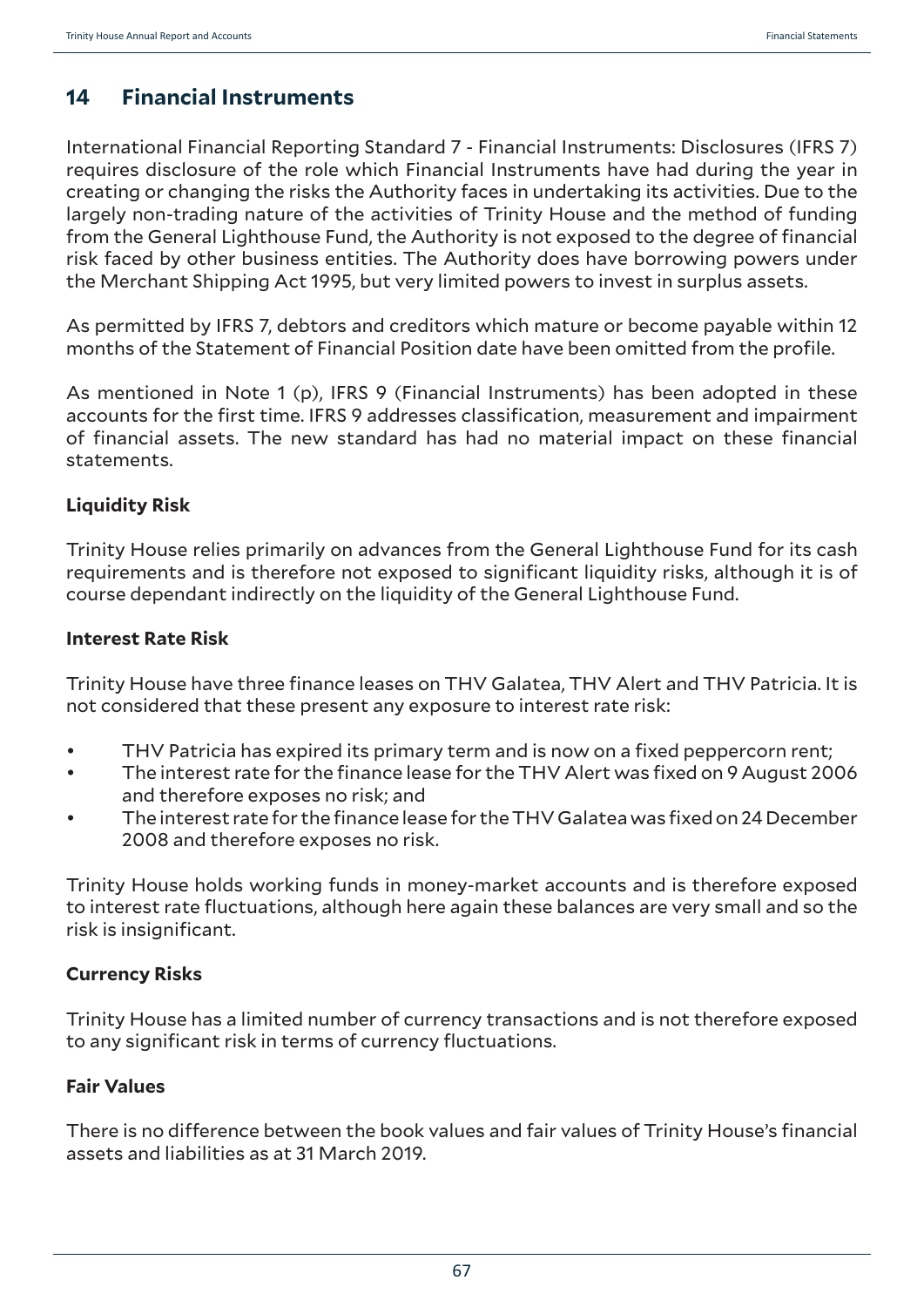## 14 Financial Instruments

International Financial Reporting Standard 7 - Financial Instruments: Disclosures (IFRS 7) requires disclosure of the role which Financial Instruments have had during the year in creating or changing the risks the Authority faces in undertaking its activities. Due to the largely non-trading nature of the activities of Trinity House and the method of funding from the General Lighthouse Fund, the Authority is not exposed to the degree of financial risk faced by other business entities. The Authority does have borrowing powers under the Merchant Shipping Act 1995, but very limited powers to invest in surplus assets.

As permitted by IFRS 7, debtors and creditors which mature or become payable within 12 months of the Statement of Financial Position date have been omitted from the profile.

As mentioned in Note 1 (p), IFRS 9 (Financial Instruments) has been adopted in these accounts for the first time. IFRS 9 addresses classification, measurement and impairment of financial assets. The new standard has had no material impact on these financial statements.

**Liquidity Risk**

Trinity House relies primarily on advances from the General Lighthouse Fund for its cash requirements and is therefore not exposed to significant liquidity risks, although it is of course dependant indirectly on the liquidity of the General Lighthouse Fund.

**Interest Rate Risk**

Trinity House have three finance leases on THV Galatea, THV Alert and THV Patricia. It is not considered that these present any exposure to interest rate risk:

- THV Patricia has expired its primary term and is now on a fixed peppercorn rent;
- The interest rate for the finance lease for the THV Alert was fixed on 9 August 2006 and therefore exposes no risk; and
- The interest rate for the finance lease for the THV Galatea was fixed on 24 December 2008 and therefore exposes no risk.

Trinity House holds working funds in money-market accounts and is therefore exposed to interest rate fluctuations, although here again these balances are very small and so the risk is insignificant.

**Currency Risks**

Trinity House has a limited number of currency transactions and is not therefore exposed to any significant risk in terms of currency fluctuations.

**Fair Values**

There is no difference between the book values and fair values of Trinity House's financial assets and liabilities as at 31 March 2019.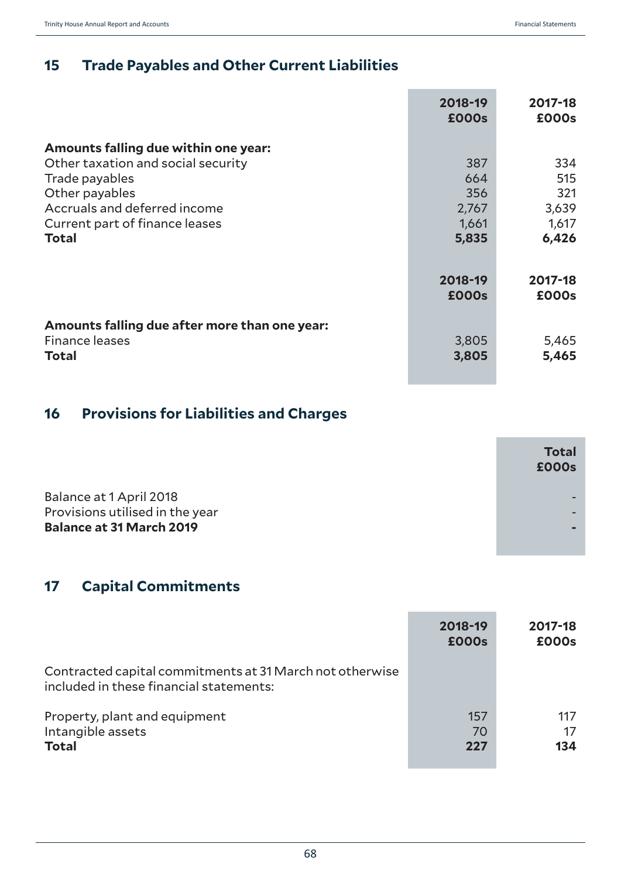## 15 Trade Payables and Other Current Liabilities

| | 2018-19 £000s | 2017-18 £000s |
|---|---|---|
| **Amounts falling due within one year:** | | |
| Other taxation and social security | 387 | 334 |
| Trade payables | 664 | 515 |
| Other payables | 356 | 321 |
| Accruals and deferred income | 2,767 | 3,639 |
| Current part of finance leases | 1,661 | 1,617 |
| **Total** | **5,835** | **6,426** |

| | 2018-19 £000s | 2017-18 £000s |
|---|---|---|
| **Amounts falling due after more than one year:** | | |
| Finance leases | 3,805 | 5,465 |
| **Total** | **3,805** | **5,465** |

## 16 Provisions for Liabilities and Charges

| | Total £000s |
|---|---|
| Balance at 1 April 2018 | - |
| Provisions utilised in the year | - |
| **Balance at 31 March 2019** | **-** |

## 17 Capital Commitments

| | 2018-19 £000s | 2017-18 £000s |
|---|---|---|
| Contracted capital commitments at 31 March not otherwise included in these financial statements: | | |
| Property, plant and equipment | 157 | 117 |
| Intangible assets | 70 | 17 |
| **Total** | **227** | **134** |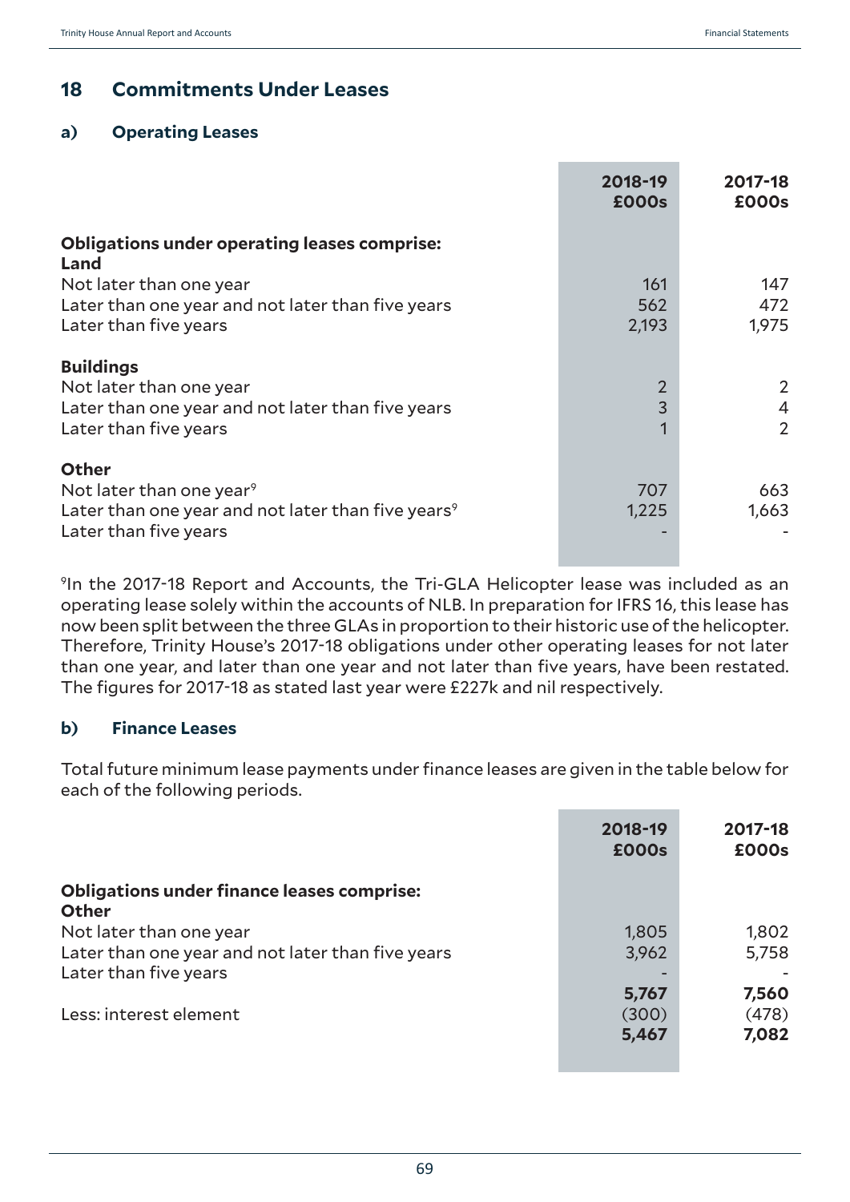## 18 Commitments Under Leases

### a) Operating Leases

| | 2018-19 £000s | 2017-18 £000s |
|---|---|---|
| **Obligations under operating leases comprise:** | | |
| **Land** | | |
| Not later than one year | 161 | 147 |
| Later than one year and not later than five years | 562 | 472 |
| Later than five years | 2,193 | 1,975 |
| **Buildings** | | |
| Not later than one year | 2 | 2 |
| Later than one year and not later than five years | 3 | 4 |
| Later than five years | 1 | 2 |
| **Other** | | |
| Not later than one year[9] | 707 | 663 |
| Later than one year and not later than five years[9] | 1,225 | 1,663 |
| Later than five years | - | - |

[9]In the 2017-18 Report and Accounts, the Tri-GLA Helicopter lease was included as an operating lease solely within the accounts of NLB. In preparation for IFRS 16, this lease has now been split between the three GLAs in proportion to their historic use of the helicopter. Therefore, Trinity House's 2017-18 obligations under other operating leases for not later than one year, and later than one year and not later than five years, have been restated. The figures for 2017-18 as stated last year were £227k and nil respectively.

### b) Finance Leases

Total future minimum lease payments under finance leases are given in the table below for each of the following periods.

| | 2018-19 £000s | 2017-18 £000s |
|---|---|---|
| **Obligations under finance leases comprise:** | | |
| **Other** | | |
| Not later than one year | 1,805 | 1,802 |
| Later than one year and not later than five years | 3,962 | 5,758 |
| Later than five years | - | - |
| | **5,767** | **7,560** |
| Less: interest element | (300) | (478) |
| | **5,467** | **7,082** |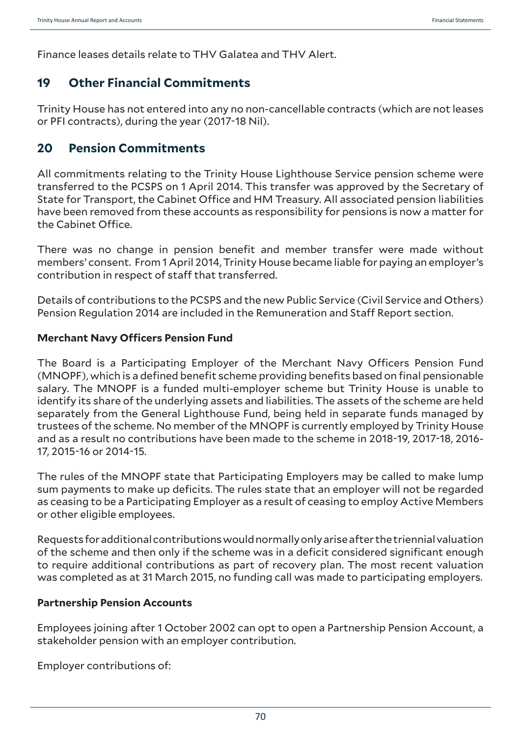Finance leases details relate to THV Galatea and THV Alert.

## 19 Other Financial Commitments

Trinity House has not entered into any no non-cancellable contracts (which are not leases or PFI contracts), during the year (2017-18 Nil).

## 20 Pension Commitments

All commitments relating to the Trinity House Lighthouse Service pension scheme were transferred to the PCSPS on 1 April 2014. This transfer was approved by the Secretary of State for Transport, the Cabinet Office and HM Treasury. All associated pension liabilities have been removed from these accounts as responsibility for pensions is now a matter for the Cabinet Office.

There was no change in pension benefit and member transfer were made without members' consent. From 1 April 2014, Trinity House became liable for paying an employer's contribution in respect of staff that transferred.

Details of contributions to the PCSPS and the new Public Service (Civil Service and Others) Pension Regulation 2014 are included in the Remuneration and Staff Report section.

### Merchant Navy Officers Pension Fund

The Board is a Participating Employer of the Merchant Navy Officers Pension Fund (MNOPF), which is a defined benefit scheme providing benefits based on final pensionable salary. The MNOPF is a funded multi-employer scheme but Trinity House is unable to identify its share of the underlying assets and liabilities. The assets of the scheme are held separately from the General Lighthouse Fund, being held in separate funds managed by trustees of the scheme. No member of the MNOPF is currently employed by Trinity House and as a result no contributions have been made to the scheme in 2018-19, 2017-18, 2016-17, 2015-16 or 2014-15.

The rules of the MNOPF state that Participating Employers may be called to make lump sum payments to make up deficits. The rules state that an employer will not be regarded as ceasing to be a Participating Employer as a result of ceasing to employ Active Members or other eligible employees.

Requests for additional contributions would normally only arise after the triennial valuation of the scheme and then only if the scheme was in a deficit considered significant enough to require additional contributions as part of recovery plan. The most recent valuation was completed as at 31 March 2015, no funding call was made to participating employers.

### Partnership Pension Accounts

Employees joining after 1 October 2002 can opt to open a Partnership Pension Account, a stakeholder pension with an employer contribution.

Employer contributions of: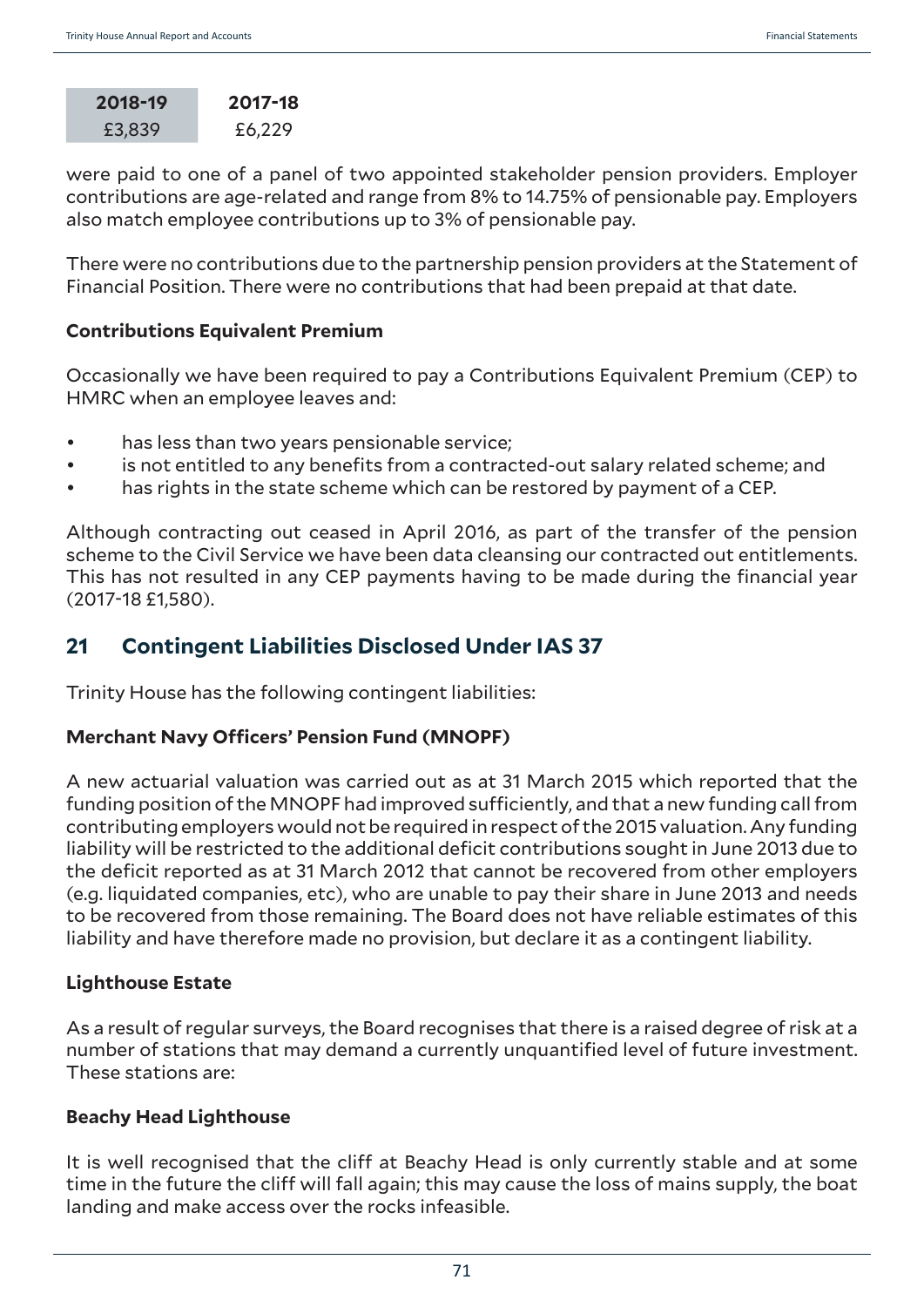| 2018-19 | 2017-18 |
|---|---|
| £3,839 | £6,229 |

were paid to one of a panel of two appointed stakeholder pension providers. Employer contributions are age-related and range from 8% to 14.75% of pensionable pay. Employers also match employee contributions up to 3% of pensionable pay.

There were no contributions due to the partnership pension providers at the Statement of Financial Position. There were no contributions that had been prepaid at that date.

**Contributions Equivalent Premium**

Occasionally we have been required to pay a Contributions Equivalent Premium (CEP) to HMRC when an employee leaves and:

- has less than two years pensionable service;
- is not entitled to any benefits from a contracted-out salary related scheme; and
- has rights in the state scheme which can be restored by payment of a CEP.

Although contracting out ceased in April 2016, as part of the transfer of the pension scheme to the Civil Service we have been data cleansing our contracted out entitlements. This has not resulted in any CEP payments having to be made during the financial year (2017-18 £1,580).

## 21 Contingent Liabilities Disclosed Under IAS 37

Trinity House has the following contingent liabilities:

**Merchant Navy Officers' Pension Fund (MNOPF)**

A new actuarial valuation was carried out as at 31 March 2015 which reported that the funding position of the MNOPF had improved sufficiently, and that a new funding call from contributing employers would not be required in respect of the 2015 valuation. Any funding liability will be restricted to the additional deficit contributions sought in June 2013 due to the deficit reported as at 31 March 2012 that cannot be recovered from other employers (e.g. liquidated companies, etc), who are unable to pay their share in June 2013 and needs to be recovered from those remaining. The Board does not have reliable estimates of this liability and have therefore made no provision, but declare it as a contingent liability.

**Lighthouse Estate**

As a result of regular surveys, the Board recognises that there is a raised degree of risk at a number of stations that may demand a currently unquantified level of future investment. These stations are:

**Beachy Head Lighthouse**

It is well recognised that the cliff at Beachy Head is only currently stable and at some time in the future the cliff will fall again; this may cause the loss of mains supply, the boat landing and make access over the rocks infeasible.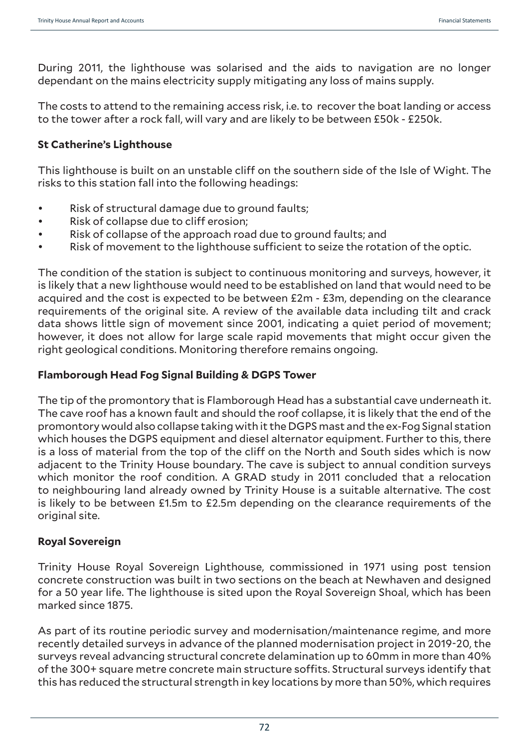During 2011, the lighthouse was solarised and the aids to navigation are no longer dependant on the mains electricity supply mitigating any loss of mains supply.

The costs to attend to the remaining access risk, i.e. to recover the boat landing or access to the tower after a rock fall, will vary and are likely to be between £50k - £250k.

**St Catherine's Lighthouse**

This lighthouse is built on an unstable cliff on the southern side of the Isle of Wight. The risks to this station fall into the following headings:

- Risk of structural damage due to ground faults;
- Risk of collapse due to cliff erosion;
- Risk of collapse of the approach road due to ground faults; and
- Risk of movement to the lighthouse sufficient to seize the rotation of the optic.

The condition of the station is subject to continuous monitoring and surveys, however, it is likely that a new lighthouse would need to be established on land that would need to be acquired and the cost is expected to be between £2m - £3m, depending on the clearance requirements of the original site. A review of the available data including tilt and crack data shows little sign of movement since 2001, indicating a quiet period of movement; however, it does not allow for large scale rapid movements that might occur given the right geological conditions. Monitoring therefore remains ongoing.

**Flamborough Head Fog Signal Building & DGPS Tower**

The tip of the promontory that is Flamborough Head has a substantial cave underneath it. The cave roof has a known fault and should the roof collapse, it is likely that the end of the promontory would also collapse taking with it the DGPS mast and the ex-Fog Signal station which houses the DGPS equipment and diesel alternator equipment. Further to this, there is a loss of material from the top of the cliff on the North and South sides which is now adjacent to the Trinity House boundary. The cave is subject to annual condition surveys which monitor the roof condition. A GRAD study in 2011 concluded that a relocation to neighbouring land already owned by Trinity House is a suitable alternative. The cost is likely to be between £1.5m to £2.5m depending on the clearance requirements of the original site.

**Royal Sovereign**

Trinity House Royal Sovereign Lighthouse, commissioned in 1971 using post tension concrete construction was built in two sections on the beach at Newhaven and designed for a 50 year life. The lighthouse is sited upon the Royal Sovereign Shoal, which has been marked since 1875.

As part of its routine periodic survey and modernisation/maintenance regime, and more recently detailed surveys in advance of the planned modernisation project in 2019-20, the surveys reveal advancing structural concrete delamination up to 60mm in more than 40% of the 300+ square metre concrete main structure soffits. Structural surveys identify that this has reduced the structural strength in key locations by more than 50%, which requires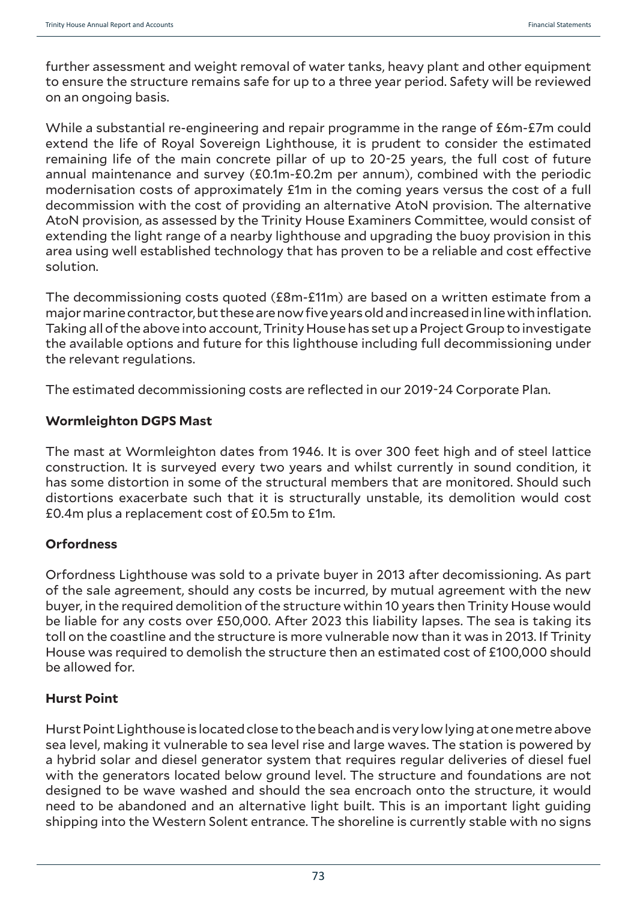further assessment and weight removal of water tanks, heavy plant and other equipment to ensure the structure remains safe for up to a three year period. Safety will be reviewed on an ongoing basis.

While a substantial re-engineering and repair programme in the range of £6m-£7m could extend the life of Royal Sovereign Lighthouse, it is prudent to consider the estimated remaining life of the main concrete pillar of up to 20-25 years, the full cost of future annual maintenance and survey (£0.1m-£0.2m per annum), combined with the periodic modernisation costs of approximately £1m in the coming years versus the cost of a full decommission with the cost of providing an alternative AtoN provision. The alternative AtoN provision, as assessed by the Trinity House Examiners Committee, would consist of extending the light range of a nearby lighthouse and upgrading the buoy provision in this area using well established technology that has proven to be a reliable and cost effective solution.

The decommissioning costs quoted (£8m-£11m) are based on a written estimate from a major marine contractor, but these are now five years old and increased in line with inflation. Taking all of the above into account, Trinity House has set up a Project Group to investigate the available options and future for this lighthouse including full decommissioning under the relevant regulations.

The estimated decommissioning costs are reflected in our 2019-24 Corporate Plan.

**Wormleighton DGPS Mast**

The mast at Wormleighton dates from 1946. It is over 300 feet high and of steel lattice construction. It is surveyed every two years and whilst currently in sound condition, it has some distortion in some of the structural members that are monitored. Should such distortions exacerbate such that it is structurally unstable, its demolition would cost £0.4m plus a replacement cost of £0.5m to £1m.

**Orfordness**

Orfordness Lighthouse was sold to a private buyer in 2013 after decomissioning. As part of the sale agreement, should any costs be incurred, by mutual agreement with the new buyer, in the required demolition of the structure within 10 years then Trinity House would be liable for any costs over £50,000. After 2023 this liability lapses. The sea is taking its toll on the coastline and the structure is more vulnerable now than it was in 2013. If Trinity House was required to demolish the structure then an estimated cost of £100,000 should be allowed for.

**Hurst Point**

Hurst Point Lighthouse is located close to the beach and is very low lying at one metre above sea level, making it vulnerable to sea level rise and large waves. The station is powered by a hybrid solar and diesel generator system that requires regular deliveries of diesel fuel with the generators located below ground level. The structure and foundations are not designed to be wave washed and should the sea encroach onto the structure, it would need to be abandoned and an alternative light built. This is an important light guiding shipping into the Western Solent entrance. The shoreline is currently stable with no signs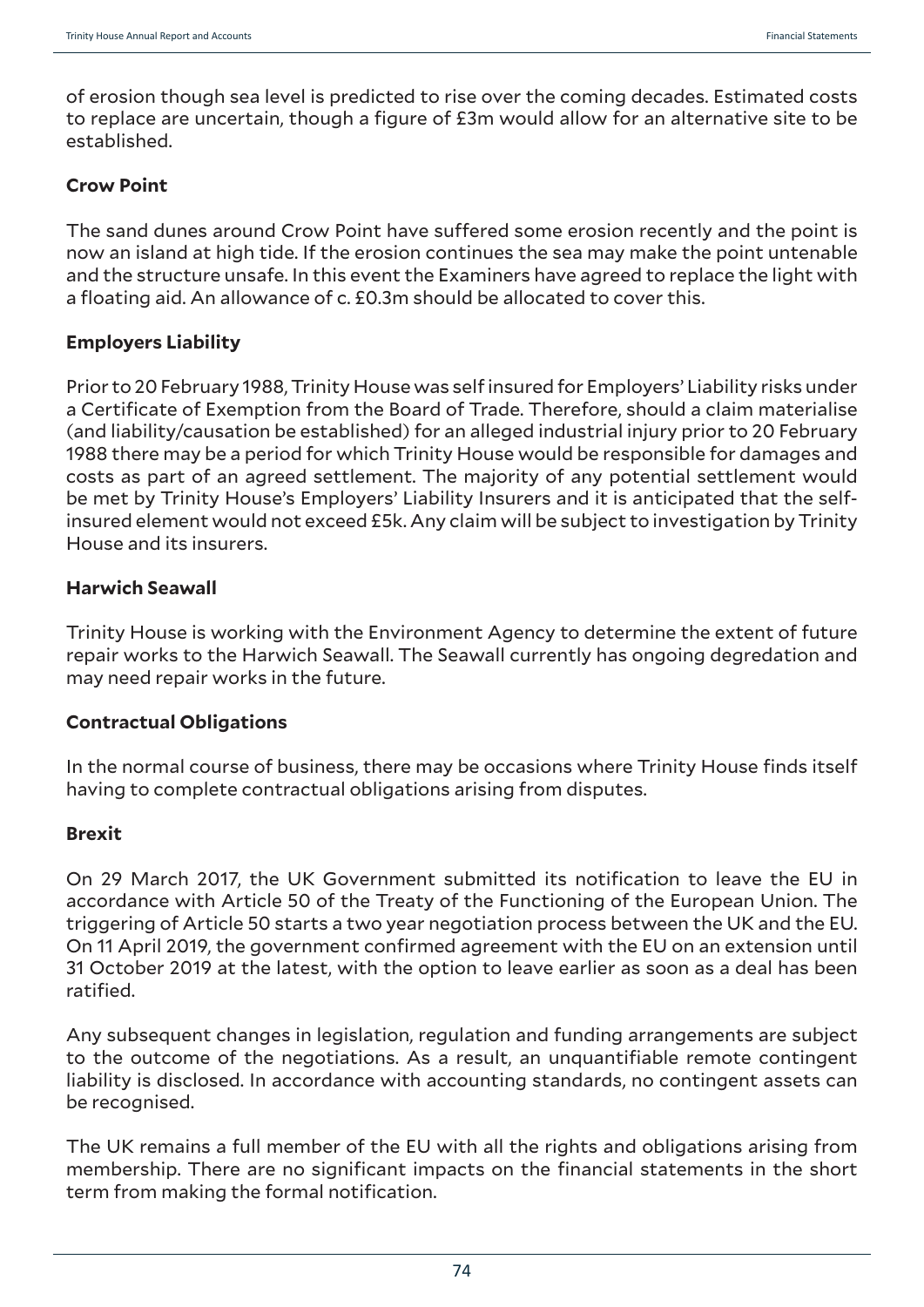of erosion though sea level is predicted to rise over the coming decades. Estimated costs to replace are uncertain, though a figure of £3m would allow for an alternative site to be established.

**Crow Point**

The sand dunes around Crow Point have suffered some erosion recently and the point is now an island at high tide. If the erosion continues the sea may make the point untenable and the structure unsafe. In this event the Examiners have agreed to replace the light with a floating aid. An allowance of c. £0.3m should be allocated to cover this.

**Employers Liability**

Prior to 20 February 1988, Trinity House was self insured for Employers' Liability risks under a Certificate of Exemption from the Board of Trade. Therefore, should a claim materialise (and liability/causation be established) for an alleged industrial injury prior to 20 February 1988 there may be a period for which Trinity House would be responsible for damages and costs as part of an agreed settlement. The majority of any potential settlement would be met by Trinity House's Employers' Liability Insurers and it is anticipated that the self-insured element would not exceed £5k. Any claim will be subject to investigation by Trinity House and its insurers.

**Harwich Seawall**

Trinity House is working with the Environment Agency to determine the extent of future repair works to the Harwich Seawall. The Seawall currently has ongoing degredation and may need repair works in the future.

**Contractual Obligations**

In the normal course of business, there may be occasions where Trinity House finds itself having to complete contractual obligations arising from disputes.

**Brexit**

On 29 March 2017, the UK Government submitted its notification to leave the EU in accordance with Article 50 of the Treaty of the Functioning of the European Union. The triggering of Article 50 starts a two year negotiation process between the UK and the EU. On 11 April 2019, the government confirmed agreement with the EU on an extension until 31 October 2019 at the latest, with the option to leave earlier as soon as a deal has been ratified.

Any subsequent changes in legislation, regulation and funding arrangements are subject to the outcome of the negotiations. As a result, an unquantifiable remote contingent liability is disclosed. In accordance with accounting standards, no contingent assets can be recognised.

The UK remains a full member of the EU with all the rights and obligations arising from membership. There are no significant impacts on the financial statements in the short term from making the formal notification.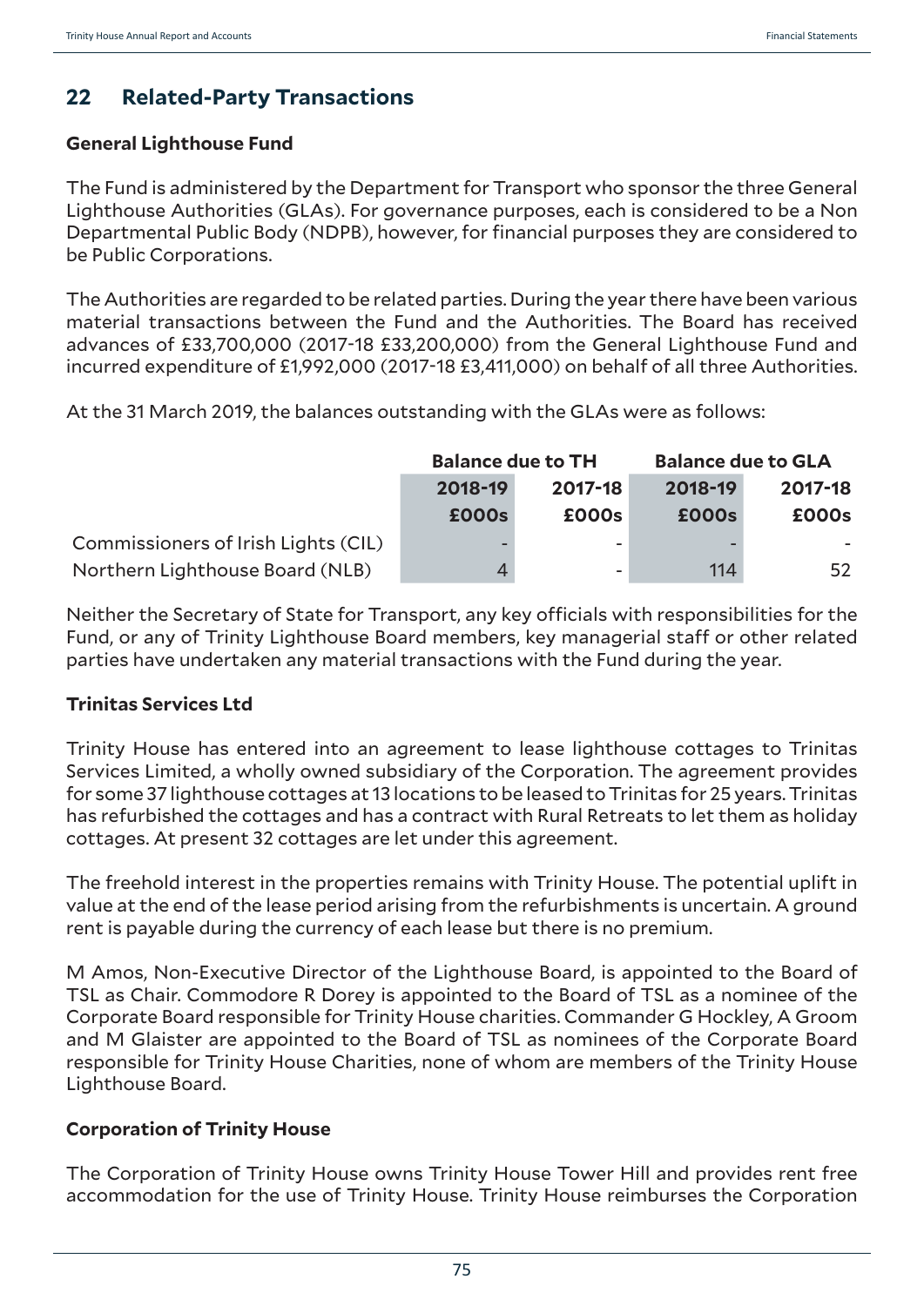## 22 Related-Party Transactions

### General Lighthouse Fund

The Fund is administered by the Department for Transport who sponsor the three General Lighthouse Authorities (GLAs). For governance purposes, each is considered to be a Non Departmental Public Body (NDPB), however, for financial purposes they are considered to be Public Corporations.

The Authorities are regarded to be related parties. During the year there have been various material transactions between the Fund and the Authorities. The Board has received advances of £33,700,000 (2017-18 £33,200,000) from the General Lighthouse Fund and incurred expenditure of £1,992,000 (2017-18 £3,411,000) on behalf of all three Authorities.

At the 31 March 2019, the balances outstanding with the GLAs were as follows:

| | Balance due to TH | | Balance due to GLA | |
|---|---|---|---|---|
| | 2018-19 | 2017-18 | 2018-19 | 2017-18 |
| | £000s | £000s | £000s | £000s |
| Commissioners of Irish Lights (CIL) | - | - | - | - |
| Northern Lighthouse Board (NLB) | 4 | - | 114 | 52 |

Neither the Secretary of State for Transport, any key officials with responsibilities for the Fund, or any of Trinity Lighthouse Board members, key managerial staff or other related parties have undertaken any material transactions with the Fund during the year.

### Trinitas Services Ltd

Trinity House has entered into an agreement to lease lighthouse cottages to Trinitas Services Limited, a wholly owned subsidiary of the Corporation. The agreement provides for some 37 lighthouse cottages at 13 locations to be leased to Trinitas for 25 years. Trinitas has refurbished the cottages and has a contract with Rural Retreats to let them as holiday cottages. At present 32 cottages are let under this agreement.

The freehold interest in the properties remains with Trinity House. The potential uplift in value at the end of the lease period arising from the refurbishments is uncertain. A ground rent is payable during the currency of each lease but there is no premium.

M Amos, Non-Executive Director of the Lighthouse Board, is appointed to the Board of TSL as Chair. Commodore R Dorey is appointed to the Board of TSL as a nominee of the Corporate Board responsible for Trinity House charities. Commander G Hockley, A Groom and M Glaister are appointed to the Board of TSL as nominees of the Corporate Board responsible for Trinity House Charities, none of whom are members of the Trinity House Lighthouse Board.

### Corporation of Trinity House

The Corporation of Trinity House owns Trinity House Tower Hill and provides rent free accommodation for the use of Trinity House. Trinity House reimburses the Corporation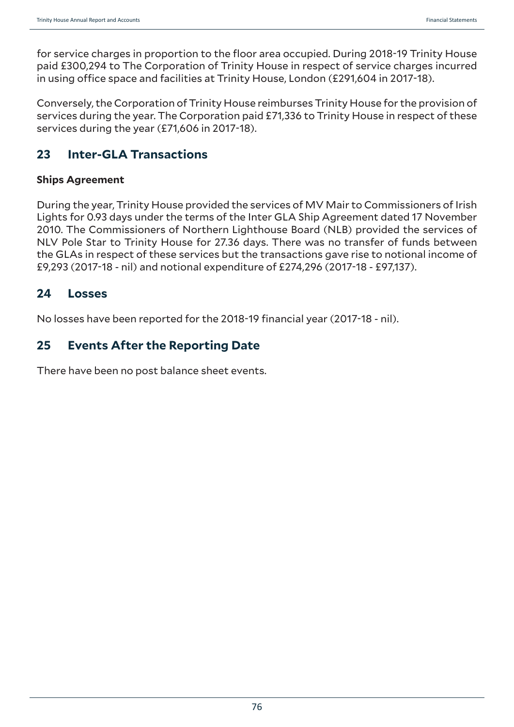for service charges in proportion to the floor area occupied. During 2018-19 Trinity House paid £300,294 to The Corporation of Trinity House in respect of service charges incurred in using office space and facilities at Trinity House, London (£291,604 in 2017-18).

Conversely, the Corporation of Trinity House reimburses Trinity House for the provision of services during the year. The Corporation paid £71,336 to Trinity House in respect of these services during the year (£71,606 in 2017-18).

## 23 Inter-GLA Transactions

### Ships Agreement

During the year, Trinity House provided the services of MV Mair to Commissioners of Irish Lights for 0.93 days under the terms of the Inter GLA Ship Agreement dated 17 November 2010. The Commissioners of Northern Lighthouse Board (NLB) provided the services of NLV Pole Star to Trinity House for 27.36 days. There was no transfer of funds between the GLAs in respect of these services but the transactions gave rise to notional income of £9,293 (2017-18 - nil) and notional expenditure of £274,296 (2017-18 - £97,137).

## 24 Losses

No losses have been reported for the 2018-19 financial year (2017-18 - nil).

## 25 Events After the Reporting Date

There have been no post balance sheet events.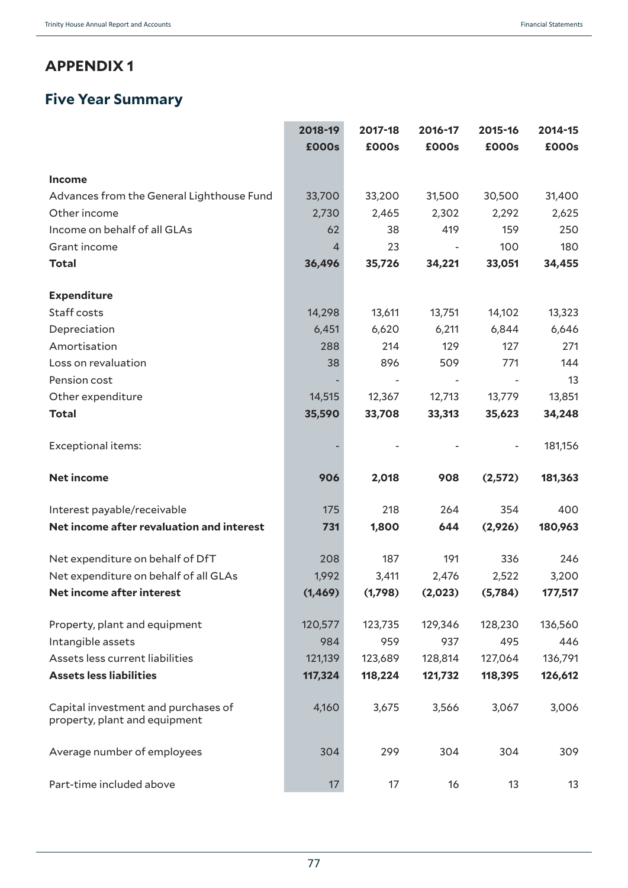## APPENDIX 1

## Five Year Summary

| | 2018-19<br>£000s | 2017-18<br>£000s | 2016-17<br>£000s | 2015-16<br>£000s | 2014-15<br>£000s |
|---|---|---|---|---|---|
| **Income** | | | | | |
| Advances from the General Lighthouse Fund | 33,700 | 33,200 | 31,500 | 30,500 | 31,400 |
| Other income | 2,730 | 2,465 | 2,302 | 2,292 | 2,625 |
| Income on behalf of all GLAs | 62 | 38 | 419 | 159 | 250 |
| Grant income | 4 | 23 | - | 100 | 180 |
| **Total** | **36,496** | **35,726** | **34,221** | **33,051** | **34,455** |
| **Expenditure** | | | | | |
| Staff costs | 14,298 | 13,611 | 13,751 | 14,102 | 13,323 |
| Depreciation | 6,451 | 6,620 | 6,211 | 6,844 | 6,646 |
| Amortisation | 288 | 214 | 129 | 127 | 271 |
| Loss on revaluation | 38 | 896 | 509 | 771 | 144 |
| Pension cost | - | - | - | - | 13 |
| Other expenditure | 14,515 | 12,367 | 12,713 | 13,779 | 13,851 |
| **Total** | **35,590** | **33,708** | **33,313** | **35,623** | **34,248** |
| Exceptional items: | - | - | - | - | 181,156 |
| **Net income** | **906** | **2,018** | **908** | **(2,572)** | **181,363** |
| Interest payable/receivable | 175 | 218 | 264 | 354 | 400 |
| **Net income after revaluation and interest** | **731** | **1,800** | **644** | **(2,926)** | **180,963** |
| Net expenditure on behalf of DfT | 208 | 187 | 191 | 336 | 246 |
| Net expenditure on behalf of all GLAs | 1,992 | 3,411 | 2,476 | 2,522 | 3,200 |
| **Net income after interest** | **(1,469)** | **(1,798)** | **(2,023)** | **(5,784)** | **177,517** |
| Property, plant and equipment | 120,577 | 123,735 | 129,346 | 128,230 | 136,560 |
| Intangible assets | 984 | 959 | 937 | 495 | 446 |
| Assets less current liabilities | 121,139 | 123,689 | 128,814 | 127,064 | 136,791 |
| **Assets less liabilities** | **117,324** | **118,224** | **121,732** | **118,395** | **126,612** |
| Capital investment and purchases of property, plant and equipment | 4,160 | 3,675 | 3,566 | 3,067 | 3,006 |
| Average number of employees | 304 | 299 | 304 | 304 | 309 |
| Part-time included above | 17 | 17 | 16 | 13 | 13 |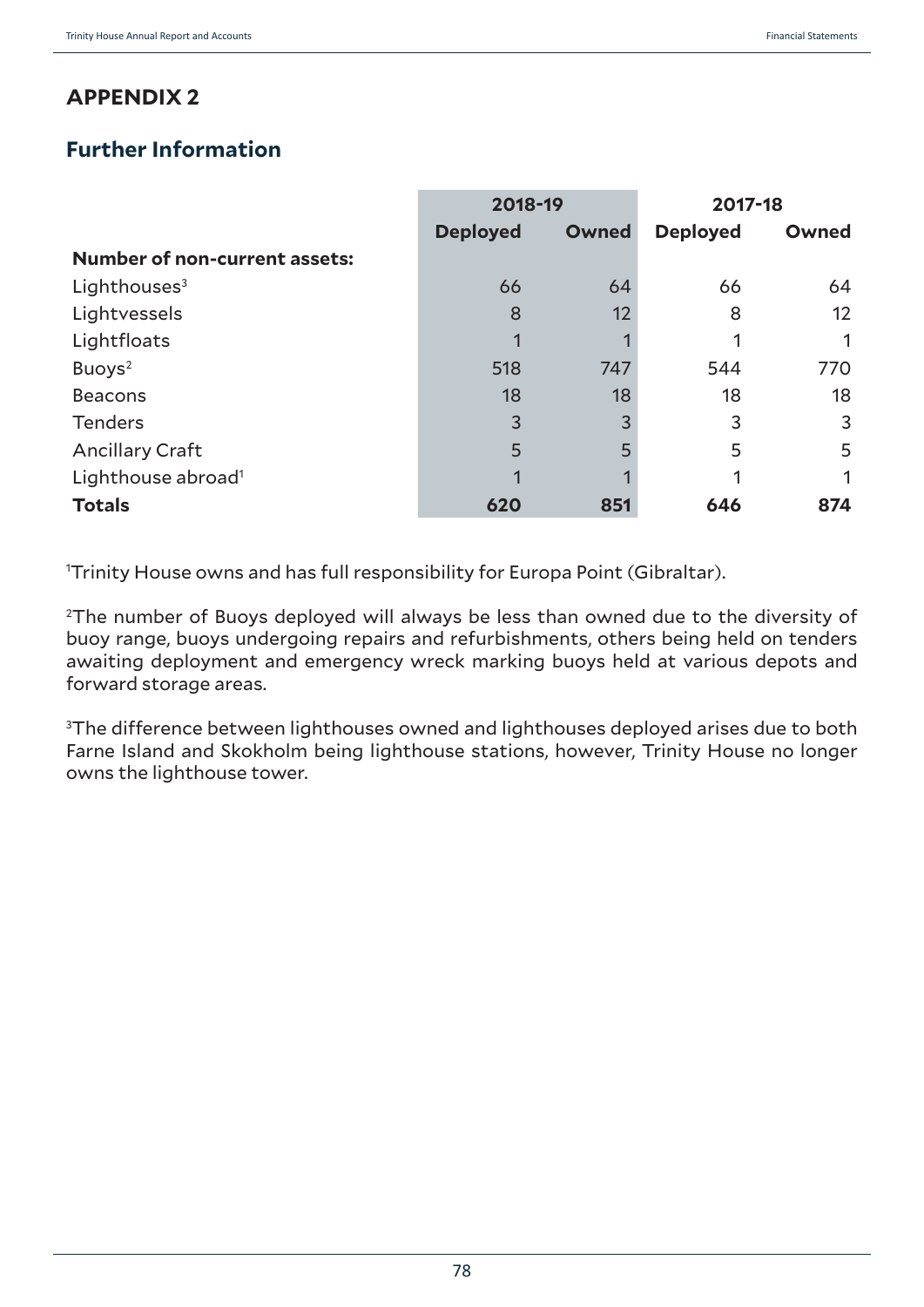# APPENDIX 2

## Further Information

| | 2018-19 | | 2017-18 | |
|---|---|---|---|---|
| | **Deployed** | **Owned** | **Deployed** | **Owned** |
| **Number of non-current assets:** | | | | |
| Lighthouses[3] | 66 | 64 | 66 | 64 |
| Lightvessels | 8 | 12 | 8 | 12 |
| Lightfloats | 1 | 1 | 1 | 1 |
| Buoys[2] | 518 | 747 | 544 | 770 |
| Beacons | 18 | 18 | 18 | 18 |
| Tenders | 3 | 3 | 3 | 3 |
| Ancillary Craft | 5 | 5 | 5 | 5 |
| Lighthouse abroad[1] | 1 | 1 | 1 | 1 |
| **Totals** | **620** | **851** | **646** | **874** |

[1]Trinity House owns and has full responsibility for Europa Point (Gibraltar).

[2]The number of Buoys deployed will always be less than owned due to the diversity of buoy range, buoys undergoing repairs and refurbishments, others being held on tenders awaiting deployment and emergency wreck marking buoys held at various depots and forward storage areas.

[3]The difference between lighthouses owned and lighthouses deployed arises due to both Farne Island and Skokholm being lighthouse stations, however, Trinity House no longer owns the lighthouse tower.